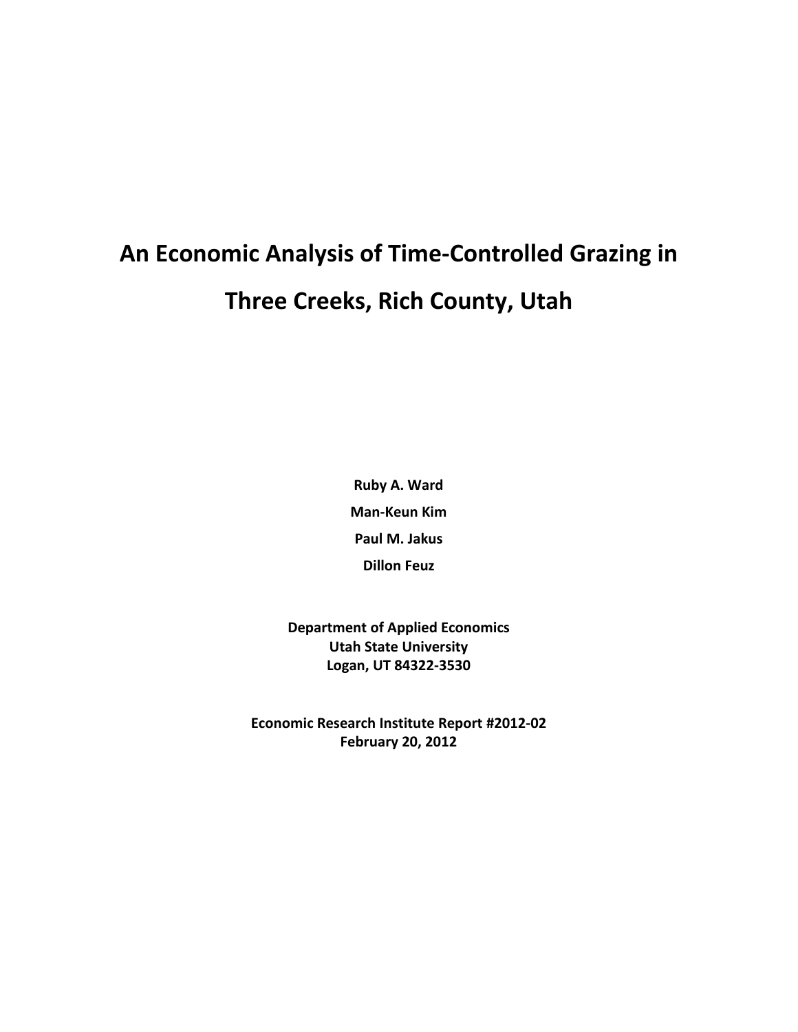# An Economic Analysis of Time-Controlled Grazing in Three Creeks, Rich County, Utah

**Ruby A. Ward**

**Man-Keun Kim**

**Paul M. Jakus**

**Dillon Feuz**

**Department of Applied Economics**
**Utah State University**
**Logan, UT 84322-3530**

**Economic Research Institute Report #2012-02**
**February 20, 2012**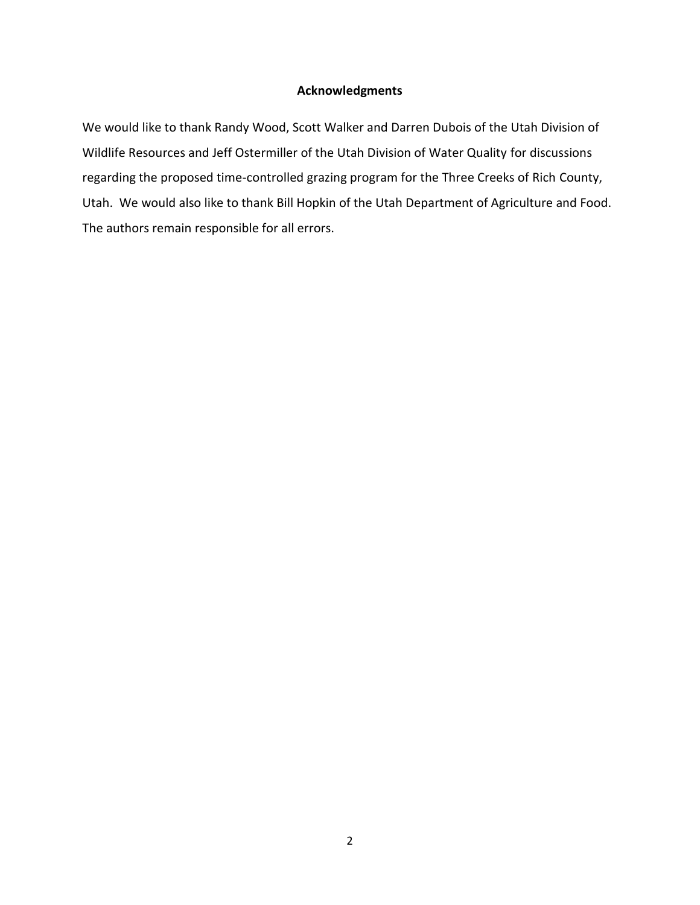## Acknowledgments

We would like to thank Randy Wood, Scott Walker and Darren Dubois of the Utah Division of Wildlife Resources and Jeff Ostermiller of the Utah Division of Water Quality for discussions regarding the proposed time-controlled grazing program for the Three Creeks of Rich County, Utah. We would also like to thank Bill Hopkin of the Utah Department of Agriculture and Food. The authors remain responsible for all errors.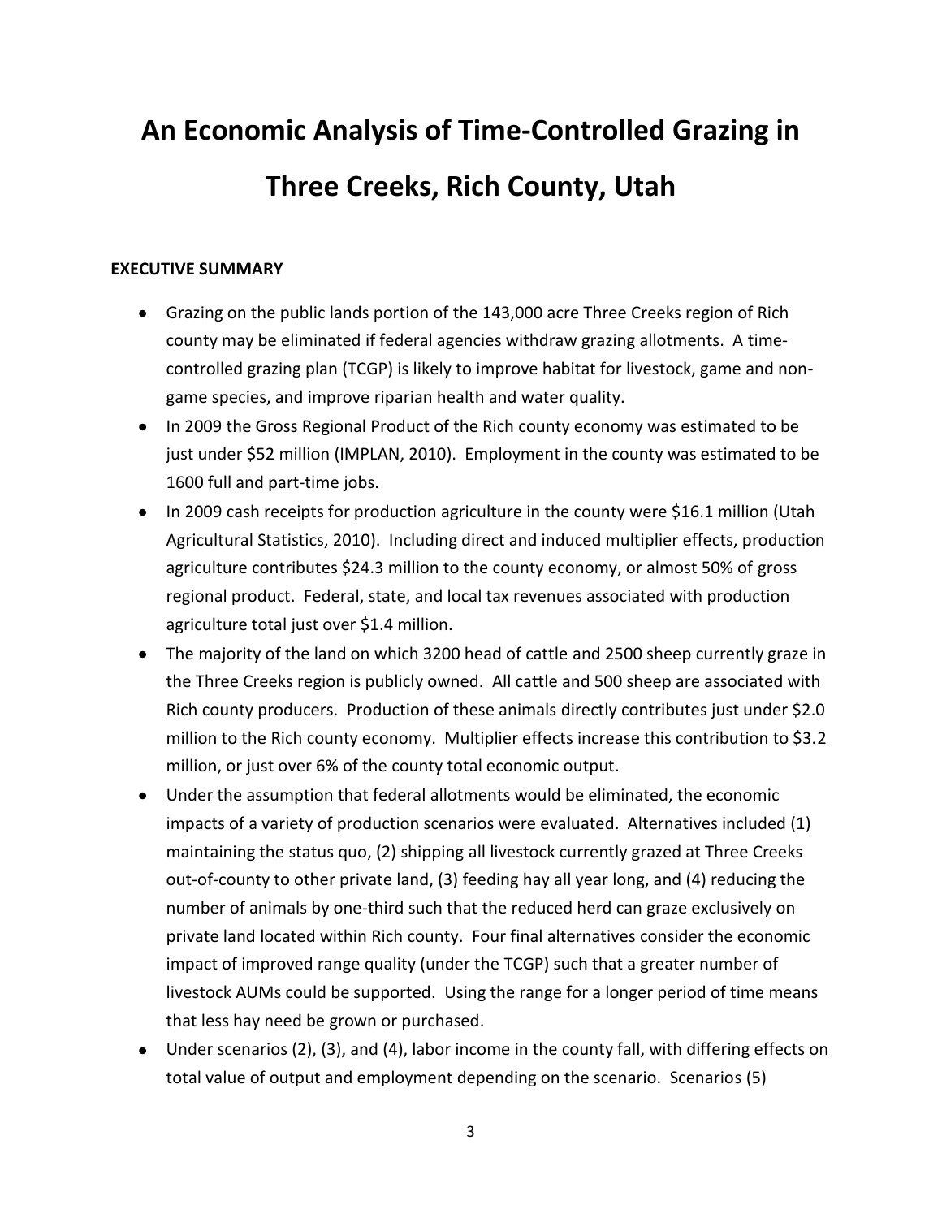# An Economic Analysis of Time-Controlled Grazing in Three Creeks, Rich County, Utah

**EXECUTIVE SUMMARY**

- Grazing on the public lands portion of the 143,000 acre Three Creeks region of Rich county may be eliminated if federal agencies withdraw grazing allotments. A time-controlled grazing plan (TCGP) is likely to improve habitat for livestock, game and non-game species, and improve riparian health and water quality.
- In 2009 the Gross Regional Product of the Rich county economy was estimated to be just under $52 million (IMPLAN, 2010). Employment in the county was estimated to be 1600 full and part-time jobs.
- In 2009 cash receipts for production agriculture in the county were $16.1 million (Utah Agricultural Statistics, 2010). Including direct and induced multiplier effects, production agriculture contributes $24.3 million to the county economy, or almost 50% of gross regional product. Federal, state, and local tax revenues associated with production agriculture total just over $1.4 million.
- The majority of the land on which 3200 head of cattle and 2500 sheep currently graze in the Three Creeks region is publicly owned. All cattle and 500 sheep are associated with Rich county producers. Production of these animals directly contributes just under $2.0 million to the Rich county economy. Multiplier effects increase this contribution to $3.2 million, or just over 6% of the county total economic output.
- Under the assumption that federal allotments would be eliminated, the economic impacts of a variety of production scenarios were evaluated. Alternatives included (1) maintaining the status quo, (2) shipping all livestock currently grazed at Three Creeks out-of-county to other private land, (3) feeding hay all year long, and (4) reducing the number of animals by one-third such that the reduced herd can graze exclusively on private land located within Rich county. Four final alternatives consider the economic impact of improved range quality (under the TCGP) such that a greater number of livestock AUMs could be supported. Using the range for a longer period of time means that less hay need be grown or purchased.
- Under scenarios (2), (3), and (4), labor income in the county fall, with differing effects on total value of output and employment depending on the scenario. Scenarios (5)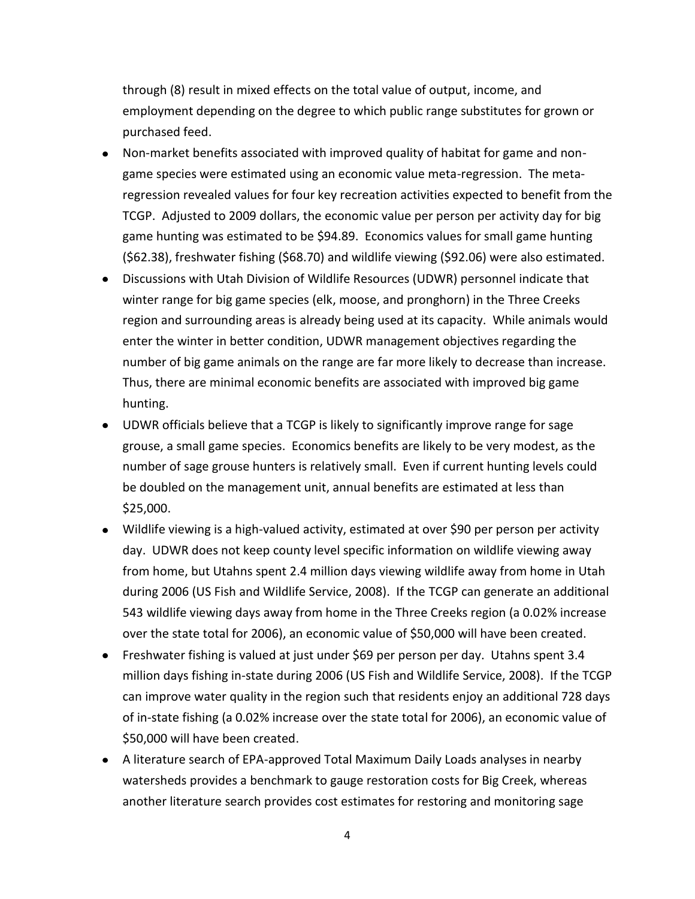through (8) result in mixed effects on the total value of output, income, and employment depending on the degree to which public range substitutes for grown or purchased feed.

- Non-market benefits associated with improved quality of habitat for game and non-game species were estimated using an economic value meta-regression. The meta-regression revealed values for four key recreation activities expected to benefit from the TCGP. Adjusted to 2009 dollars, the economic value per person per activity day for big game hunting was estimated to be $94.89. Economics values for small game hunting ($62.38), freshwater fishing ($68.70) and wildlife viewing ($92.06) were also estimated.
- Discussions with Utah Division of Wildlife Resources (UDWR) personnel indicate that winter range for big game species (elk, moose, and pronghorn) in the Three Creeks region and surrounding areas is already being used at its capacity. While animals would enter the winter in better condition, UDWR management objectives regarding the number of big game animals on the range are far more likely to decrease than increase. Thus, there are minimal economic benefits are associated with improved big game hunting.
- UDWR officials believe that a TCGP is likely to significantly improve range for sage grouse, a small game species. Economics benefits are likely to be very modest, as the number of sage grouse hunters is relatively small. Even if current hunting levels could be doubled on the management unit, annual benefits are estimated at less than $25,000.
- Wildlife viewing is a high-valued activity, estimated at over $90 per person per activity day. UDWR does not keep county level specific information on wildlife viewing away from home, but Utahns spent 2.4 million days viewing wildlife away from home in Utah during 2006 (US Fish and Wildlife Service, 2008). If the TCGP can generate an additional 543 wildlife viewing days away from home in the Three Creeks region (a 0.02% increase over the state total for 2006), an economic value of $50,000 will have been created.
- Freshwater fishing is valued at just under $69 per person per day. Utahns spent 3.4 million days fishing in-state during 2006 (US Fish and Wildlife Service, 2008). If the TCGP can improve water quality in the region such that residents enjoy an additional 728 days of in-state fishing (a 0.02% increase over the state total for 2006), an economic value of $50,000 will have been created.
- A literature search of EPA-approved Total Maximum Daily Loads analyses in nearby watersheds provides a benchmark to gauge restoration costs for Big Creek, whereas another literature search provides cost estimates for restoring and monitoring sage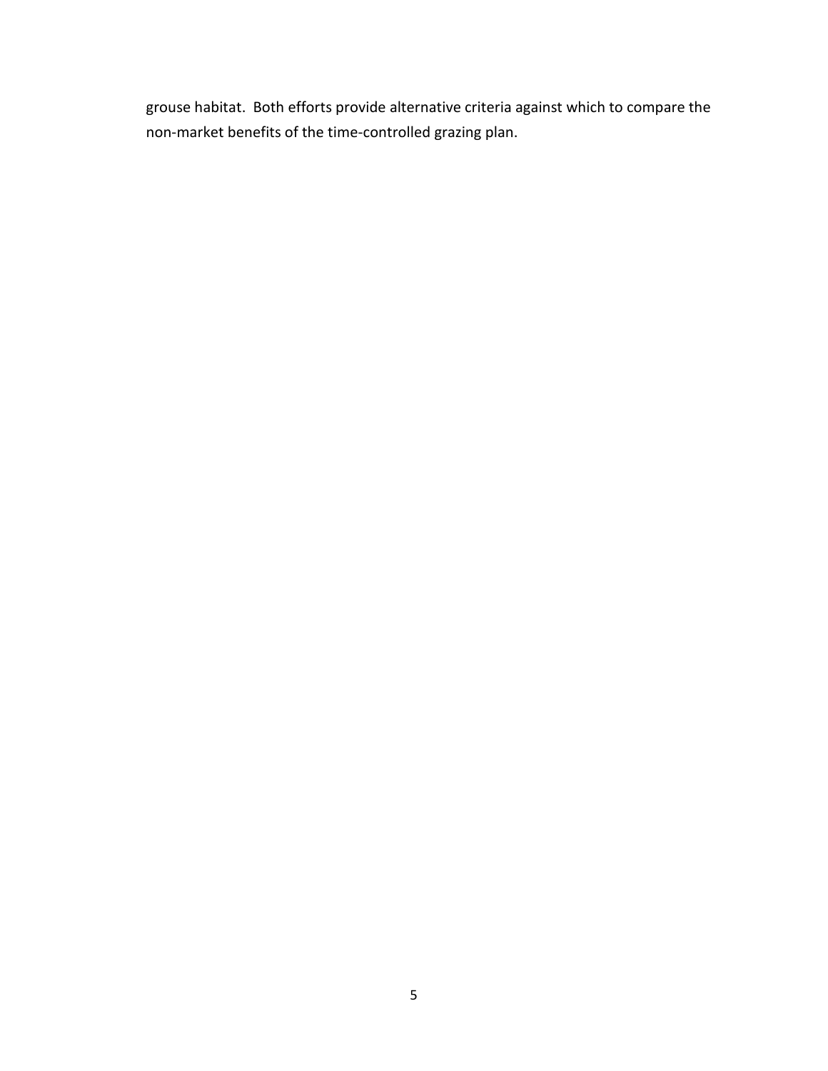grouse habitat. Both efforts provide alternative criteria against which to compare the non-market benefits of the time-controlled grazing plan.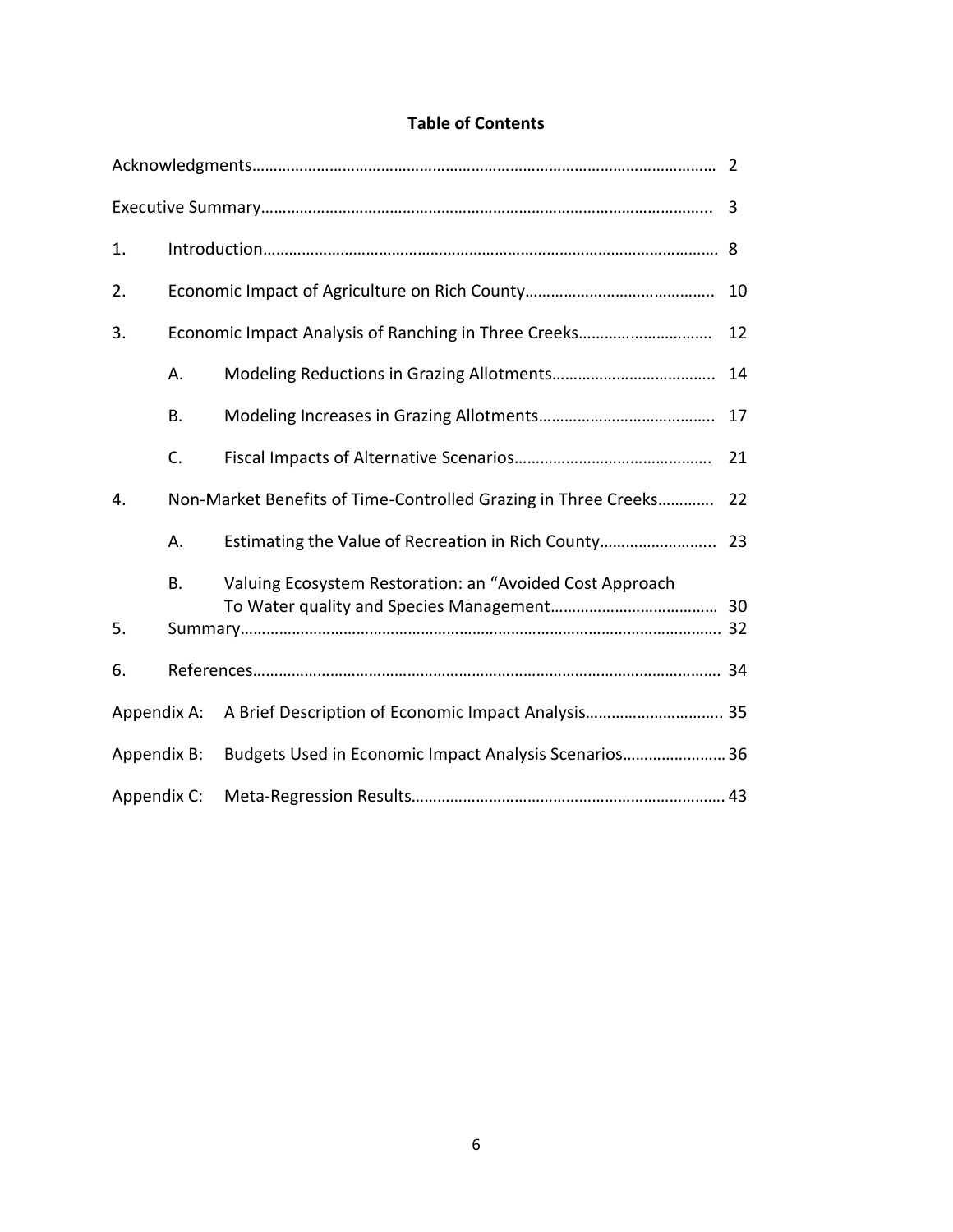**Table of Contents**

Acknowledgments……………………………………………………………………………………………… 2

Executive Summary…………………………………………………………………………………………. 3

1. Introduction………………………………………………………………………………………………… 8
2. Economic Impact of Agriculture on Rich County……………………………………. 10
3. Economic Impact Analysis of Ranching in Three Creeks………………………… 12
   - A. Modeling Reductions in Grazing Allotments……………………………….. 14
   - B. Modeling Increases in Grazing Allotments………………………………….. 17
   - C. Fiscal Impacts of Alternative Scenarios……………………………………… 21
4. Non-Market Benefits of Time-Controlled Grazing in Three Creeks…………. 22
   - A. Estimating the Value of Recreation in Rich County…………………….. 23
   - B. Valuing Ecosystem Restoration: an "Avoided Cost Approach To Water quality and Species Management………………………………… 30
5. Summary…………………………………………………………………………………………………. 32
6. References……………………………………………………………………………………………… 34

Appendix A: A Brief Description of Economic Impact Analysis………………………….. 35

Appendix B: Budgets Used in Economic Impact Analysis Scenarios…………………… 36

Appendix C: Meta-Regression Results………………………………………………………………. 43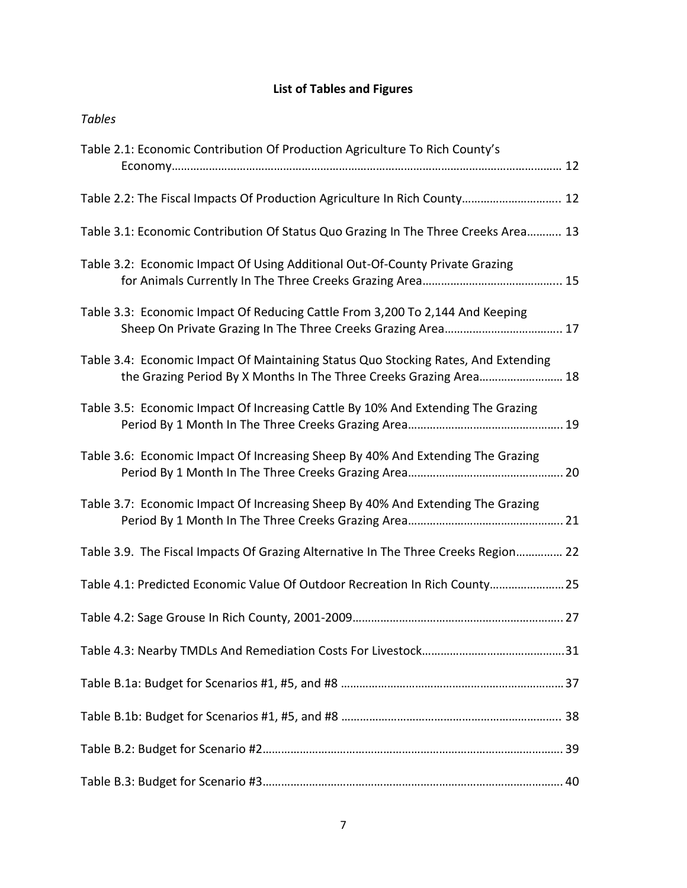## List of Tables and Figures

*Tables*

Table 2.1: Economic Contribution Of Production Agriculture To Rich County's Economy........................................................................................................................ 12

Table 2.2: The Fiscal Impacts Of Production Agriculture In Rich County................................ 12

Table 3.1: Economic Contribution Of Status Quo Grazing In The Three Creeks Area........... 13

Table 3.2: Economic Impact Of Using Additional Out-Of-County Private Grazing for Animals Currently In The Three Creeks Grazing Area............................................ 15

Table 3.3: Economic Impact Of Reducing Cattle From 3,200 To 2,144 And Keeping Sheep On Private Grazing In The Three Creeks Grazing Area...................................... 17

Table 3.4: Economic Impact Of Maintaining Status Quo Stocking Rates, And Extending the Grazing Period By X Months In The Three Creeks Grazing Area........................... 18

Table 3.5: Economic Impact Of Increasing Cattle By 10% And Extending The Grazing Period By 1 Month In The Three Creeks Grazing Area................................................. 19

Table 3.6: Economic Impact Of Increasing Sheep By 40% And Extending The Grazing Period By 1 Month In The Three Creeks Grazing Area................................................. 20

Table 3.7: Economic Impact Of Increasing Sheep By 40% And Extending The Grazing Period By 1 Month In The Three Creeks Grazing Area................................................. 21

Table 3.9. The Fiscal Impacts Of Grazing Alternative In The Three Creeks Region............... 22

Table 4.1: Predicted Economic Value Of Outdoor Recreation In Rich County........................ 25

Table 4.2: Sage Grouse In Rich County, 2001-2009.................................................................... 27

Table 4.3: Nearby TMDLs And Remediation Costs For Livestock............................................. 31

Table B.1a: Budget for Scenarios #1, #5, and #8 ....................................................................... 37

Table B.1b: Budget for Scenarios #1, #5, and #8 ...................................................................... 38

Table B.2: Budget for Scenario #2................................................................................................. 39

Table B.3: Budget for Scenario #3................................................................................................. 40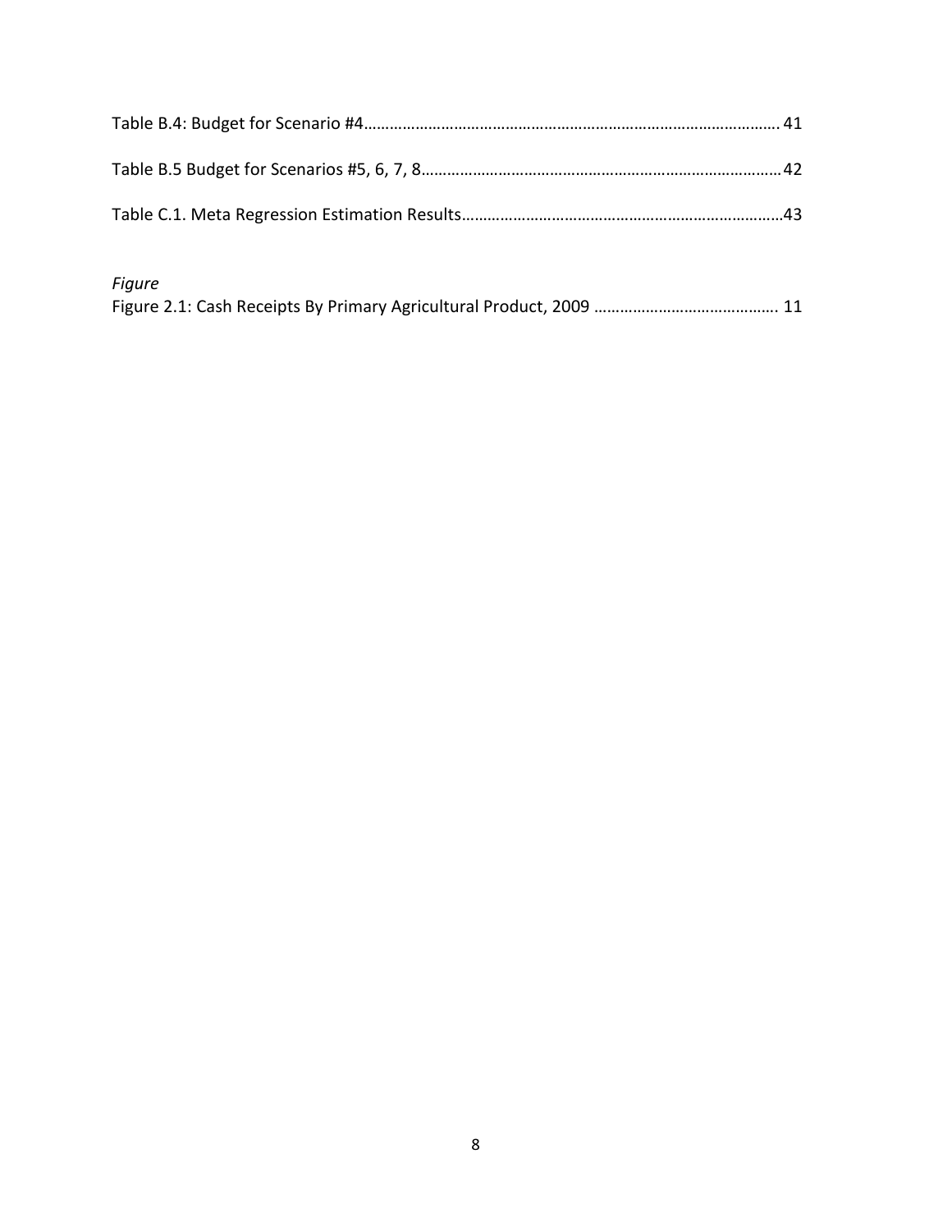Table B.4: Budget for Scenario #4……………………………………………………………………………………. 41

Table B.5 Budget for Scenarios #5, 6, 7, 8…………………………………………………………………………42

Table C.1. Meta Regression Estimation Results…………………………………………………………………43

*Figure*

Figure 2.1: Cash Receipts By Primary Agricultural Product, 2009 ……………………………………. 11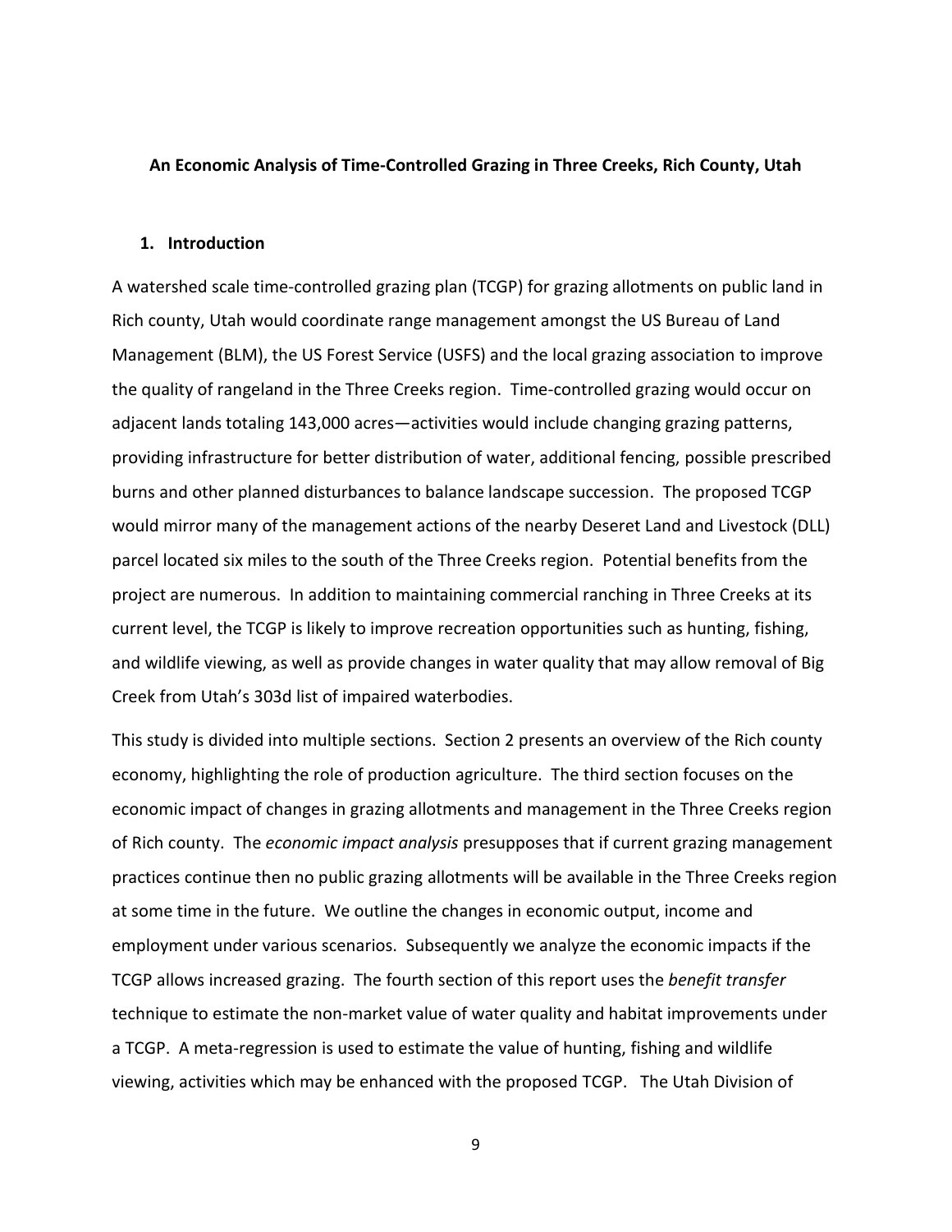**An Economic Analysis of Time-Controlled Grazing in Three Creeks, Rich County, Utah**

## 1. Introduction

A watershed scale time-controlled grazing plan (TCGP) for grazing allotments on public land in Rich county, Utah would coordinate range management amongst the US Bureau of Land Management (BLM), the US Forest Service (USFS) and the local grazing association to improve the quality of rangeland in the Three Creeks region. Time-controlled grazing would occur on adjacent lands totaling 143,000 acres—activities would include changing grazing patterns, providing infrastructure for better distribution of water, additional fencing, possible prescribed burns and other planned disturbances to balance landscape succession. The proposed TCGP would mirror many of the management actions of the nearby Deseret Land and Livestock (DLL) parcel located six miles to the south of the Three Creeks region. Potential benefits from the project are numerous. In addition to maintaining commercial ranching in Three Creeks at its current level, the TCGP is likely to improve recreation opportunities such as hunting, fishing, and wildlife viewing, as well as provide changes in water quality that may allow removal of Big Creek from Utah's 303d list of impaired waterbodies.

This study is divided into multiple sections. Section 2 presents an overview of the Rich county economy, highlighting the role of production agriculture. The third section focuses on the economic impact of changes in grazing allotments and management in the Three Creeks region of Rich county. The *economic impact analysis* presupposes that if current grazing management practices continue then no public grazing allotments will be available in the Three Creeks region at some time in the future. We outline the changes in economic output, income and employment under various scenarios. Subsequently we analyze the economic impacts if the TCGP allows increased grazing. The fourth section of this report uses the *benefit transfer* technique to estimate the non-market value of water quality and habitat improvements under a TCGP. A meta-regression is used to estimate the value of hunting, fishing and wildlife viewing, activities which may be enhanced with the proposed TCGP. The Utah Division of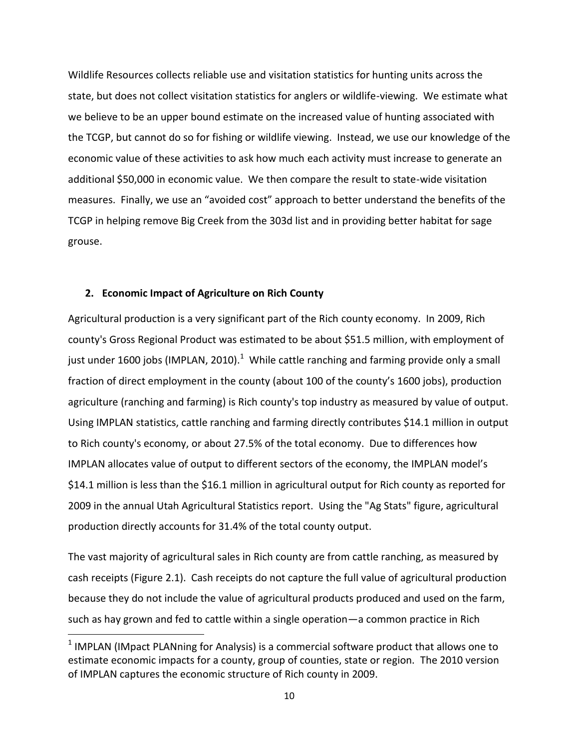Wildlife Resources collects reliable use and visitation statistics for hunting units across the state, but does not collect visitation statistics for anglers or wildlife-viewing. We estimate what we believe to be an upper bound estimate on the increased value of hunting associated with the TCGP, but cannot do so for fishing or wildlife viewing. Instead, we use our knowledge of the economic value of these activities to ask how much each activity must increase to generate an additional $50,000 in economic value. We then compare the result to state-wide visitation measures. Finally, we use an "avoided cost" approach to better understand the benefits of the TCGP in helping remove Big Creek from the 303d list and in providing better habitat for sage grouse.

## 2. Economic Impact of Agriculture on Rich County

Agricultural production is a very significant part of the Rich county economy. In 2009, Rich county's Gross Regional Product was estimated to be about $51.5 million, with employment of just under 1600 jobs (IMPLAN, 2010).[1] While cattle ranching and farming provide only a small fraction of direct employment in the county (about 100 of the county's 1600 jobs), production agriculture (ranching and farming) is Rich county's top industry as measured by value of output. Using IMPLAN statistics, cattle ranching and farming directly contributes $14.1 million in output to Rich county's economy, or about 27.5% of the total economy. Due to differences how IMPLAN allocates value of output to different sectors of the economy, the IMPLAN model's $14.1 million is less than the $16.1 million in agricultural output for Rich county as reported for 2009 in the annual Utah Agricultural Statistics report. Using the "Ag Stats" figure, agricultural production directly accounts for 31.4% of the total county output.

The vast majority of agricultural sales in Rich county are from cattle ranching, as measured by cash receipts (Figure 2.1). Cash receipts do not capture the full value of agricultural production because they do not include the value of agricultural products produced and used on the farm, such as hay grown and fed to cattle within a single operation—a common practice in Rich

[1] IMPLAN (IMpact PLANning for Analysis) is a commercial software product that allows one to estimate economic impacts for a county, group of counties, state or region. The 2010 version of IMPLAN captures the economic structure of Rich county in 2009.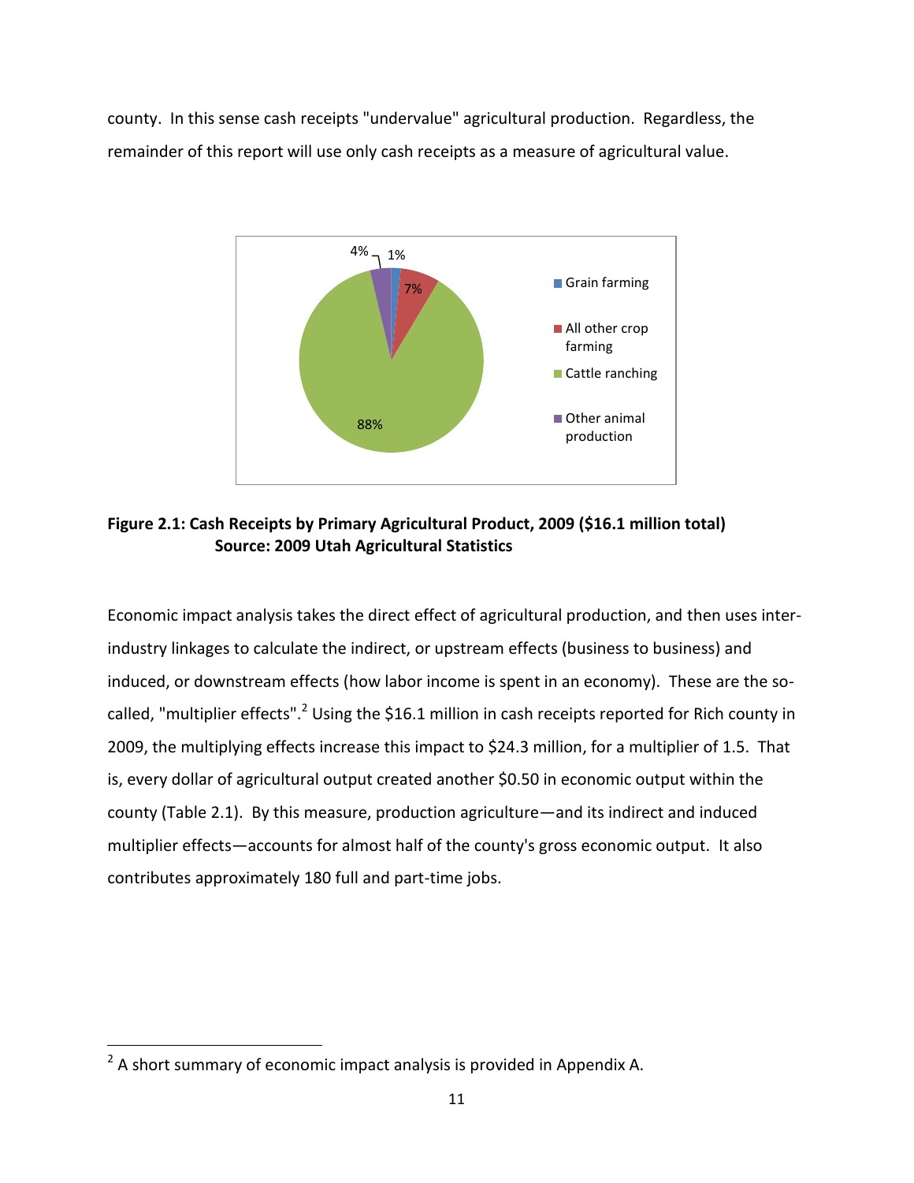county. In this sense cash receipts "undervalue" agricultural production. Regardless, the remainder of this report will use only cash receipts as a measure of agricultural value.

**Figure 2.1: Cash Receipts by Primary Agricultural Product, 2009 ($16.1 million total)**
**Source: 2009 Utah Agricultural Statistics**

Economic impact analysis takes the direct effect of agricultural production, and then uses inter-industry linkages to calculate the indirect, or upstream effects (business to business) and induced, or downstream effects (how labor income is spent in an economy). These are the so-called, "multiplier effects".[2] Using the $16.1 million in cash receipts reported for Rich county in 2009, the multiplying effects increase this impact to $24.3 million, for a multiplier of 1.5. That is, every dollar of agricultural output created another $0.50 in economic output within the county (Table 2.1). By this measure, production agriculture—and its indirect and induced multiplier effects—accounts for almost half of the county's gross economic output. It also contributes approximately 180 full and part-time jobs.

[2] A short summary of economic impact analysis is provided in Appendix A.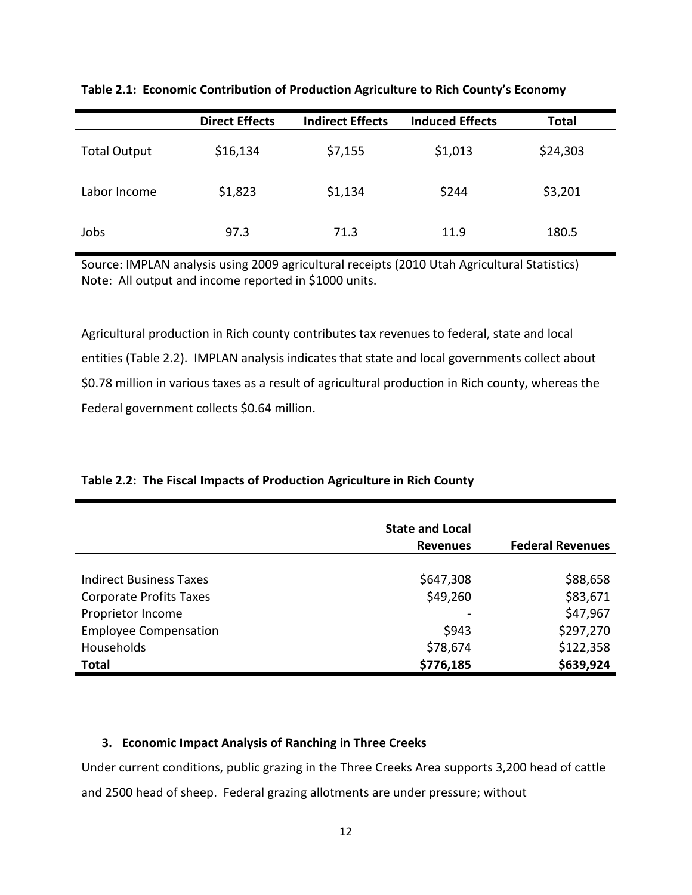**Table 2.1: Economic Contribution of Production Agriculture to Rich County's Economy**

| | Direct Effects | Indirect Effects | Induced Effects | Total |
|---|---|---|---|---|
| Total Output | $16,134 | $7,155 | $1,013 | $24,303 |
| Labor Income | $1,823 | $1,134 | $244 | $3,201 |
| Jobs | 97.3 | 71.3 | 11.9 | 180.5 |

Source: IMPLAN analysis using 2009 agricultural receipts (2010 Utah Agricultural Statistics)
Note: All output and income reported in $1000 units.

Agricultural production in Rich county contributes tax revenues to federal, state and local entities (Table 2.2). IMPLAN analysis indicates that state and local governments collect about $0.78 million in various taxes as a result of agricultural production in Rich county, whereas the Federal government collects $0.64 million.

**Table 2.2: The Fiscal Impacts of Production Agriculture in Rich County**

| | State and Local Revenues | Federal Revenues |
|---|---|---|
| Indirect Business Taxes | $647,308 | $88,658 |
| Corporate Profits Taxes | $49,260 | $83,671 |
| Proprietor Income | - | $47,967 |
| Employee Compensation | $943 | $297,270 |
| Households | $78,674 | $122,358 |
| **Total** | **$776,185** | **$639,924** |

### 3. Economic Impact Analysis of Ranching in Three Creeks

Under current conditions, public grazing in the Three Creeks Area supports 3,200 head of cattle and 2500 head of sheep. Federal grazing allotments are under pressure; without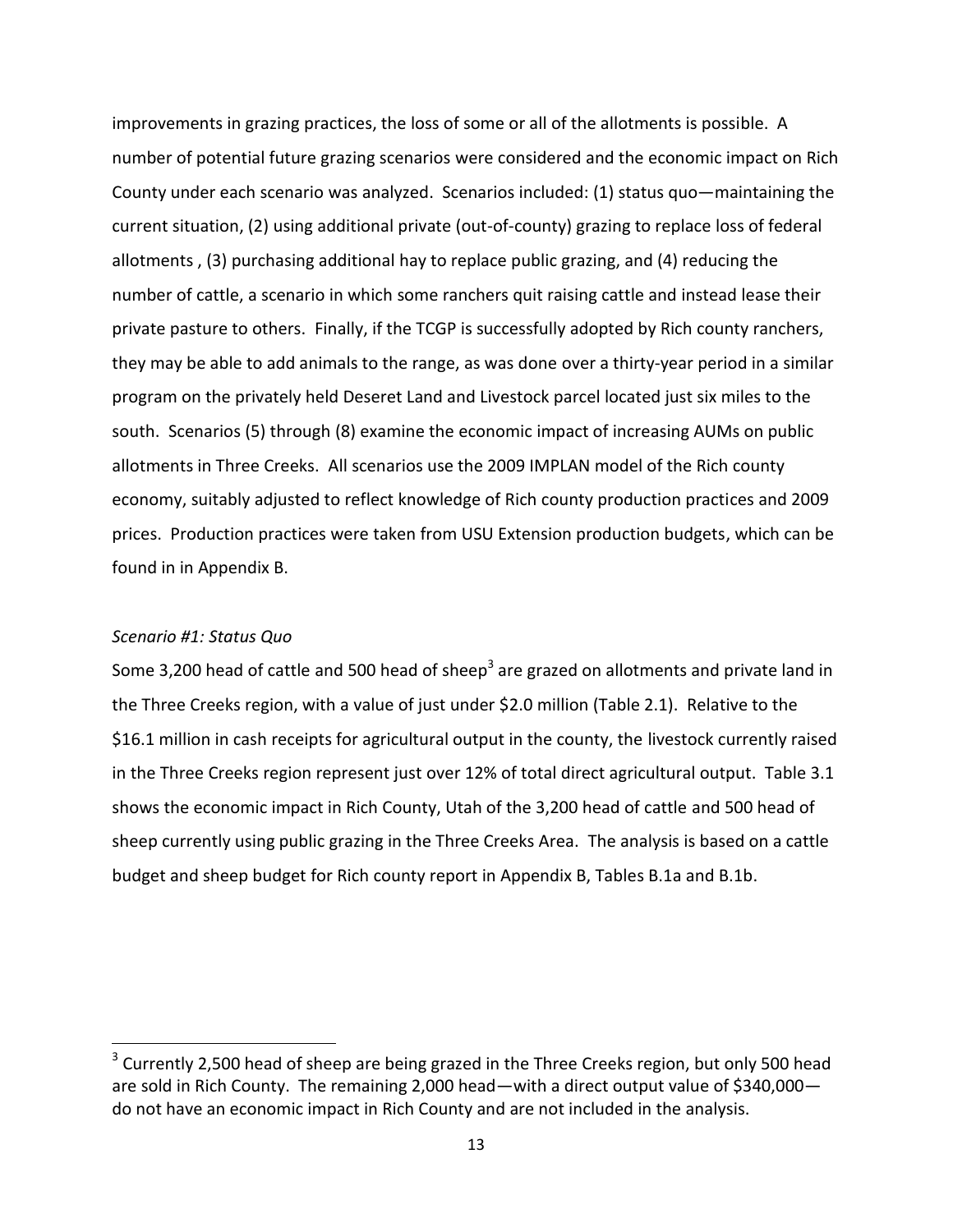improvements in grazing practices, the loss of some or all of the allotments is possible. A number of potential future grazing scenarios were considered and the economic impact on Rich County under each scenario was analyzed. Scenarios included: (1) status quo—maintaining the current situation, (2) using additional private (out-of-county) grazing to replace loss of federal allotments , (3) purchasing additional hay to replace public grazing, and (4) reducing the number of cattle, a scenario in which some ranchers quit raising cattle and instead lease their private pasture to others. Finally, if the TCGP is successfully adopted by Rich county ranchers, they may be able to add animals to the range, as was done over a thirty-year period in a similar program on the privately held Deseret Land and Livestock parcel located just six miles to the south. Scenarios (5) through (8) examine the economic impact of increasing AUMs on public allotments in Three Creeks. All scenarios use the 2009 IMPLAN model of the Rich county economy, suitably adjusted to reflect knowledge of Rich county production practices and 2009 prices. Production practices were taken from USU Extension production budgets, which can be found in in Appendix B.

*Scenario #1: Status Quo*

Some 3,200 head of cattle and 500 head of sheep[3] are grazed on allotments and private land in the Three Creeks region, with a value of just under $2.0 million (Table 2.1). Relative to the $16.1 million in cash receipts for agricultural output in the county, the livestock currently raised in the Three Creeks region represent just over 12% of total direct agricultural output. Table 3.1 shows the economic impact in Rich County, Utah of the 3,200 head of cattle and 500 head of sheep currently using public grazing in the Three Creeks Area. The analysis is based on a cattle budget and sheep budget for Rich county report in Appendix B, Tables B.1a and B.1b.

---

[3] Currently 2,500 head of sheep are being grazed in the Three Creeks region, but only 500 head are sold in Rich County. The remaining 2,000 head—with a direct output value of $340,000—do not have an economic impact in Rich County and are not included in the analysis.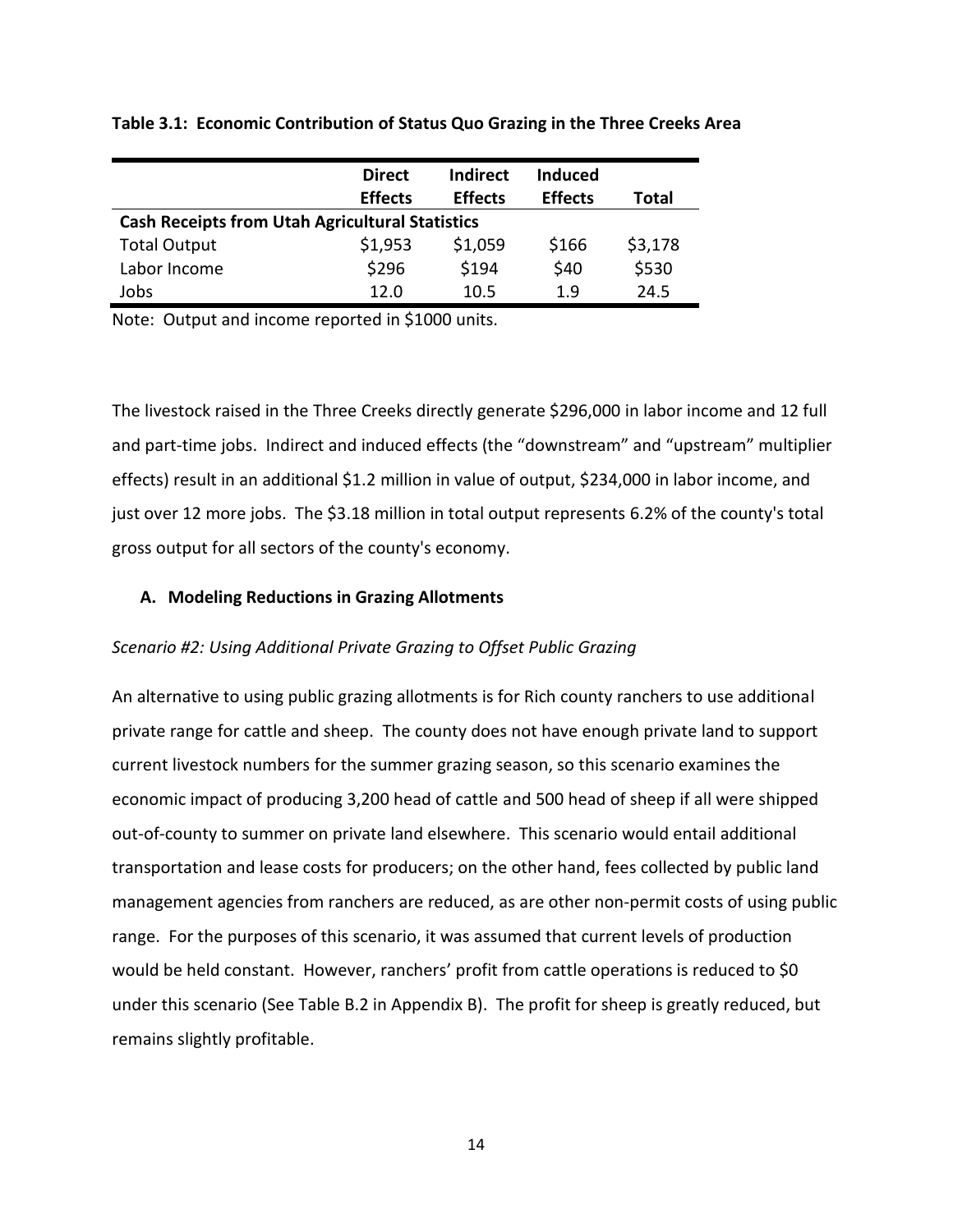**Table 3.1: Economic Contribution of Status Quo Grazing in the Three Creeks Area**

| | Direct Effects | Indirect Effects | Induced Effects | Total |
|---|---|---|---|---|
| **Cash Receipts from Utah Agricultural Statistics** | | | | |
| Total Output | $1,953 | $1,059 | $166 | $3,178 |
| Labor Income | $296 | $194 | $40 | $530 |
| Jobs | 12.0 | 10.5 | 1.9 | 24.5 |

Note: Output and income reported in $1000 units.

The livestock raised in the Three Creeks directly generate $296,000 in labor income and 12 full and part-time jobs. Indirect and induced effects (the "downstream" and "upstream" multiplier effects) result in an additional $1.2 million in value of output, $234,000 in labor income, and just over 12 more jobs. The $3.18 million in total output represents 6.2% of the county's total gross output for all sectors of the county's economy.

### A. Modeling Reductions in Grazing Allotments

*Scenario #2: Using Additional Private Grazing to Offset Public Grazing*

An alternative to using public grazing allotments is for Rich county ranchers to use additional private range for cattle and sheep. The county does not have enough private land to support current livestock numbers for the summer grazing season, so this scenario examines the economic impact of producing 3,200 head of cattle and 500 head of sheep if all were shipped out-of-county to summer on private land elsewhere. This scenario would entail additional transportation and lease costs for producers; on the other hand, fees collected by public land management agencies from ranchers are reduced, as are other non-permit costs of using public range. For the purposes of this scenario, it was assumed that current levels of production would be held constant. However, ranchers' profit from cattle operations is reduced to $0 under this scenario (See Table B.2 in Appendix B). The profit for sheep is greatly reduced, but remains slightly profitable.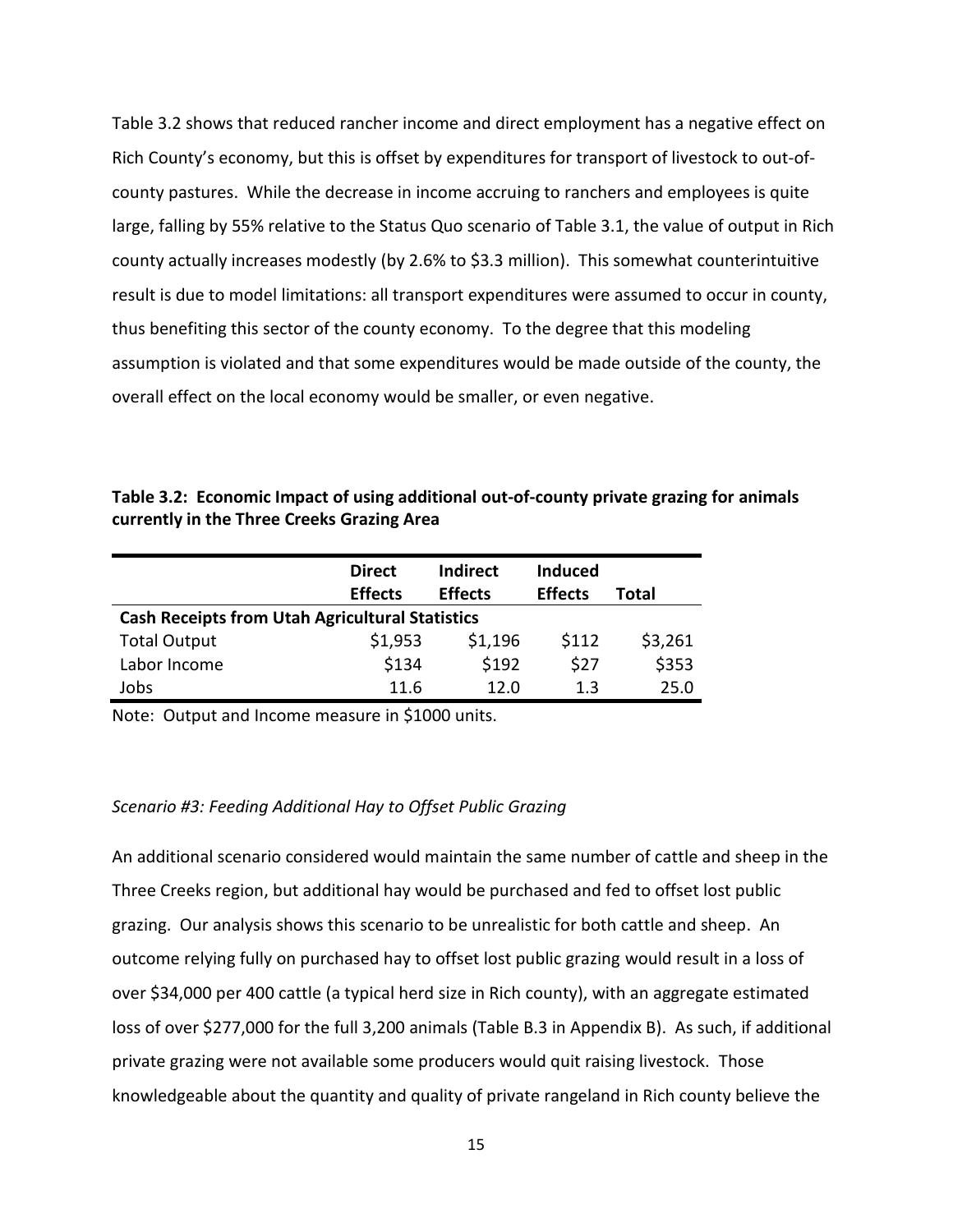Table 3.2 shows that reduced rancher income and direct employment has a negative effect on Rich County's economy, but this is offset by expenditures for transport of livestock to out-of-county pastures. While the decrease in income accruing to ranchers and employees is quite large, falling by 55% relative to the Status Quo scenario of Table 3.1, the value of output in Rich county actually increases modestly (by 2.6% to $3.3 million). This somewhat counterintuitive result is due to model limitations: all transport expenditures were assumed to occur in county, thus benefiting this sector of the county economy. To the degree that this modeling assumption is violated and that some expenditures would be made outside of the county, the overall effect on the local economy would be smaller, or even negative.

**Table 3.2: Economic Impact of using additional out-of-county private grazing for animals currently in the Three Creeks Grazing Area**

| | Direct Effects | Indirect Effects | Induced Effects | Total |
|---|---|---|---|---|
| **Cash Receipts from Utah Agricultural Statistics** | | | | |
| Total Output | $1,953 | $1,196 | $112 | $3,261 |
| Labor Income | $134 | $192 | $27 | $353 |
| Jobs | 11.6 | 12.0 | 1.3 | 25.0 |

Note: Output and Income measure in $1000 units.

*Scenario #3: Feeding Additional Hay to Offset Public Grazing*

An additional scenario considered would maintain the same number of cattle and sheep in the Three Creeks region, but additional hay would be purchased and fed to offset lost public grazing. Our analysis shows this scenario to be unrealistic for both cattle and sheep. An outcome relying fully on purchased hay to offset lost public grazing would result in a loss of over $34,000 per 400 cattle (a typical herd size in Rich county), with an aggregate estimated loss of over $277,000 for the full 3,200 animals (Table B.3 in Appendix B). As such, if additional private grazing were not available some producers would quit raising livestock. Those knowledgeable about the quantity and quality of private rangeland in Rich county believe the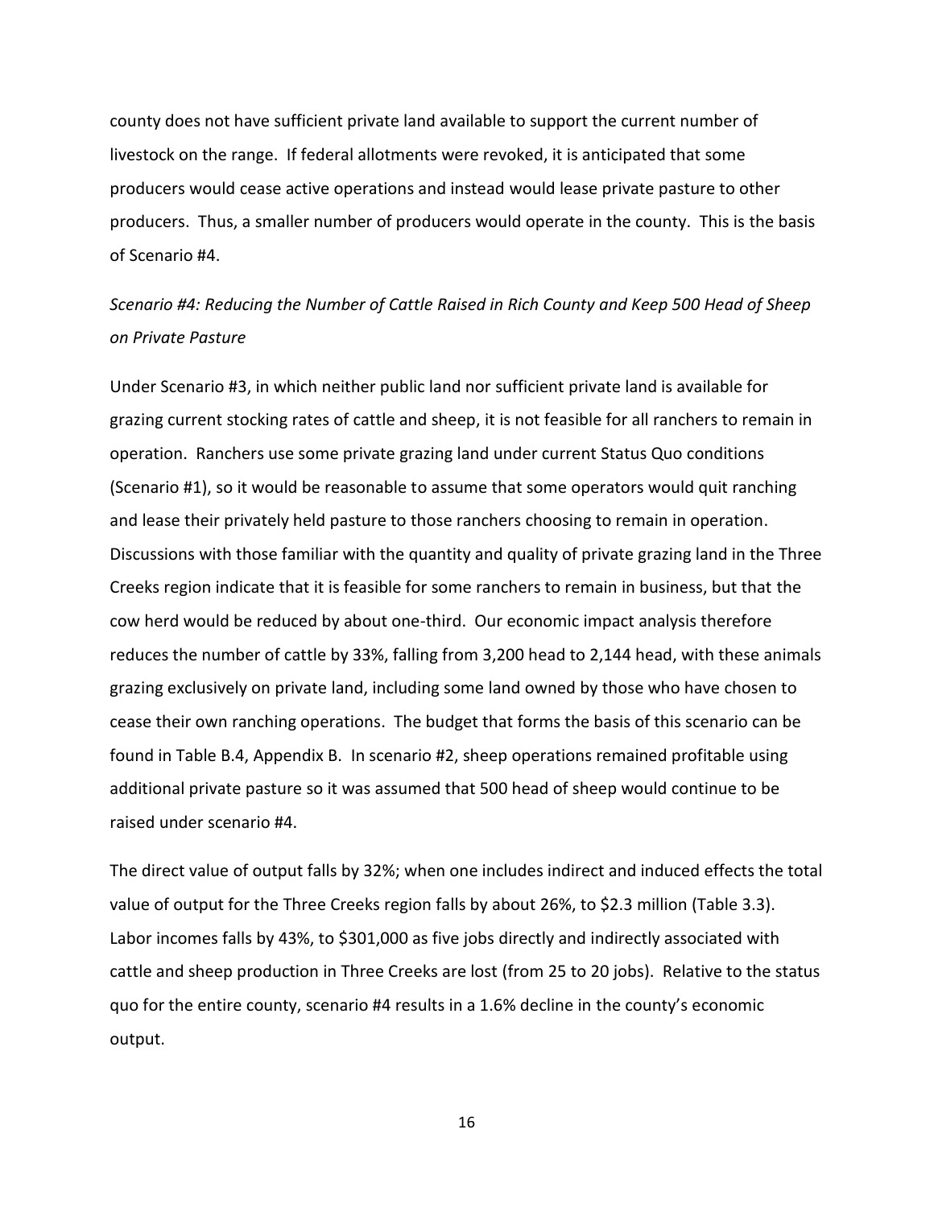county does not have sufficient private land available to support the current number of livestock on the range. If federal allotments were revoked, it is anticipated that some producers would cease active operations and instead would lease private pasture to other producers. Thus, a smaller number of producers would operate in the county. This is the basis of Scenario #4.

*Scenario #4: Reducing the Number of Cattle Raised in Rich County and Keep 500 Head of Sheep on Private Pasture*

Under Scenario #3, in which neither public land nor sufficient private land is available for grazing current stocking rates of cattle and sheep, it is not feasible for all ranchers to remain in operation. Ranchers use some private grazing land under current Status Quo conditions (Scenario #1), so it would be reasonable to assume that some operators would quit ranching and lease their privately held pasture to those ranchers choosing to remain in operation. Discussions with those familiar with the quantity and quality of private grazing land in the Three Creeks region indicate that it is feasible for some ranchers to remain in business, but that the cow herd would be reduced by about one-third. Our economic impact analysis therefore reduces the number of cattle by 33%, falling from 3,200 head to 2,144 head, with these animals grazing exclusively on private land, including some land owned by those who have chosen to cease their own ranching operations. The budget that forms the basis of this scenario can be found in Table B.4, Appendix B. In scenario #2, sheep operations remained profitable using additional private pasture so it was assumed that 500 head of sheep would continue to be raised under scenario #4.

The direct value of output falls by 32%; when one includes indirect and induced effects the total value of output for the Three Creeks region falls by about 26%, to $2.3 million (Table 3.3). Labor incomes falls by 43%, to $301,000 as five jobs directly and indirectly associated with cattle and sheep production in Three Creeks are lost (from 25 to 20 jobs). Relative to the status quo for the entire county, scenario #4 results in a 1.6% decline in the county's economic output.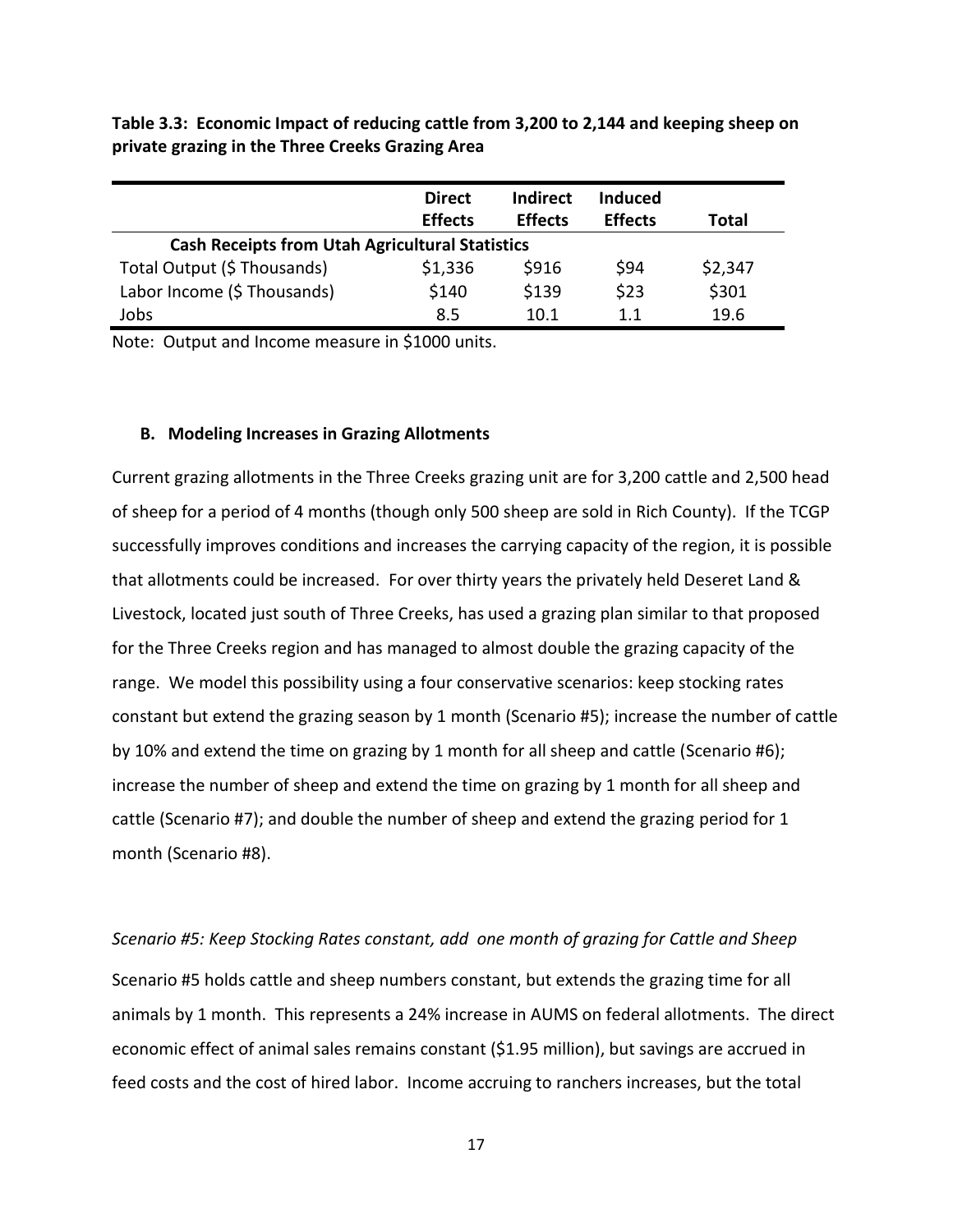**Table 3.3: Economic Impact of reducing cattle from 3,200 to 2,144 and keeping sheep on private grazing in the Three Creeks Grazing Area**

| | Direct Effects | Indirect Effects | Induced Effects | Total |
|---|---|---|---|---|
| **Cash Receipts from Utah Agricultural Statistics** | | | | |
| Total Output ($ Thousands) | $1,336 | $916 | $94 | $2,347 |
| Labor Income ($ Thousands) | $140 | $139 | $23 | $301 |
| Jobs | 8.5 | 10.1 | 1.1 | 19.6 |

Note: Output and Income measure in $1000 units.

### B. Modeling Increases in Grazing Allotments

Current grazing allotments in the Three Creeks grazing unit are for 3,200 cattle and 2,500 head of sheep for a period of 4 months (though only 500 sheep are sold in Rich County). If the TCGP successfully improves conditions and increases the carrying capacity of the region, it is possible that allotments could be increased. For over thirty years the privately held Deseret Land & Livestock, located just south of Three Creeks, has used a grazing plan similar to that proposed for the Three Creeks region and has managed to almost double the grazing capacity of the range. We model this possibility using a four conservative scenarios: keep stocking rates constant but extend the grazing season by 1 month (Scenario #5); increase the number of cattle by 10% and extend the time on grazing by 1 month for all sheep and cattle (Scenario #6); increase the number of sheep and extend the time on grazing by 1 month for all sheep and cattle (Scenario #7); and double the number of sheep and extend the grazing period for 1 month (Scenario #8).

*Scenario #5: Keep Stocking Rates constant, add one month of grazing for Cattle and Sheep*

Scenario #5 holds cattle and sheep numbers constant, but extends the grazing time for all animals by 1 month. This represents a 24% increase in AUMS on federal allotments. The direct economic effect of animal sales remains constant ($1.95 million), but savings are accrued in feed costs and the cost of hired labor. Income accruing to ranchers increases, but the total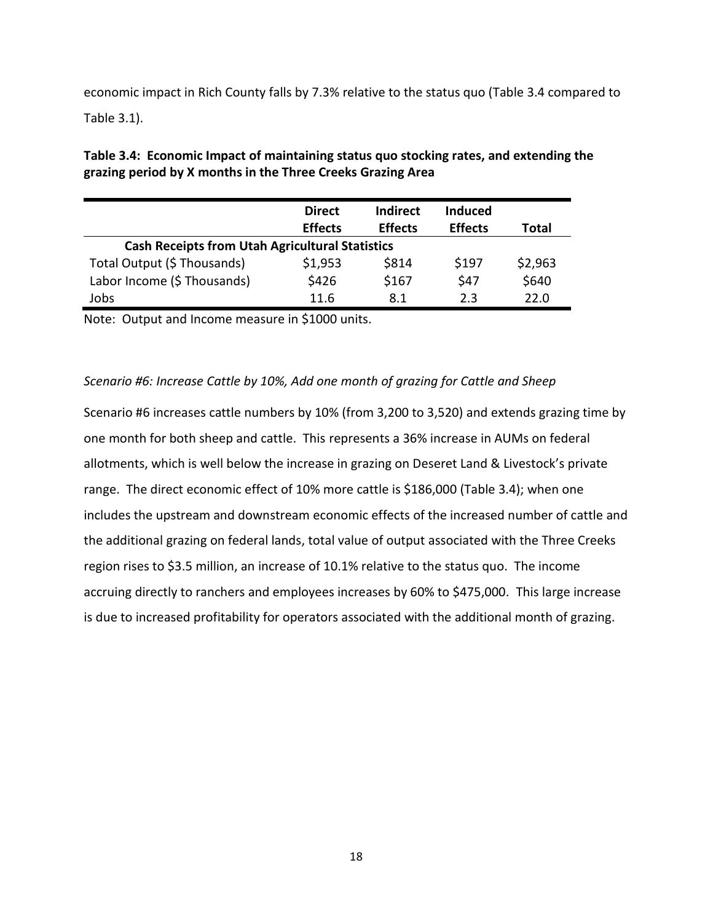economic impact in Rich County falls by 7.3% relative to the status quo (Table 3.4 compared to Table 3.1).

**Table 3.4: Economic Impact of maintaining status quo stocking rates, and extending the grazing period by X months in the Three Creeks Grazing Area**

| | Direct Effects | Indirect Effects | Induced Effects | Total |
|---|---|---|---|---|
| **Cash Receipts from Utah Agricultural Statistics** | | | | |
| Total Output ($ Thousands) | $1,953 | $814 | $197 | $2,963 |
| Labor Income ($ Thousands) | $426 | $167 | $47 | $640 |
| Jobs | 11.6 | 8.1 | 2.3 | 22.0 |

Note: Output and Income measure in $1000 units.

*Scenario #6: Increase Cattle by 10%, Add one month of grazing for Cattle and Sheep*

Scenario #6 increases cattle numbers by 10% (from 3,200 to 3,520) and extends grazing time by one month for both sheep and cattle. This represents a 36% increase in AUMs on federal allotments, which is well below the increase in grazing on Deseret Land & Livestock's private range. The direct economic effect of 10% more cattle is $186,000 (Table 3.4); when one includes the upstream and downstream economic effects of the increased number of cattle and the additional grazing on federal lands, total value of output associated with the Three Creeks region rises to $3.5 million, an increase of 10.1% relative to the status quo. The income accruing directly to ranchers and employees increases by 60% to $475,000. This large increase is due to increased profitability for operators associated with the additional month of grazing.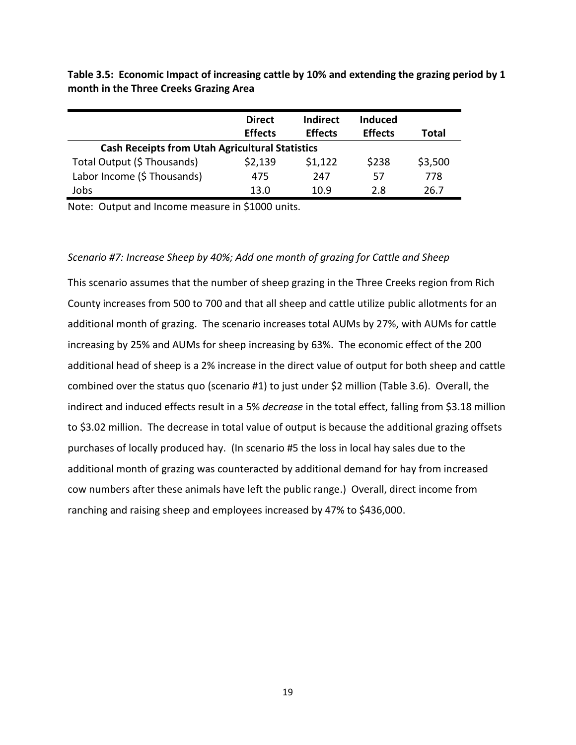**Table 3.5: Economic Impact of increasing cattle by 10% and extending the grazing period by 1 month in the Three Creeks Grazing Area**

| | Direct Effects | Indirect Effects | Induced Effects | Total |
|---|---|---|---|---|
| **Cash Receipts from Utah Agricultural Statistics** | | | | |
| Total Output ($ Thousands) | $2,139 | $1,122 | $238 | $3,500 |
| Labor Income ($ Thousands) | 475 | 247 | 57 | 778 |
| Jobs | 13.0 | 10.9 | 2.8 | 26.7 |

Note: Output and Income measure in $1000 units.

*Scenario #7: Increase Sheep by 40%; Add one month of grazing for Cattle and Sheep*

This scenario assumes that the number of sheep grazing in the Three Creeks region from Rich County increases from 500 to 700 and that all sheep and cattle utilize public allotments for an additional month of grazing. The scenario increases total AUMs by 27%, with AUMs for cattle increasing by 25% and AUMs for sheep increasing by 63%. The economic effect of the 200 additional head of sheep is a 2% increase in the direct value of output for both sheep and cattle combined over the status quo (scenario #1) to just under $2 million (Table 3.6). Overall, the indirect and induced effects result in a 5% *decrease* in the total effect, falling from $3.18 million to $3.02 million. The decrease in total value of output is because the additional grazing offsets purchases of locally produced hay. (In scenario #5 the loss in local hay sales due to the additional month of grazing was counteracted by additional demand for hay from increased cow numbers after these animals have left the public range.) Overall, direct income from ranching and raising sheep and employees increased by 47% to $436,000.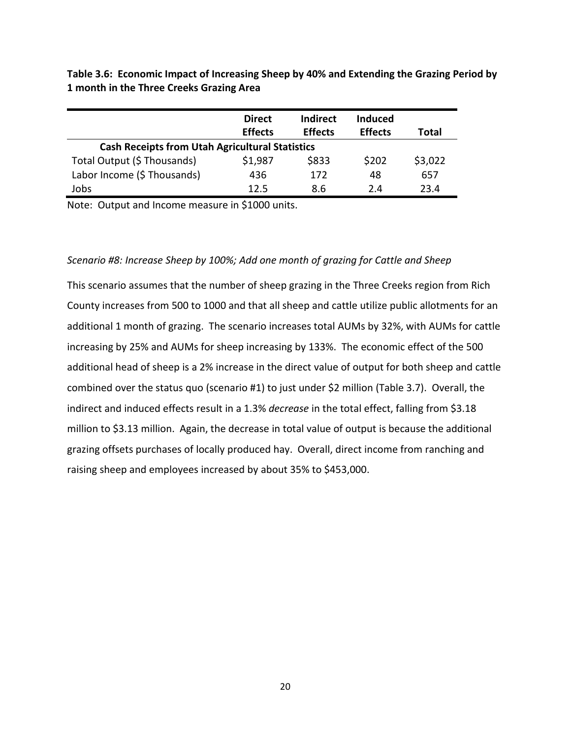**Table 3.6: Economic Impact of Increasing Sheep by 40% and Extending the Grazing Period by 1 month in the Three Creeks Grazing Area**

| | Direct Effects | Indirect Effects | Induced Effects | Total |
|---|---|---|---|---|
| **Cash Receipts from Utah Agricultural Statistics** | | | | |
| Total Output ($ Thousands) | $1,987 | $833 | $202 | $3,022 |
| Labor Income ($ Thousands) | 436 | 172 | 48 | 657 |
| Jobs | 12.5 | 8.6 | 2.4 | 23.4 |

Note: Output and Income measure in $1000 units.

*Scenario #8: Increase Sheep by 100%; Add one month of grazing for Cattle and Sheep*

This scenario assumes that the number of sheep grazing in the Three Creeks region from Rich County increases from 500 to 1000 and that all sheep and cattle utilize public allotments for an additional 1 month of grazing. The scenario increases total AUMs by 32%, with AUMs for cattle increasing by 25% and AUMs for sheep increasing by 133%. The economic effect of the 500 additional head of sheep is a 2% increase in the direct value of output for both sheep and cattle combined over the status quo (scenario #1) to just under $2 million (Table 3.7). Overall, the indirect and induced effects result in a 1.3% *decrease* in the total effect, falling from $3.18 million to $3.13 million. Again, the decrease in total value of output is because the additional grazing offsets purchases of locally produced hay. Overall, direct income from ranching and raising sheep and employees increased by about 35% to $453,000.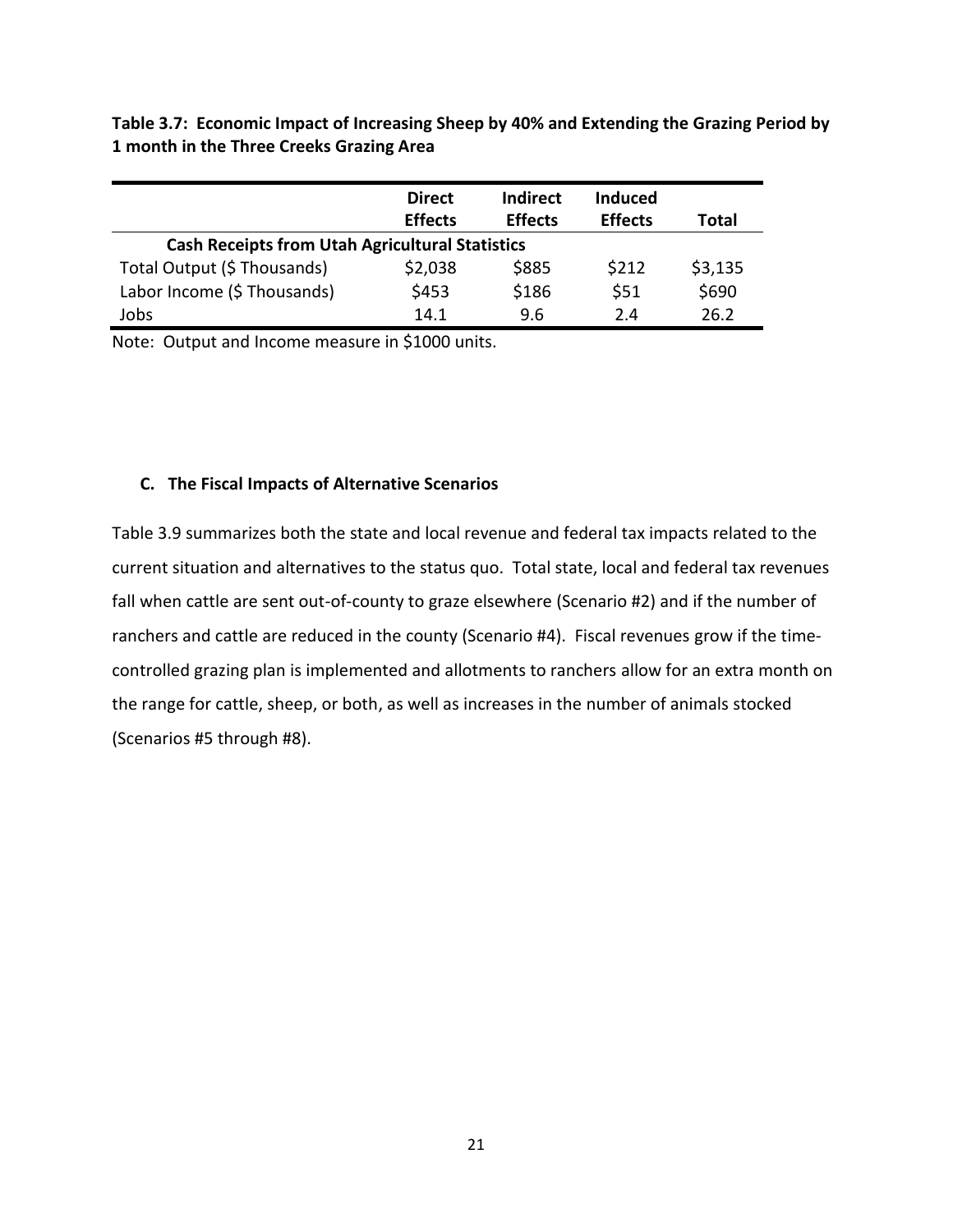**Table 3.7: Economic Impact of Increasing Sheep by 40% and Extending the Grazing Period by 1 month in the Three Creeks Grazing Area**

| | Direct Effects | Indirect Effects | Induced Effects | Total |
|---|---|---|---|---|
| **Cash Receipts from Utah Agricultural Statistics** | | | | |
| Total Output ($ Thousands) | $2,038 | $885 | $212 | $3,135 |
| Labor Income ($ Thousands) | $453 | $186 | $51 | $690 |
| Jobs | 14.1 | 9.6 | 2.4 | 26.2 |

Note: Output and Income measure in $1000 units.

### C. The Fiscal Impacts of Alternative Scenarios

Table 3.9 summarizes both the state and local revenue and federal tax impacts related to the current situation and alternatives to the status quo. Total state, local and federal tax revenues fall when cattle are sent out-of-county to graze elsewhere (Scenario #2) and if the number of ranchers and cattle are reduced in the county (Scenario #4). Fiscal revenues grow if the time-controlled grazing plan is implemented and allotments to ranchers allow for an extra month on the range for cattle, sheep, or both, as well as increases in the number of animals stocked (Scenarios #5 through #8).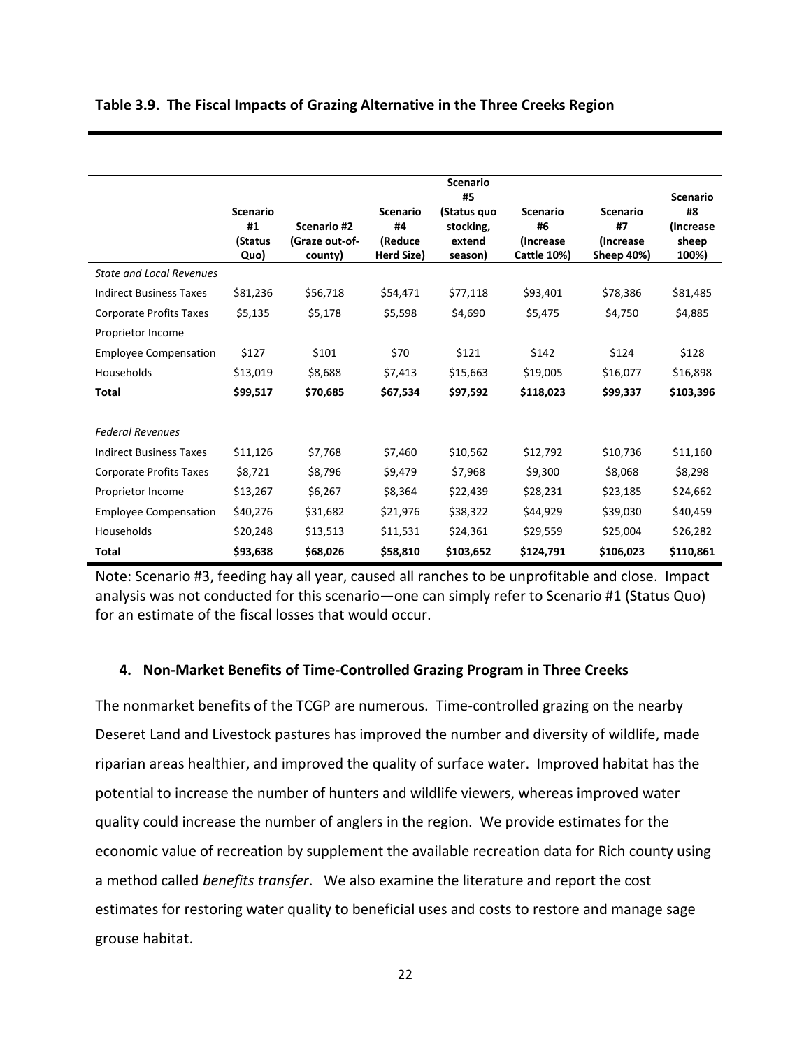**Table 3.9. The Fiscal Impacts of Grazing Alternative in the Three Creeks Region**

| | Scenario #1 (Status Quo) | Scenario #2 (Graze out-of-county) | Scenario #4 (Reduce Herd Size) | Scenario #5 (Status quo stocking, extend season) | Scenario #6 (Increase Cattle 10%) | Scenario #7 (Increase Sheep 40%) | Scenario #8 (Increase sheep 100%) |
|---|---|---|---|---|---|---|---|
| *State and Local Revenues* | | | | | | | |
| Indirect Business Taxes | $81,236 | $56,718 | $54,471 | $77,118 | $93,401 | $78,386 | $81,485 |
| Corporate Profits Taxes | $5,135 | $5,178 | $5,598 | $4,690 | $5,475 | $4,750 | $4,885 |
| Proprietor Income | | | | | | | |
| Employee Compensation | $127 | $101 | $70 | $121 | $142 | $124 | $128 |
| Households | $13,019 | $8,688 | $7,413 | $15,663 | $19,005 | $16,077 | $16,898 |
| **Total** | **$99,517** | **$70,685** | **$67,534** | **$97,592** | **$118,023** | **$99,337** | **$103,396** |
| | | | | | | | |
| *Federal Revenues* | | | | | | | |
| Indirect Business Taxes | $11,126 | $7,768 | $7,460 | $10,562 | $12,792 | $10,736 | $11,160 |
| Corporate Profits Taxes | $8,721 | $8,796 | $9,479 | $7,968 | $9,300 | $8,068 | $8,298 |
| Proprietor Income | $13,267 | $6,267 | $8,364 | $22,439 | $28,231 | $23,185 | $24,662 |
| Employee Compensation | $40,276 | $31,682 | $21,976 | $38,322 | $44,929 | $39,030 | $40,459 |
| Households | $20,248 | $13,513 | $11,531 | $24,361 | $29,559 | $25,004 | $26,282 |
| **Total** | **$93,638** | **$68,026** | **$58,810** | **$103,652** | **$124,791** | **$106,023** | **$110,861** |

Note: Scenario #3, feeding hay all year, caused all ranches to be unprofitable and close. Impact analysis was not conducted for this scenario—one can simply refer to Scenario #1 (Status Quo) for an estimate of the fiscal losses that would occur.

## 4. Non-Market Benefits of Time-Controlled Grazing Program in Three Creeks

The nonmarket benefits of the TCGP are numerous. Time-controlled grazing on the nearby Deseret Land and Livestock pastures has improved the number and diversity of wildlife, made riparian areas healthier, and improved the quality of surface water. Improved habitat has the potential to increase the number of hunters and wildlife viewers, whereas improved water quality could increase the number of anglers in the region. We provide estimates for the economic value of recreation by supplement the available recreation data for Rich county using a method called *benefits transfer*. We also examine the literature and report the cost estimates for restoring water quality to beneficial uses and costs to restore and manage sage grouse habitat.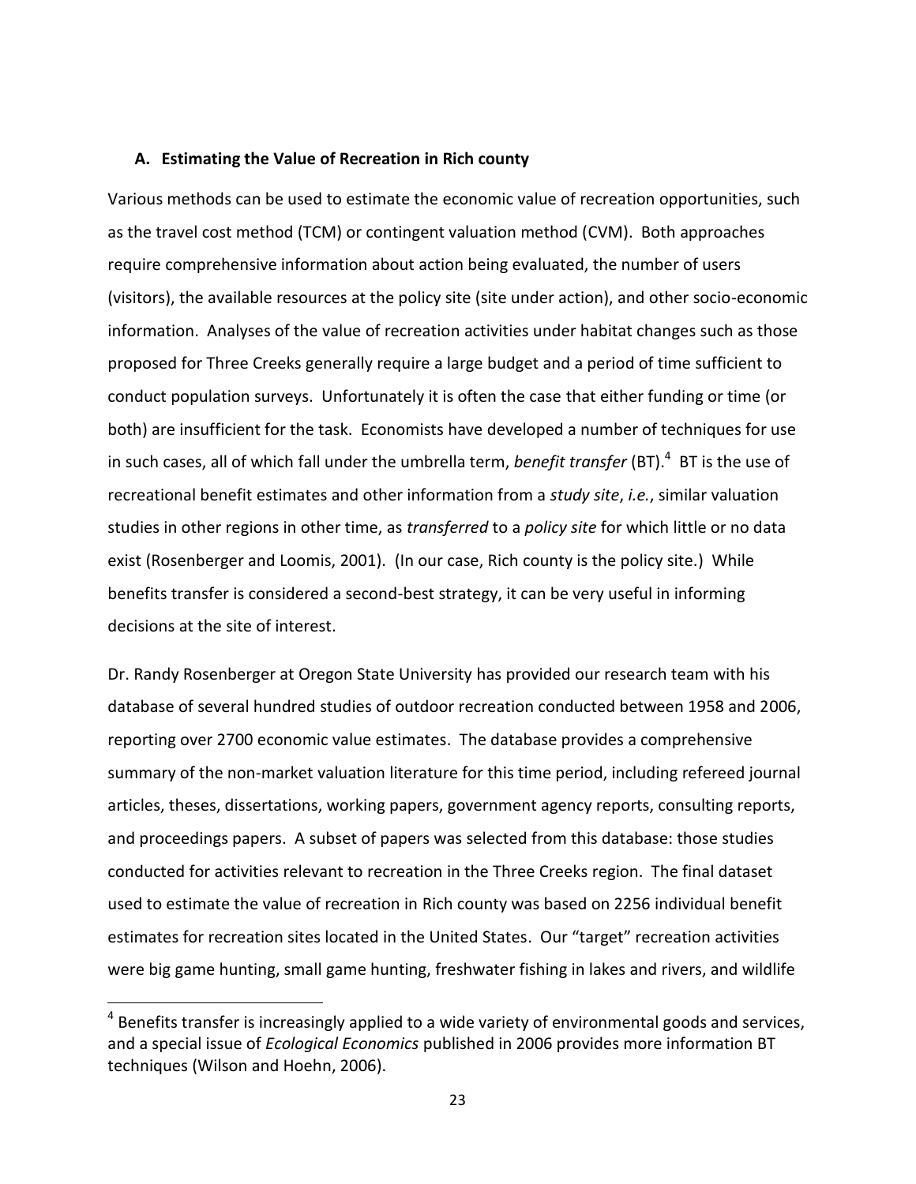### A. Estimating the Value of Recreation in Rich county

Various methods can be used to estimate the economic value of recreation opportunities, such as the travel cost method (TCM) or contingent valuation method (CVM). Both approaches require comprehensive information about action being evaluated, the number of users (visitors), the available resources at the policy site (site under action), and other socio-economic information. Analyses of the value of recreation activities under habitat changes such as those proposed for Three Creeks generally require a large budget and a period of time sufficient to conduct population surveys. Unfortunately it is often the case that either funding or time (or both) are insufficient for the task. Economists have developed a number of techniques for use in such cases, all of which fall under the umbrella term, *benefit transfer* (BT).[4] BT is the use of recreational benefit estimates and other information from a *study site*, *i.e.*, similar valuation studies in other regions in other time, as *transferred* to a *policy site* for which little or no data exist (Rosenberger and Loomis, 2001). (In our case, Rich county is the policy site.) While benefits transfer is considered a second-best strategy, it can be very useful in informing decisions at the site of interest.

Dr. Randy Rosenberger at Oregon State University has provided our research team with his database of several hundred studies of outdoor recreation conducted between 1958 and 2006, reporting over 2700 economic value estimates. The database provides a comprehensive summary of the non-market valuation literature for this time period, including refereed journal articles, theses, dissertations, working papers, government agency reports, consulting reports, and proceedings papers. A subset of papers was selected from this database: those studies conducted for activities relevant to recreation in the Three Creeks region. The final dataset used to estimate the value of recreation in Rich county was based on 2256 individual benefit estimates for recreation sites located in the United States. Our "target" recreation activities were big game hunting, small game hunting, freshwater fishing in lakes and rivers, and wildlife

[4] Benefits transfer is increasingly applied to a wide variety of environmental goods and services, and a special issue of *Ecological Economics* published in 2006 provides more information BT techniques (Wilson and Hoehn, 2006).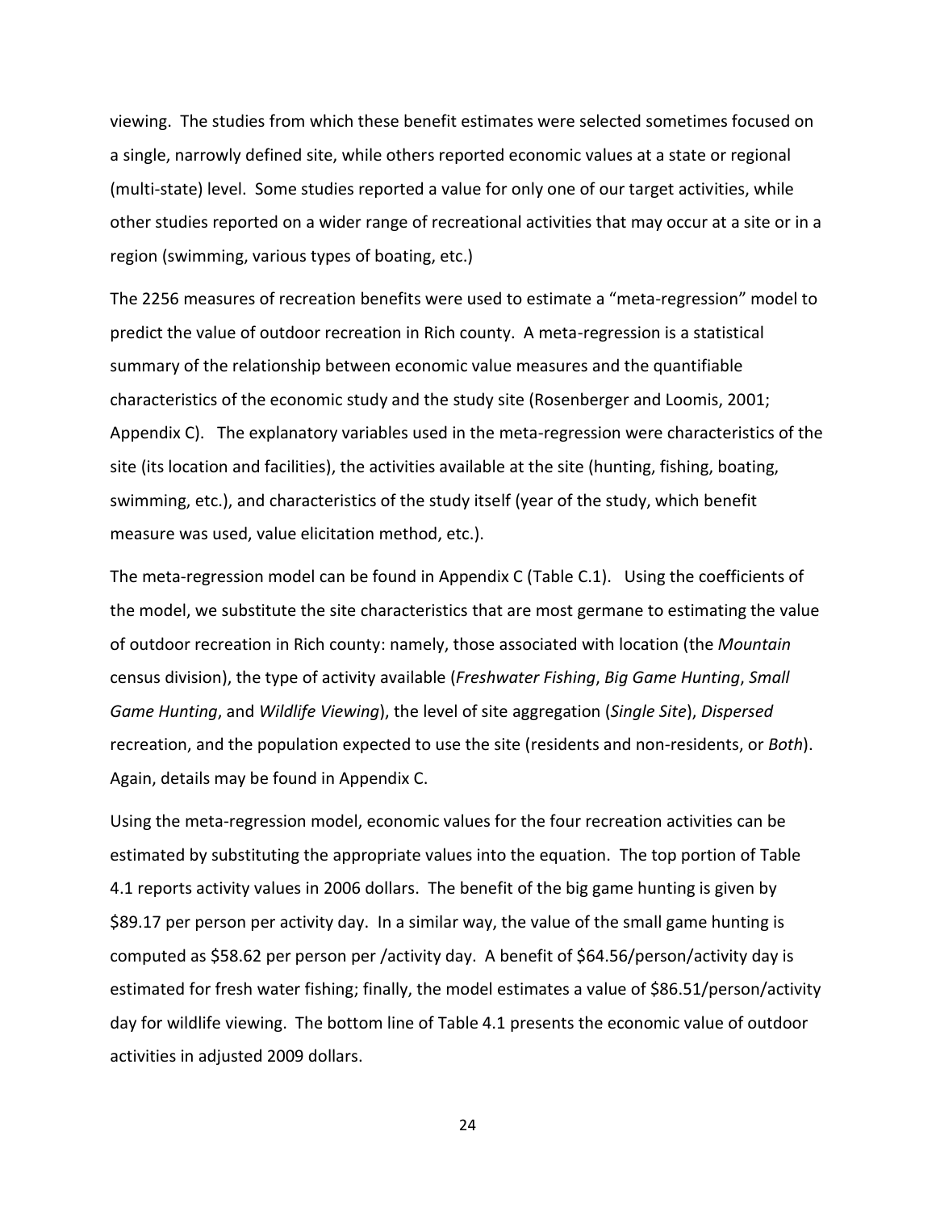viewing. The studies from which these benefit estimates were selected sometimes focused on a single, narrowly defined site, while others reported economic values at a state or regional (multi-state) level. Some studies reported a value for only one of our target activities, while other studies reported on a wider range of recreational activities that may occur at a site or in a region (swimming, various types of boating, etc.)

The 2256 measures of recreation benefits were used to estimate a "meta-regression" model to predict the value of outdoor recreation in Rich county. A meta-regression is a statistical summary of the relationship between economic value measures and the quantifiable characteristics of the economic study and the study site (Rosenberger and Loomis, 2001; Appendix C). The explanatory variables used in the meta-regression were characteristics of the site (its location and facilities), the activities available at the site (hunting, fishing, boating, swimming, etc.), and characteristics of the study itself (year of the study, which benefit measure was used, value elicitation method, etc.).

The meta-regression model can be found in Appendix C (Table C.1). Using the coefficients of the model, we substitute the site characteristics that are most germane to estimating the value of outdoor recreation in Rich county: namely, those associated with location (the *Mountain* census division), the type of activity available (*Freshwater Fishing*, *Big Game Hunting*, *Small Game Hunting*, and *Wildlife Viewing*), the level of site aggregation (*Single Site*), *Dispersed* recreation, and the population expected to use the site (residents and non-residents, or *Both*). Again, details may be found in Appendix C.

Using the meta-regression model, economic values for the four recreation activities can be estimated by substituting the appropriate values into the equation. The top portion of Table 4.1 reports activity values in 2006 dollars. The benefit of the big game hunting is given by $89.17 per person per activity day. In a similar way, the value of the small game hunting is computed as $58.62 per person per /activity day. A benefit of $64.56/person/activity day is estimated for fresh water fishing; finally, the model estimates a value of $86.51/person/activity day for wildlife viewing. The bottom line of Table 4.1 presents the economic value of outdoor activities in adjusted 2009 dollars.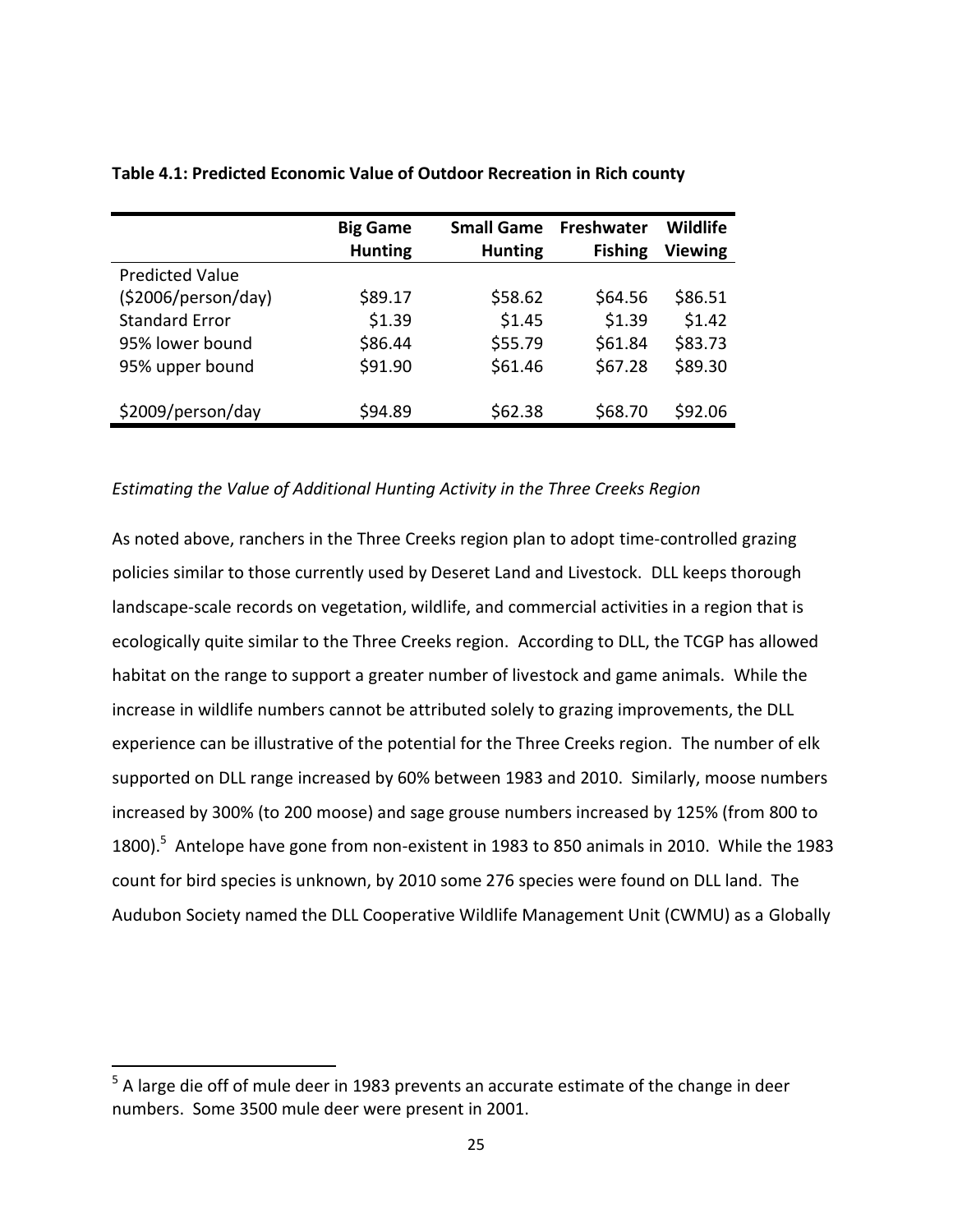**Table 4.1: Predicted Economic Value of Outdoor Recreation in Rich county**

| | Big Game Hunting | Small Game Hunting | Freshwater Fishing | Wildlife Viewing |
|---|---|---|---|---|
| Predicted Value ($2006/person/day) | $89.17 | $58.62 | $64.56 | $86.51 |
| Standard Error | $1.39 | $1.45 | $1.39 | $1.42 |
| 95% lower bound | $86.44 | $55.79 | $61.84 | $83.73 |
| 95% upper bound | $91.90 | $61.46 | $67.28 | $89.30 |
| $2009/person/day | $94.89 | $62.38 | $68.70 | $92.06 |

*Estimating the Value of Additional Hunting Activity in the Three Creeks Region*

As noted above, ranchers in the Three Creeks region plan to adopt time-controlled grazing policies similar to those currently used by Deseret Land and Livestock. DLL keeps thorough landscape-scale records on vegetation, wildlife, and commercial activities in a region that is ecologically quite similar to the Three Creeks region. According to DLL, the TCGP has allowed habitat on the range to support a greater number of livestock and game animals. While the increase in wildlife numbers cannot be attributed solely to grazing improvements, the DLL experience can be illustrative of the potential for the Three Creeks region. The number of elk supported on DLL range increased by 60% between 1983 and 2010. Similarly, moose numbers increased by 300% (to 200 moose) and sage grouse numbers increased by 125% (from 800 to 1800).[5] Antelope have gone from non-existent in 1983 to 850 animals in 2010. While the 1983 count for bird species is unknown, by 2010 some 276 species were found on DLL land. The Audubon Society named the DLL Cooperative Wildlife Management Unit (CWMU) as a Globally

---

[5] A large die off of mule deer in 1983 prevents an accurate estimate of the change in deer numbers. Some 3500 mule deer were present in 2001.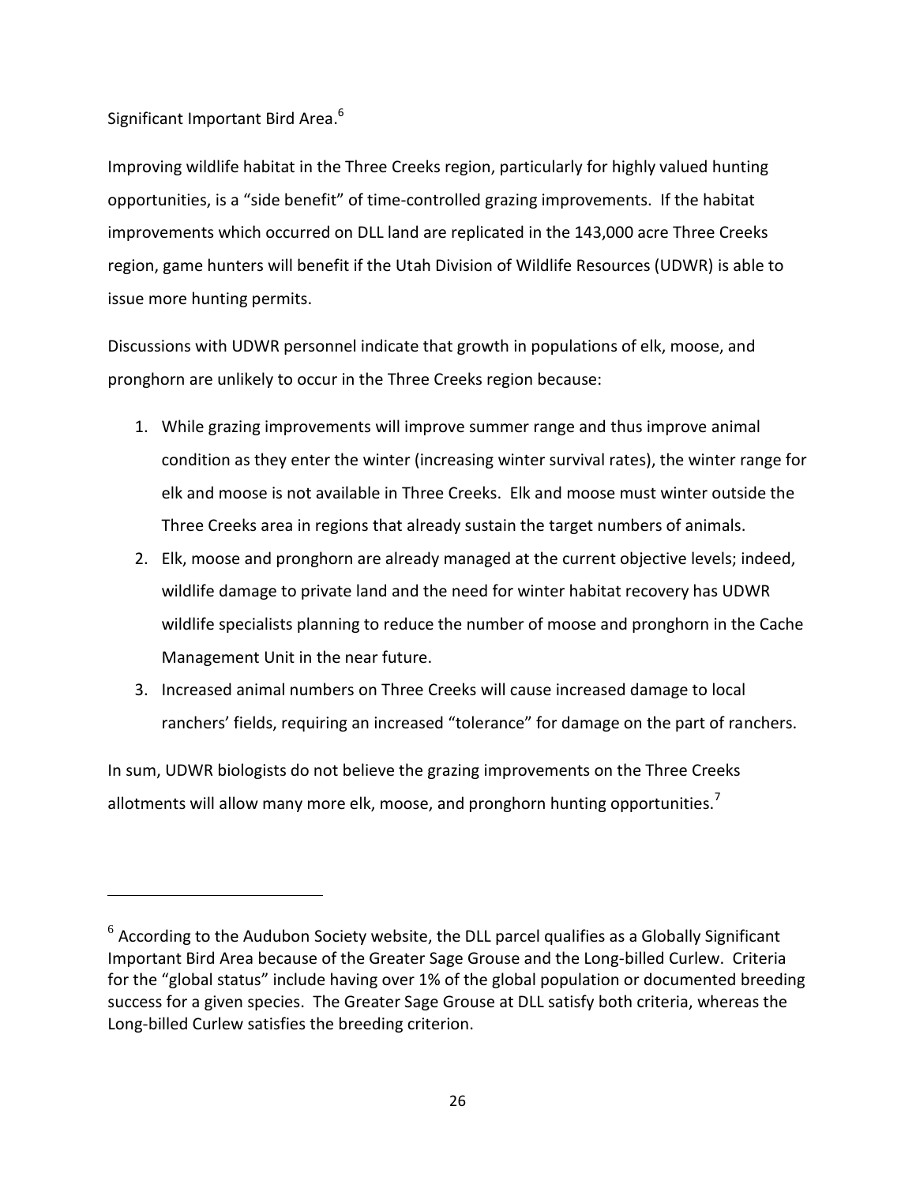Significant Important Bird Area.[6]

Improving wildlife habitat in the Three Creeks region, particularly for highly valued hunting opportunities, is a "side benefit" of time-controlled grazing improvements. If the habitat improvements which occurred on DLL land are replicated in the 143,000 acre Three Creeks region, game hunters will benefit if the Utah Division of Wildlife Resources (UDWR) is able to issue more hunting permits.

Discussions with UDWR personnel indicate that growth in populations of elk, moose, and pronghorn are unlikely to occur in the Three Creeks region because:

1. While grazing improvements will improve summer range and thus improve animal condition as they enter the winter (increasing winter survival rates), the winter range for elk and moose is not available in Three Creeks. Elk and moose must winter outside the Three Creeks area in regions that already sustain the target numbers of animals.
2. Elk, moose and pronghorn are already managed at the current objective levels; indeed, wildlife damage to private land and the need for winter habitat recovery has UDWR wildlife specialists planning to reduce the number of moose and pronghorn in the Cache Management Unit in the near future.
3. Increased animal numbers on Three Creeks will cause increased damage to local ranchers' fields, requiring an increased "tolerance" for damage on the part of ranchers.

In sum, UDWR biologists do not believe the grazing improvements on the Three Creeks allotments will allow many more elk, moose, and pronghorn hunting opportunities.[7]

---

[6] According to the Audubon Society website, the DLL parcel qualifies as a Globally Significant Important Bird Area because of the Greater Sage Grouse and the Long-billed Curlew. Criteria for the "global status" include having over 1% of the global population or documented breeding success for a given species. The Greater Sage Grouse at DLL satisfy both criteria, whereas the Long-billed Curlew satisfies the breeding criterion.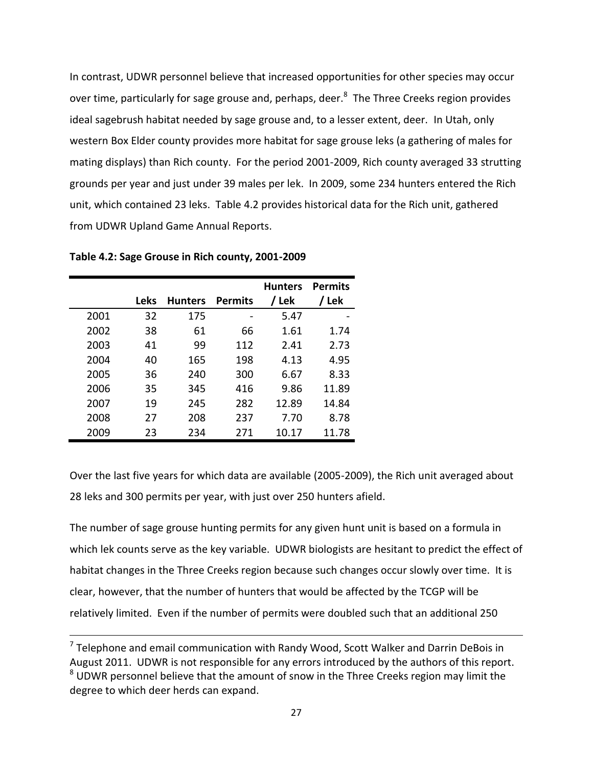In contrast, UDWR personnel believe that increased opportunities for other species may occur over time, particularly for sage grouse and, perhaps, deer.[8] The Three Creeks region provides ideal sagebrush habitat needed by sage grouse and, to a lesser extent, deer. In Utah, only western Box Elder county provides more habitat for sage grouse leks (a gathering of males for mating displays) than Rich county. For the period 2001-2009, Rich county averaged 33 strutting grounds per year and just under 39 males per lek. In 2009, some 234 hunters entered the Rich unit, which contained 23 leks. Table 4.2 provides historical data for the Rich unit, gathered from UDWR Upland Game Annual Reports.

**Table 4.2: Sage Grouse in Rich county, 2001-2009**

| | Leks | Hunters | Permits | Hunters / Lek | Permits / Lek |
|---|---|---|---|---|---|
| 2001 | 32 | 175 | - | 5.47 | - |
| 2002 | 38 | 61 | 66 | 1.61 | 1.74 |
| 2003 | 41 | 99 | 112 | 2.41 | 2.73 |
| 2004 | 40 | 165 | 198 | 4.13 | 4.95 |
| 2005 | 36 | 240 | 300 | 6.67 | 8.33 |
| 2006 | 35 | 345 | 416 | 9.86 | 11.89 |
| 2007 | 19 | 245 | 282 | 12.89 | 14.84 |
| 2008 | 27 | 208 | 237 | 7.70 | 8.78 |
| 2009 | 23 | 234 | 271 | 10.17 | 11.78 |

Over the last five years for which data are available (2005-2009), the Rich unit averaged about 28 leks and 300 permits per year, with just over 250 hunters afield.

The number of sage grouse hunting permits for any given hunt unit is based on a formula in which lek counts serve as the key variable. UDWR biologists are hesitant to predict the effect of habitat changes in the Three Creeks region because such changes occur slowly over time. It is clear, however, that the number of hunters that would be affected by the TCGP will be relatively limited. Even if the number of permits were doubled such that an additional 250

---

[7] Telephone and email communication with Randy Wood, Scott Walker and Darrin DeBois in August 2011. UDWR is not responsible for any errors introduced by the authors of this report.

[8] UDWR personnel believe that the amount of snow in the Three Creeks region may limit the degree to which deer herds can expand.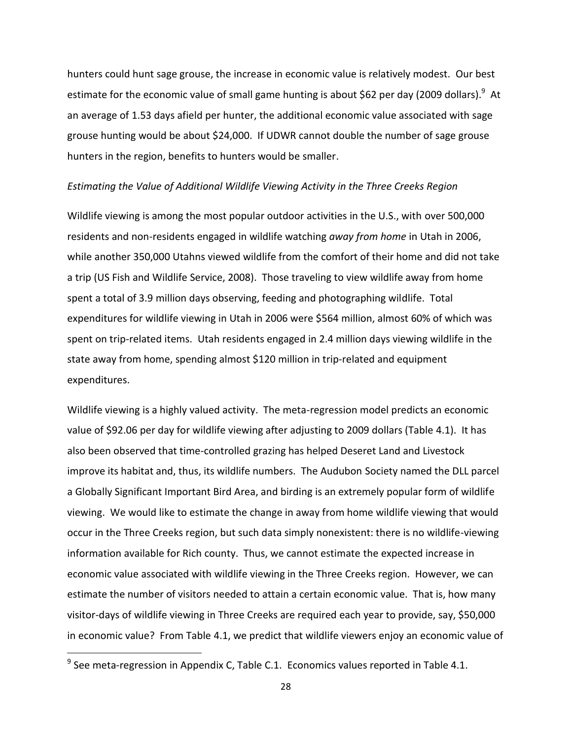hunters could hunt sage grouse, the increase in economic value is relatively modest. Our best estimate for the economic value of small game hunting is about \$62 per day (2009 dollars).[9] At an average of 1.53 days afield per hunter, the additional economic value associated with sage grouse hunting would be about \$24,000. If UDWR cannot double the number of sage grouse hunters in the region, benefits to hunters would be smaller.

*Estimating the Value of Additional Wildlife Viewing Activity in the Three Creeks Region*

Wildlife viewing is among the most popular outdoor activities in the U.S., with over 500,000 residents and non-residents engaged in wildlife watching *away from home* in Utah in 2006, while another 350,000 Utahns viewed wildlife from the comfort of their home and did not take a trip (US Fish and Wildlife Service, 2008). Those traveling to view wildlife away from home spent a total of 3.9 million days observing, feeding and photographing wildlife. Total expenditures for wildlife viewing in Utah in 2006 were \$564 million, almost 60% of which was spent on trip-related items. Utah residents engaged in 2.4 million days viewing wildlife in the state away from home, spending almost \$120 million in trip-related and equipment expenditures.

Wildlife viewing is a highly valued activity. The meta-regression model predicts an economic value of \$92.06 per day for wildlife viewing after adjusting to 2009 dollars (Table 4.1). It has also been observed that time-controlled grazing has helped Deseret Land and Livestock improve its habitat and, thus, its wildlife numbers. The Audubon Society named the DLL parcel a Globally Significant Important Bird Area, and birding is an extremely popular form of wildlife viewing. We would like to estimate the change in away from home wildlife viewing that would occur in the Three Creeks region, but such data simply nonexistent: there is no wildlife-viewing information available for Rich county. Thus, we cannot estimate the expected increase in economic value associated with wildlife viewing in the Three Creeks region. However, we can estimate the number of visitors needed to attain a certain economic value. That is, how many visitor-days of wildlife viewing in Three Creeks are required each year to provide, say, \$50,000 in economic value? From Table 4.1, we predict that wildlife viewers enjoy an economic value of

[9] See meta-regression in Appendix C, Table C.1. Economics values reported in Table 4.1.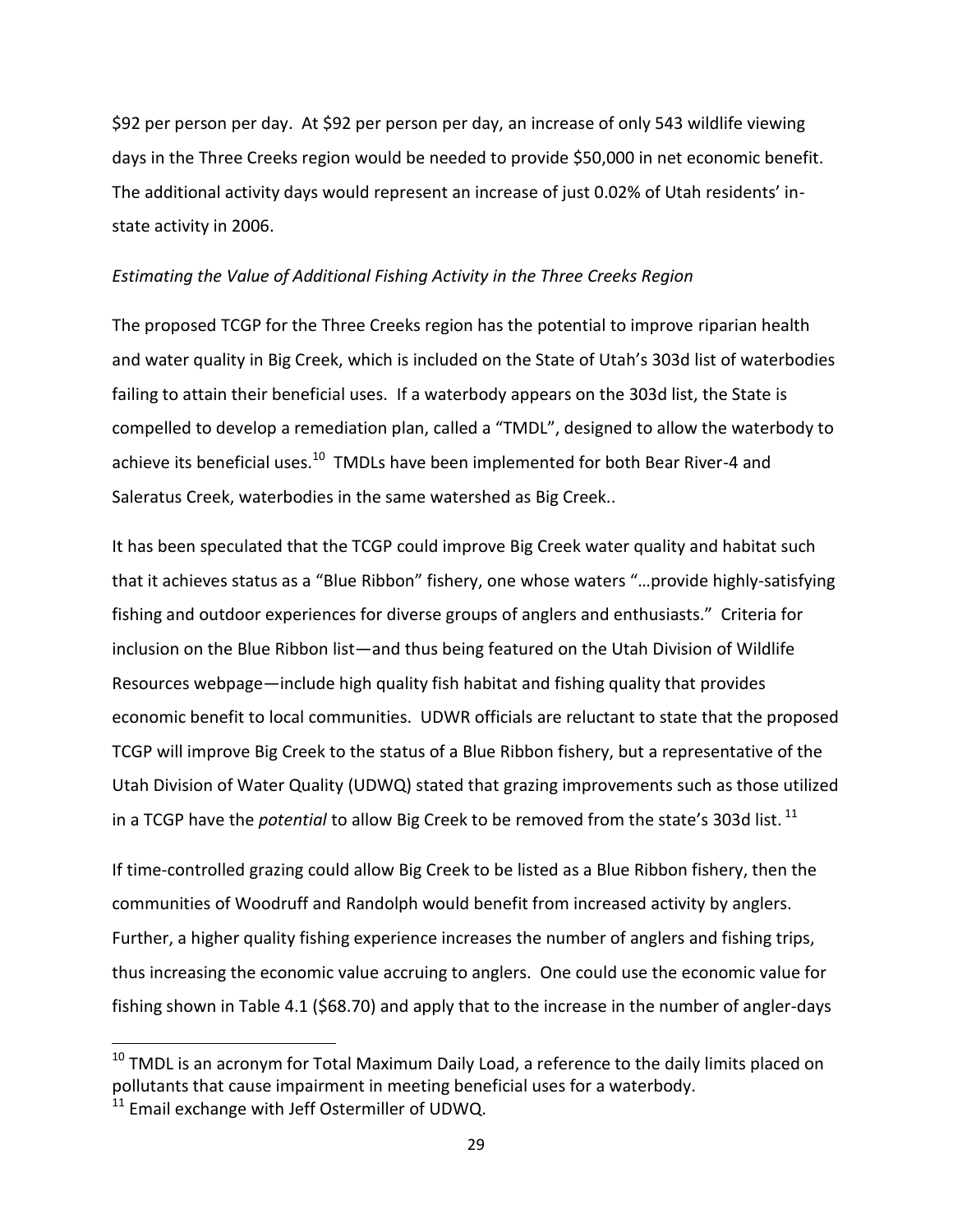$92 per person per day. At $92 per person per day, an increase of only 543 wildlife viewing days in the Three Creeks region would be needed to provide $50,000 in net economic benefit. The additional activity days would represent an increase of just 0.02% of Utah residents' in-state activity in 2006.

*Estimating the Value of Additional Fishing Activity in the Three Creeks Region*

The proposed TCGP for the Three Creeks region has the potential to improve riparian health and water quality in Big Creek, which is included on the State of Utah's 303d list of waterbodies failing to attain their beneficial uses. If a waterbody appears on the 303d list, the State is compelled to develop a remediation plan, called a "TMDL", designed to allow the waterbody to achieve its beneficial uses.[10] TMDLs have been implemented for both Bear River-4 and Saleratus Creek, waterbodies in the same watershed as Big Creek..

It has been speculated that the TCGP could improve Big Creek water quality and habitat such that it achieves status as a "Blue Ribbon" fishery, one whose waters "…provide highly-satisfying fishing and outdoor experiences for diverse groups of anglers and enthusiasts." Criteria for inclusion on the Blue Ribbon list—and thus being featured on the Utah Division of Wildlife Resources webpage—include high quality fish habitat and fishing quality that provides economic benefit to local communities. UDWR officials are reluctant to state that the proposed TCGP will improve Big Creek to the status of a Blue Ribbon fishery, but a representative of the Utah Division of Water Quality (UDWQ) stated that grazing improvements such as those utilized in a TCGP have the *potential* to allow Big Creek to be removed from the state's 303d list.[11]

If time-controlled grazing could allow Big Creek to be listed as a Blue Ribbon fishery, then the communities of Woodruff and Randolph would benefit from increased activity by anglers. Further, a higher quality fishing experience increases the number of anglers and fishing trips, thus increasing the economic value accruing to anglers. One could use the economic value for fishing shown in Table 4.1 ($68.70) and apply that to the increase in the number of angler-days

---

[10] TMDL is an acronym for Total Maximum Daily Load, a reference to the daily limits placed on pollutants that cause impairment in meeting beneficial uses for a waterbody.

[11] Email exchange with Jeff Ostermiller of UDWQ.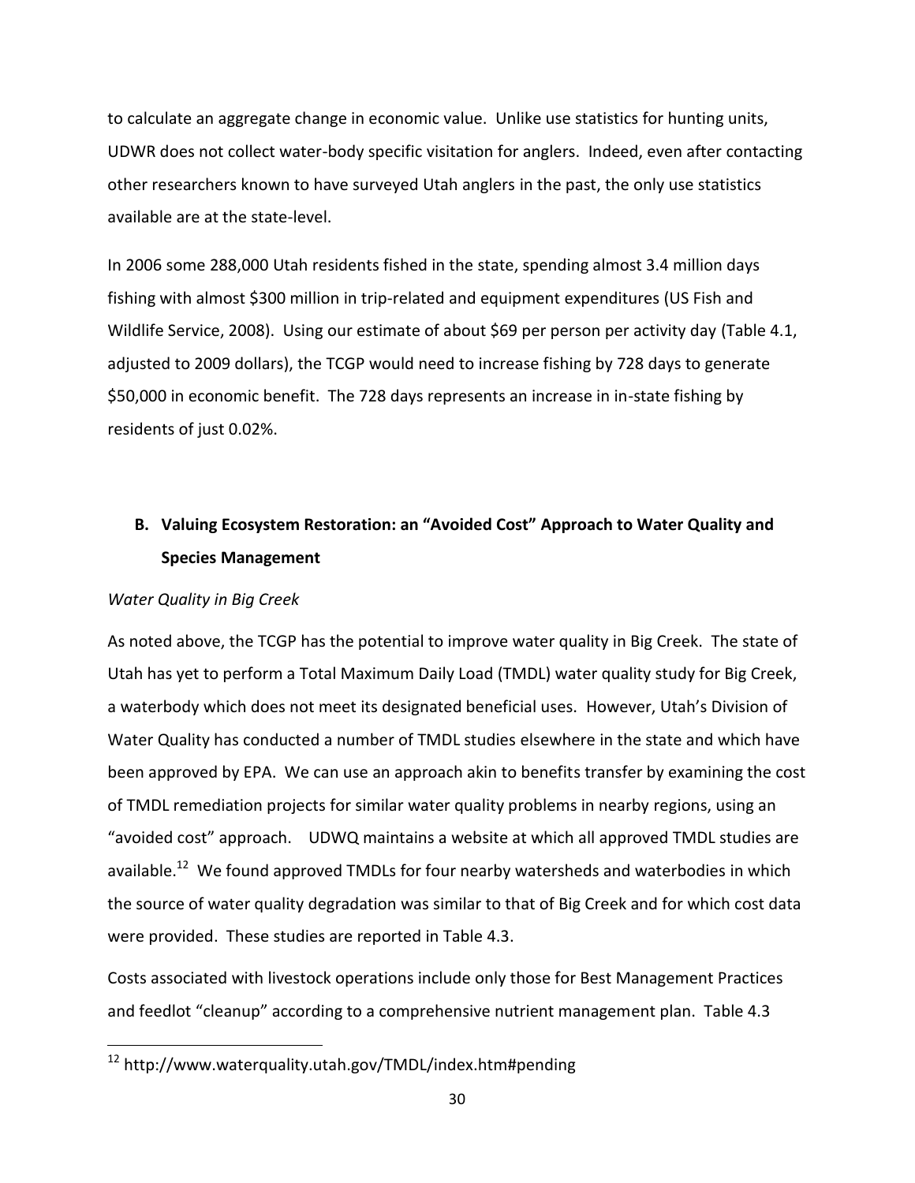to calculate an aggregate change in economic value. Unlike use statistics for hunting units, UDWR does not collect water-body specific visitation for anglers. Indeed, even after contacting other researchers known to have surveyed Utah anglers in the past, the only use statistics available are at the state-level.

In 2006 some 288,000 Utah residents fished in the state, spending almost 3.4 million days fishing with almost $300 million in trip-related and equipment expenditures (US Fish and Wildlife Service, 2008). Using our estimate of about $69 per person per activity day (Table 4.1, adjusted to 2009 dollars), the TCGP would need to increase fishing by 728 days to generate $50,000 in economic benefit. The 728 days represents an increase in in-state fishing by residents of just 0.02%.

## B. Valuing Ecosystem Restoration: an "Avoided Cost" Approach to Water Quality and Species Management

*Water Quality in Big Creek*

As noted above, the TCGP has the potential to improve water quality in Big Creek. The state of Utah has yet to perform a Total Maximum Daily Load (TMDL) water quality study for Big Creek, a waterbody which does not meet its designated beneficial uses. However, Utah's Division of Water Quality has conducted a number of TMDL studies elsewhere in the state and which have been approved by EPA. We can use an approach akin to benefits transfer by examining the cost of TMDL remediation projects for similar water quality problems in nearby regions, using an "avoided cost" approach. UDWQ maintains a website at which all approved TMDL studies are available.[12] We found approved TMDLs for four nearby watersheds and waterbodies in which the source of water quality degradation was similar to that of Big Creek and for which cost data were provided. These studies are reported in Table 4.3.

Costs associated with livestock operations include only those for Best Management Practices and feedlot "cleanup" according to a comprehensive nutrient management plan. Table 4.3

[12] http://www.waterquality.utah.gov/TMDL/index.htm#pending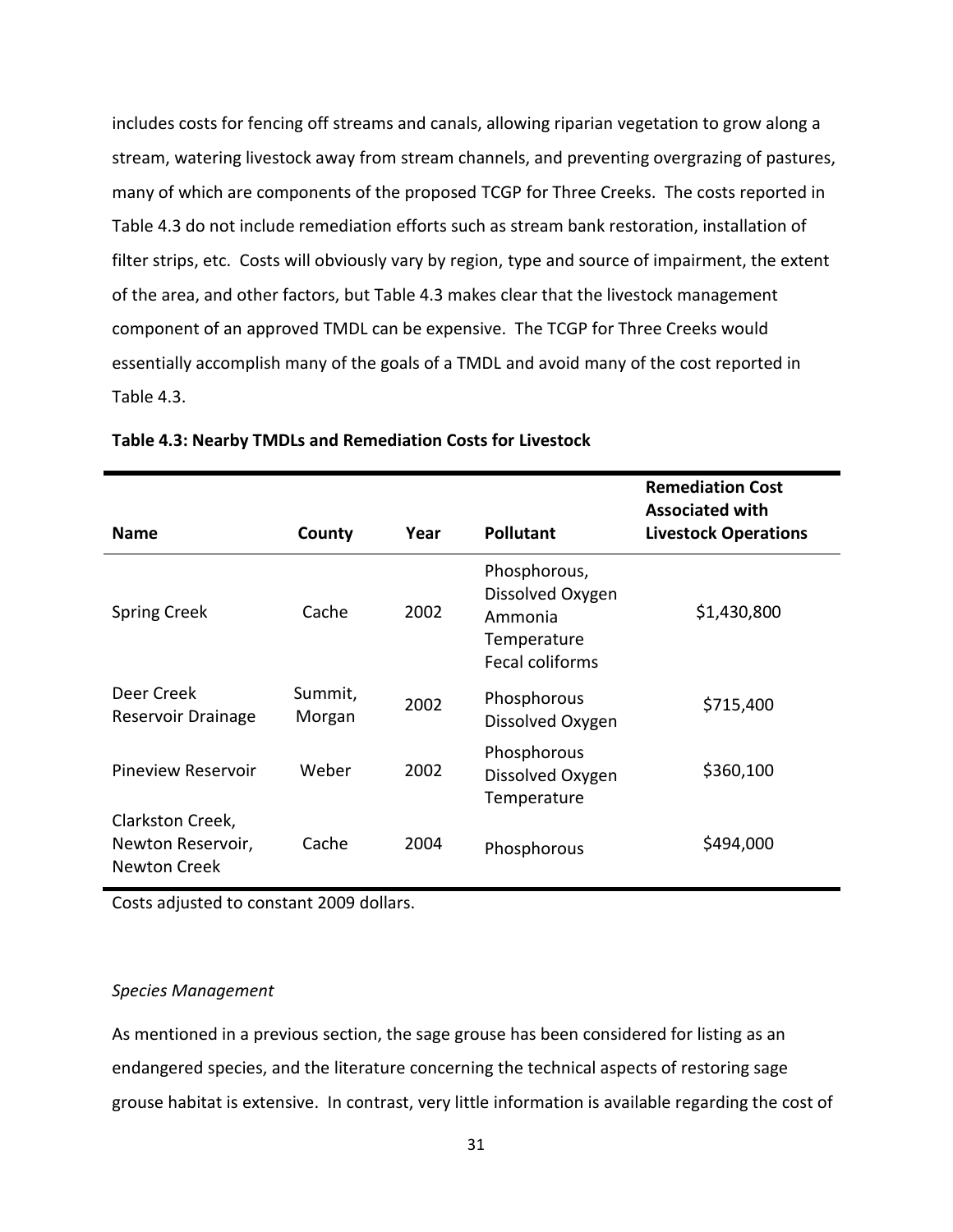includes costs for fencing off streams and canals, allowing riparian vegetation to grow along a stream, watering livestock away from stream channels, and preventing overgrazing of pastures, many of which are components of the proposed TCGP for Three Creeks. The costs reported in Table 4.3 do not include remediation efforts such as stream bank restoration, installation of filter strips, etc. Costs will obviously vary by region, type and source of impairment, the extent of the area, and other factors, but Table 4.3 makes clear that the livestock management component of an approved TMDL can be expensive. The TCGP for Three Creeks would essentially accomplish many of the goals of a TMDL and avoid many of the cost reported in Table 4.3.

**Table 4.3: Nearby TMDLs and Remediation Costs for Livestock**

| Name | County | Year | Pollutant | Remediation Cost Associated with Livestock Operations |
|---|---|---|---|---|
| Spring Creek | Cache | 2002 | Phosphorous, Dissolved Oxygen Ammonia Temperature Fecal coliforms | $1,430,800 |
| Deer Creek Reservoir Drainage | Summit, Morgan | 2002 | Phosphorous Dissolved Oxygen | $715,400 |
| Pineview Reservoir | Weber | 2002 | Phosphorous Dissolved Oxygen Temperature | $360,100 |
| Clarkston Creek, Newton Reservoir, Newton Creek | Cache | 2004 | Phosphorous | $494,000 |

Costs adjusted to constant 2009 dollars.

*Species Management*

As mentioned in a previous section, the sage grouse has been considered for listing as an endangered species, and the literature concerning the technical aspects of restoring sage grouse habitat is extensive. In contrast, very little information is available regarding the cost of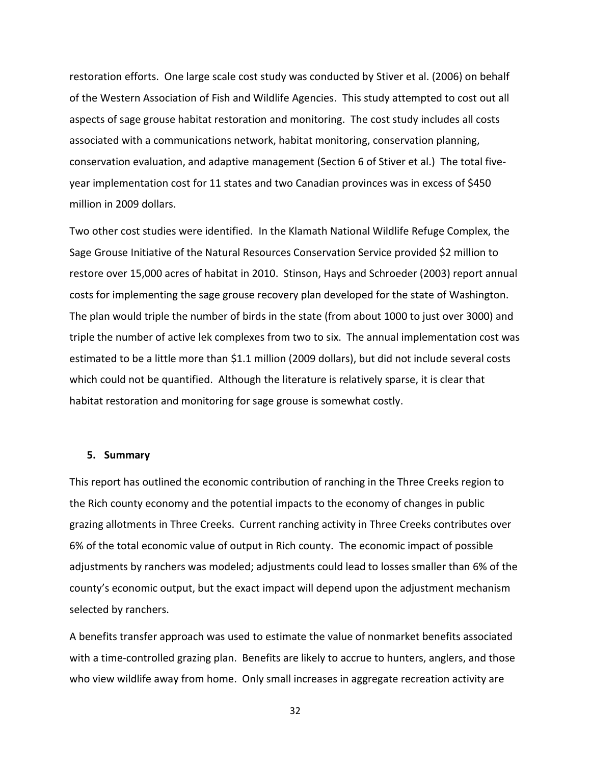restoration efforts. One large scale cost study was conducted by Stiver et al. (2006) on behalf of the Western Association of Fish and Wildlife Agencies. This study attempted to cost out all aspects of sage grouse habitat restoration and monitoring. The cost study includes all costs associated with a communications network, habitat monitoring, conservation planning, conservation evaluation, and adaptive management (Section 6 of Stiver et al.) The total five-year implementation cost for 11 states and two Canadian provinces was in excess of $450 million in 2009 dollars.

Two other cost studies were identified. In the Klamath National Wildlife Refuge Complex, the Sage Grouse Initiative of the Natural Resources Conservation Service provided $2 million to restore over 15,000 acres of habitat in 2010. Stinson, Hays and Schroeder (2003) report annual costs for implementing the sage grouse recovery plan developed for the state of Washington. The plan would triple the number of birds in the state (from about 1000 to just over 3000) and triple the number of active lek complexes from two to six. The annual implementation cost was estimated to be a little more than $1.1 million (2009 dollars), but did not include several costs which could not be quantified. Although the literature is relatively sparse, it is clear that habitat restoration and monitoring for sage grouse is somewhat costly.

## 5. Summary

This report has outlined the economic contribution of ranching in the Three Creeks region to the Rich county economy and the potential impacts to the economy of changes in public grazing allotments in Three Creeks. Current ranching activity in Three Creeks contributes over 6% of the total economic value of output in Rich county. The economic impact of possible adjustments by ranchers was modeled; adjustments could lead to losses smaller than 6% of the county's economic output, but the exact impact will depend upon the adjustment mechanism selected by ranchers.

A benefits transfer approach was used to estimate the value of nonmarket benefits associated with a time-controlled grazing plan. Benefits are likely to accrue to hunters, anglers, and those who view wildlife away from home. Only small increases in aggregate recreation activity are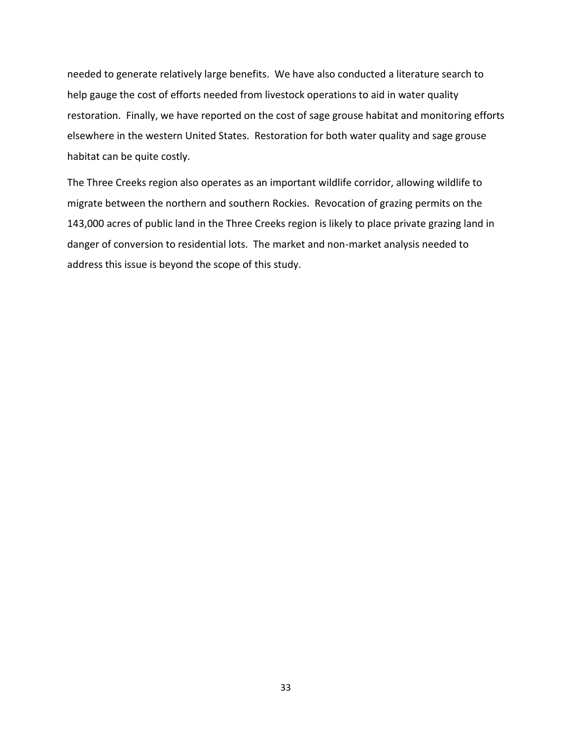needed to generate relatively large benefits. We have also conducted a literature search to help gauge the cost of efforts needed from livestock operations to aid in water quality restoration. Finally, we have reported on the cost of sage grouse habitat and monitoring efforts elsewhere in the western United States. Restoration for both water quality and sage grouse habitat can be quite costly.

The Three Creeks region also operates as an important wildlife corridor, allowing wildlife to migrate between the northern and southern Rockies. Revocation of grazing permits on the 143,000 acres of public land in the Three Creeks region is likely to place private grazing land in danger of conversion to residential lots. The market and non-market analysis needed to address this issue is beyond the scope of this study.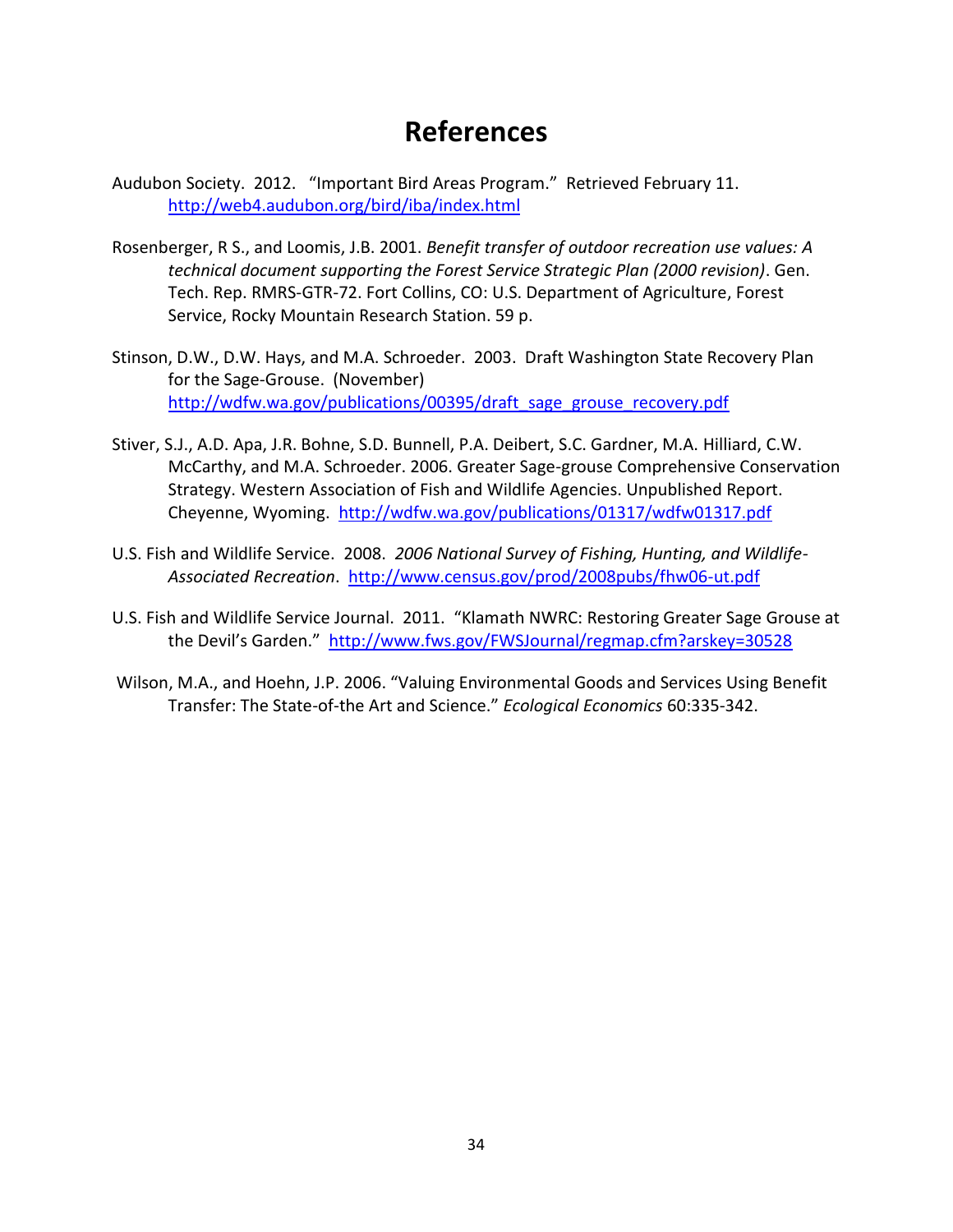# References

Audubon Society. 2012. "Important Bird Areas Program." Retrieved February 11. http://web4.audubon.org/bird/iba/index.html

Rosenberger, R S., and Loomis, J.B. 2001. *Benefit transfer of outdoor recreation use values: A technical document supporting the Forest Service Strategic Plan (2000 revision)*. Gen. Tech. Rep. RMRS-GTR-72. Fort Collins, CO: U.S. Department of Agriculture, Forest Service, Rocky Mountain Research Station. 59 p.

Stinson, D.W., D.W. Hays, and M.A. Schroeder. 2003. Draft Washington State Recovery Plan for the Sage-Grouse. (November) http://wdfw.wa.gov/publications/00395/draft_sage_grouse_recovery.pdf

Stiver, S.J., A.D. Apa, J.R. Bohne, S.D. Bunnell, P.A. Deibert, S.C. Gardner, M.A. Hilliard, C.W. McCarthy, and M.A. Schroeder. 2006. Greater Sage-grouse Comprehensive Conservation Strategy. Western Association of Fish and Wildlife Agencies. Unpublished Report. Cheyenne, Wyoming. http://wdfw.wa.gov/publications/01317/wdfw01317.pdf

U.S. Fish and Wildlife Service. 2008. *2006 National Survey of Fishing, Hunting, and Wildlife-Associated Recreation*. http://www.census.gov/prod/2008pubs/fhw06-ut.pdf

U.S. Fish and Wildlife Service Journal. 2011. "Klamath NWRC: Restoring Greater Sage Grouse at the Devil's Garden." http://www.fws.gov/FWSJournal/regmap.cfm?arskey=30528

Wilson, M.A., and Hoehn, J.P. 2006. "Valuing Environmental Goods and Services Using Benefit Transfer: The State-of-the Art and Science." *Ecological Economics* 60:335-342.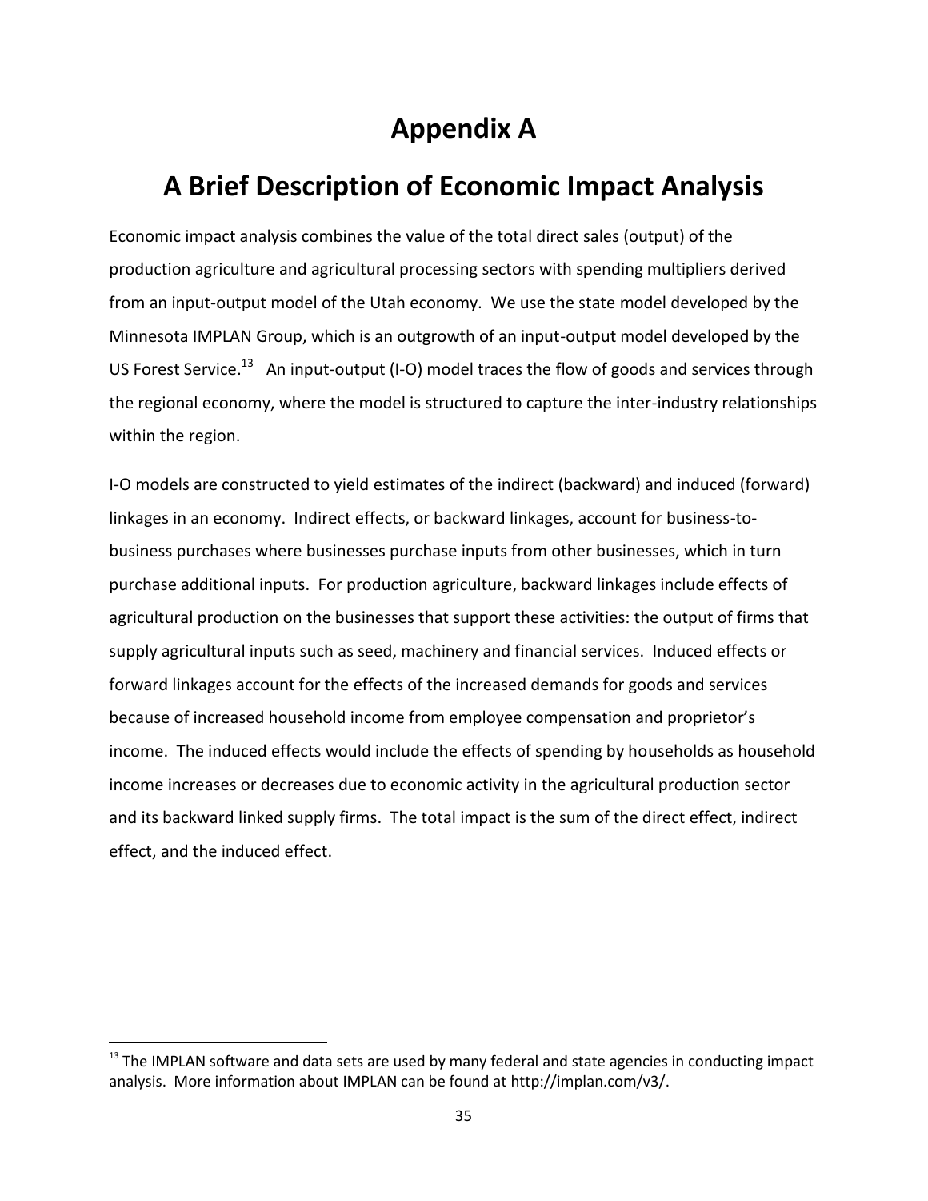# Appendix A

# A Brief Description of Economic Impact Analysis

Economic impact analysis combines the value of the total direct sales (output) of the production agriculture and agricultural processing sectors with spending multipliers derived from an input-output model of the Utah economy. We use the state model developed by the Minnesota IMPLAN Group, which is an outgrowth of an input-output model developed by the US Forest Service.[13] An input-output (I-O) model traces the flow of goods and services through the regional economy, where the model is structured to capture the inter-industry relationships within the region.

I-O models are constructed to yield estimates of the indirect (backward) and induced (forward) linkages in an economy. Indirect effects, or backward linkages, account for business-to-business purchases where businesses purchase inputs from other businesses, which in turn purchase additional inputs. For production agriculture, backward linkages include effects of agricultural production on the businesses that support these activities: the output of firms that supply agricultural inputs such as seed, machinery and financial services. Induced effects or forward linkages account for the effects of the increased demands for goods and services because of increased household income from employee compensation and proprietor's income. The induced effects would include the effects of spending by households as household income increases or decreases due to economic activity in the agricultural production sector and its backward linked supply firms. The total impact is the sum of the direct effect, indirect effect, and the induced effect.

---

[13] The IMPLAN software and data sets are used by many federal and state agencies in conducting impact analysis. More information about IMPLAN can be found at http://implan.com/v3/.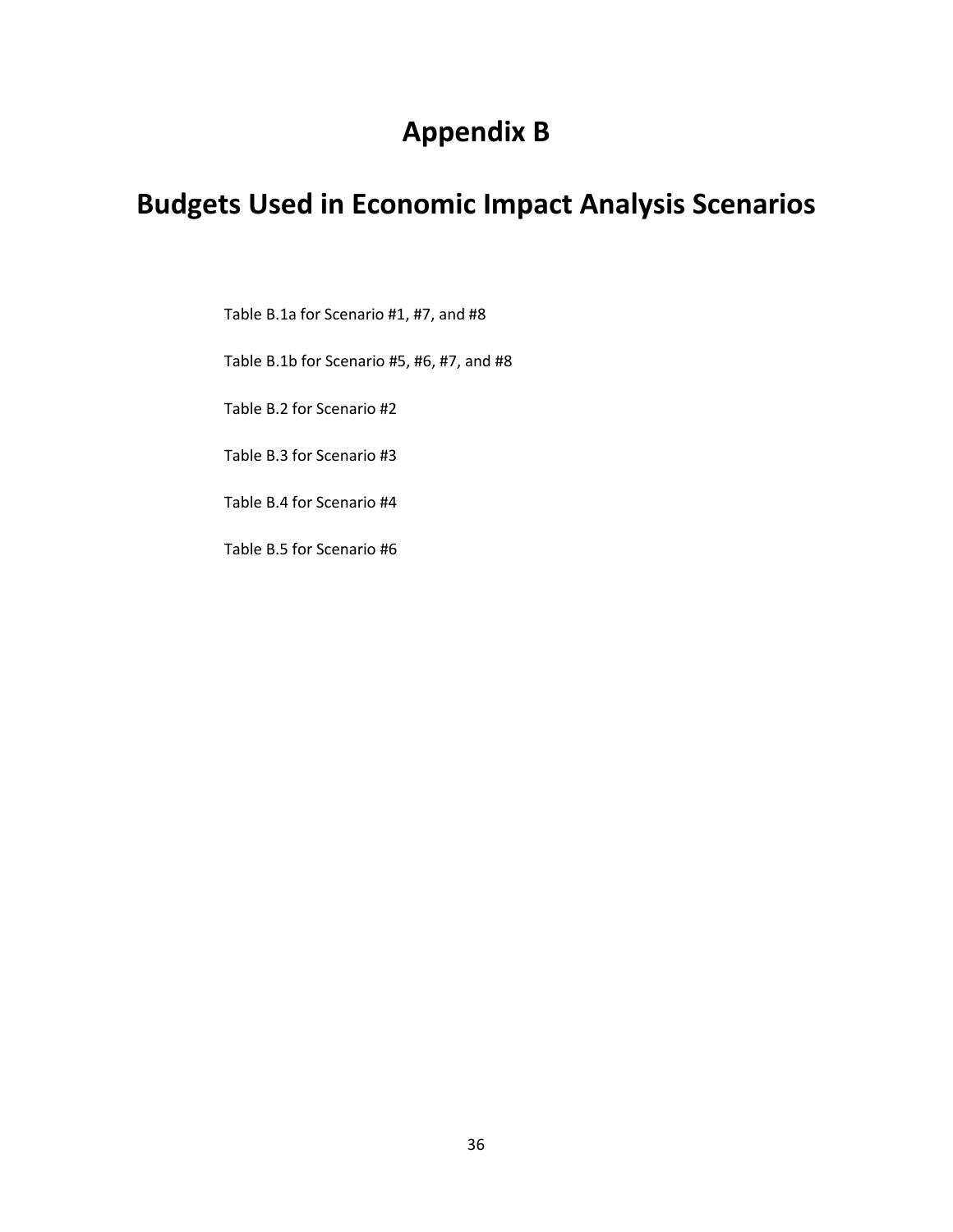# Appendix B

# Budgets Used in Economic Impact Analysis Scenarios

Table B.1a for Scenario #1, #7, and #8

Table B.1b for Scenario #5, #6, #7, and #8

Table B.2 for Scenario #2

Table B.3 for Scenario #3

Table B.4 for Scenario #4

Table B.5 for Scenario #6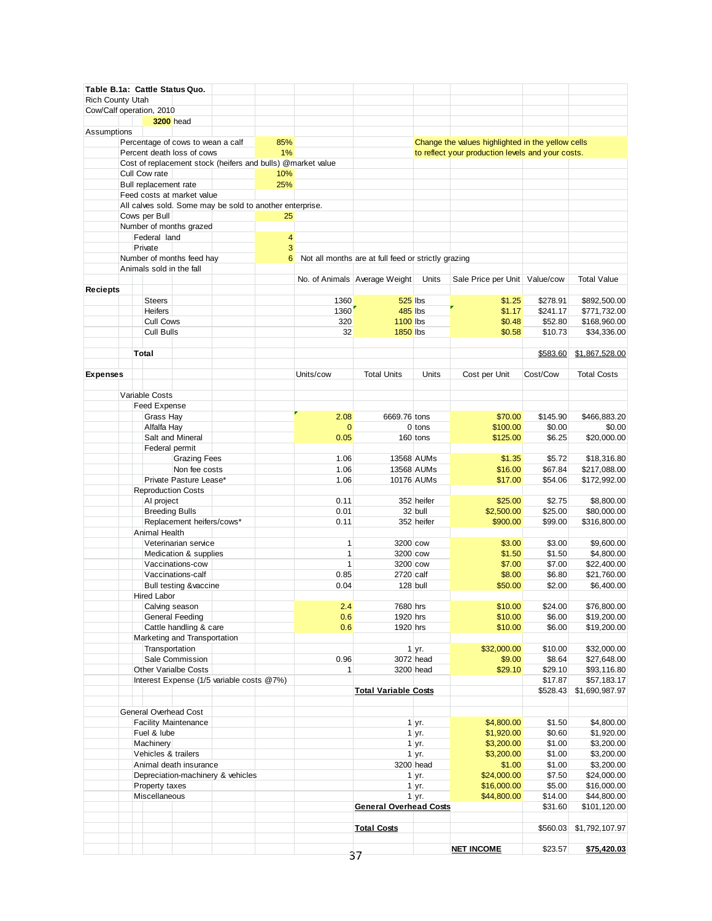**Table B.1a: Cattle Status Quo.**

Rich County Utah

Cow/Calf operation, 2010

**3200** head

Assumptions

| | | |
|---|---|---|
| Percentage of cows to wean a calf | 85% | |
| Percent death loss of cows | 1% | |
| Cost of replacement stock (heifers and bulls) @market value | | |
| Cull Cow rate | 10% | |
| Bull replacement rate | 25% | |
| Feed costs at market value | | |
| All calves sold. Some may be sold to another enterprise. | | |
| Cows per Bull | 25 | |
| Number of months grazed | | |
| Federal land | 4 | |
| Private | 3 | |
| Number of months feed hay | 6 | Not all months are at full feed or strictly grazing |
| Animals sold in the fall | | |

Change the values highlighted in the yellow cells to reflect your production levels and your costs.

| | No. of Animals | Average Weight | Units | Sale Price per Unit | Value/cow | Total Value |
|---|---|---|---|---|---|---|
| **Reciepts** | | | | | | |
| Steers | 1360 | 525 | lbs | $1.25 | $278.91 | $892,500.00 |
| Heifers | 1360 | 485 | lbs | $1.17 | $241.17 | $771,732.00 |
| Cull Cows | 320 | 1100 | lbs | $0.48 | $52.80 | $168,960.00 |
| Cull Bulls | 32 | 1850 | lbs | $0.58 | $10.73 | $34,336.00 |
| **Total** | | | | | $583.60 | $1,867,528.00 |

| **Expenses** | Units/cow | Total Units | Units | Cost per Unit | Cost/Cow | Total Costs |
|---|---|---|---|---|---|---|
| Variable Costs | | | | | | |
| Feed Expense | | | | | | |
| Grass Hay | 2.08 | 6669.76 | tons | $70.00 | $145.90 | $466,883.20 |
| Alfalfa Hay | 0 | 0 | tons | $100.00 | $0.00 | $0.00 |
| Salt and Mineral | 0.05 | 160 | tons | $125.00 | $6.25 | $20,000.00 |
| Federal permit | | | | | | |
| Grazing Fees | 1.06 | 13568 | AUMs | $1.35 | $5.72 | $18,316.80 |
| Non fee costs | 1.06 | 13568 | AUMs | $16.00 | $67.84 | $217,088.00 |
| Private Pasture Lease* | 1.06 | 10176 | AUMs | $17.00 | $54.06 | $172,992.00 |
| Reproduction Costs | | | | | | |
| AI project | 0.11 | 352 | heifer | $25.00 | $2.75 | $8,800.00 |
| Breeding Bulls | 0.01 | 32 | bull | $2,500.00 | $25.00 | $80,000.00 |
| Replacement heifers/cows* | 0.11 | 352 | heifer | $900.00 | $99.00 | $316,800.00 |
| Animal Health | | | | | | |
| Veterinarian service | 1 | 3200 | cow | $3.00 | $3.00 | $9,600.00 |
| Medication & supplies | 1 | 3200 | cow | $1.50 | $1.50 | $4,800.00 |
| Vaccinations-cow | 1 | 3200 | cow | $7.00 | $7.00 | $22,400.00 |
| Vaccinations-calf | 0.85 | 2720 | calf | $8.00 | $6.80 | $21,760.00 |
| Bull testing &vaccine | 0.04 | 128 | bull | $50.00 | $2.00 | $6,400.00 |
| Hired Labor | | | | | | |
| Calving season | 2.4 | 7680 | hrs | $10.00 | $24.00 | $76,800.00 |
| General Feeding | 0.6 | 1920 | hrs | $10.00 | $6.00 | $19,200.00 |
| Cattle handling & care | 0.6 | 1920 | hrs | $10.00 | $6.00 | $19,200.00 |
| Marketing and Transportation | | | | | | |
| Transportation | | 1 | yr. | $32,000.00 | $10.00 | $32,000.00 |
| Sale Commission | 0.96 | 3072 | head | $9.00 | $8.64 | $27,648.00 |
| Other Varialbe Costs | 1 | 3200 | head | $29.10 | $29.10 | $93,116.80 |
| Interest Expense (1/5 variable costs @7%) | | | | | $17.87 | $57,183.17 |
| | | **Total Variable Costs** | | | $528.43 | $1,690,987.97 |
| General Overhead Cost | | | | | | |
| Facility Maintenance | | 1 | yr. | $4,800.00 | $1.50 | $4,800.00 |
| Fuel & lube | | 1 | yr. | $1,920.00 | $0.60 | $1,920.00 |
| Machinery | | 1 | yr. | $3,200.00 | $1.00 | $3,200.00 |
| Vehicles & trailers | | 1 | yr. | $3,200.00 | $1.00 | $3,200.00 |
| Animal death insurance | | 3200 | head | $1.00 | $1.00 | $3,200.00 |
| Depreciation-machinery & vehicles | | 1 | yr. | $24,000.00 | $7.50 | $24,000.00 |
| Property taxes | | 1 | yr. | $16,000.00 | $5.00 | $16,000.00 |
| Miscellaneous | | 1 | yr. | $44,800.00 | $14.00 | $44,800.00 |
| | | **General Overhead Costs** | | | $31.60 | $101,120.00 |
| | | **Total Costs** | | | $560.03 | $1,792,107.97 |
| | | | | **NET INCOME** | $23.57 | **$75,420.03** |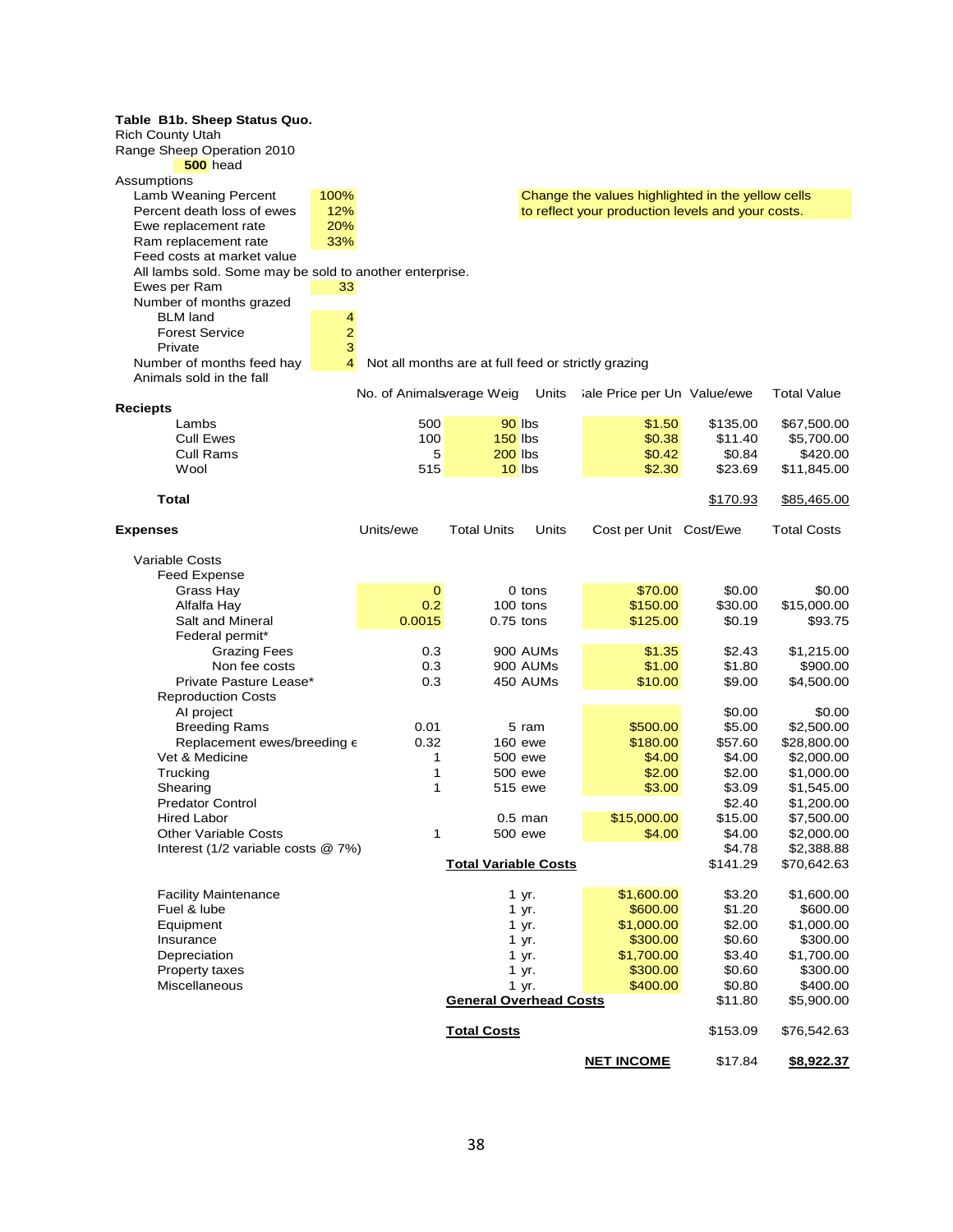**Table B1b. Sheep Status Quo.**

Rich County Utah

Range Sheep Operation 2010

**500** head

Assumptions

| | | |
|---|---|---|
| Lamb Weaning Percent | 100% | Change the values highlighted in the yellow cells to reflect your production levels and your costs. |
| Percent death loss of ewes | 12% | |
| Ewe replacement rate | 20% | |
| Ram replacement rate | 33% | |
| Feed costs at market value | | |
| All lambs sold. Some may be sold to another enterprise. | | |
| Ewes per Ram | 33 | |
| Number of months grazed | | |
| BLM land | 4 | |
| Forest Service | 2 | |
| Private | 3 | |
| Number of months feed hay | 4 | Not all months are at full feed or strictly grazing |
| Animals sold in the fall | | |

| | No. of Animals | Average Weight | Units | Sale Price per Unit | Value/ewe | Total Value |
|---|---|---|---|---|---|---|
| **Reciepts** | | | | | | |
| Lambs | 500 | 90 | lbs | $1.50 | $135.00 | $67,500.00 |
| Cull Ewes | 100 | 150 | lbs | $0.38 | $11.40 | $5,700.00 |
| Cull Rams | 5 | 200 | lbs | $0.42 | $0.84 | $420.00 |
| Wool | 515 | 10 | lbs | $2.30 | $23.69 | $11,845.00 |
| **Total** | | | | | $170.93 | $85,465.00 |

| **Expenses** | Units/ewe | Total Units | Units | Cost per Unit | Cost/Ewe | Total Costs |
|---|---|---|---|---|---|---|
| Variable Costs | | | | | | |
| Feed Expense | | | | | | |
| Grass Hay | 0 | 0 | tons | $70.00 | $0.00 | $0.00 |
| Alfalfa Hay | 0.2 | 100 | tons | $150.00 | $30.00 | $15,000.00 |
| Salt and Mineral | 0.0015 | 0.75 | tons | $125.00 | $0.19 | $93.75 |
| Federal permit* | | | | | | |
| Grazing Fees | 0.3 | 900 | AUMs | $1.35 | $2.43 | $1,215.00 |
| Non fee costs | 0.3 | 900 | AUMs | $1.00 | $1.80 | $900.00 |
| Private Pasture Lease* | 0.3 | 450 | AUMs | $10.00 | $9.00 | $4,500.00 |
| Reproduction Costs | | | | | | |
| AI project | | | | | $0.00 | $0.00 |
| Breeding Rams | 0.01 | 5 | ram | $500.00 | $5.00 | $2,500.00 |
| Replacement ewes/breeding e | 0.32 | 160 | ewe | $180.00 | $57.60 | $28,800.00 |
| Vet & Medicine | 1 | 500 | ewe | $4.00 | $4.00 | $2,000.00 |
| Trucking | 1 | 500 | ewe | $2.00 | $2.00 | $1,000.00 |
| Shearing | 1 | 515 | ewe | $3.00 | $3.09 | $1,545.00 |
| Predator Control | | | | | $2.40 | $1,200.00 |
| Hired Labor | | 0.5 | man | $15,000.00 | $15.00 | $7,500.00 |
| Other Variable Costs | 1 | 500 | ewe | $4.00 | $4.00 | $2,000.00 |
| Interest (1/2 variable costs @ 7%) | | | | | $4.78 | $2,388.88 |
| | | **Total Variable Costs** | | | $141.29 | $70,642.63 |
| Facility Maintenance | | 1 | yr. | $1,600.00 | $3.20 | $1,600.00 |
| Fuel & lube | | 1 | yr. | $600.00 | $1.20 | $600.00 |
| Equipment | | 1 | yr. | $1,000.00 | $2.00 | $1,000.00 |
| Insurance | | 1 | yr. | $300.00 | $0.60 | $300.00 |
| Depreciation | | 1 | yr. | $1,700.00 | $3.40 | $1,700.00 |
| Property taxes | | 1 | yr. | $300.00 | $0.60 | $300.00 |
| Miscellaneous | | 1 | yr. | $400.00 | $0.80 | $400.00 |
| | | **General Overhead Costs** | | | $11.80 | $5,900.00 |
| | | **Total Costs** | | | $153.09 | $76,542.63 |
| | | | | **NET INCOME** | $17.84 | **$8,922.37** |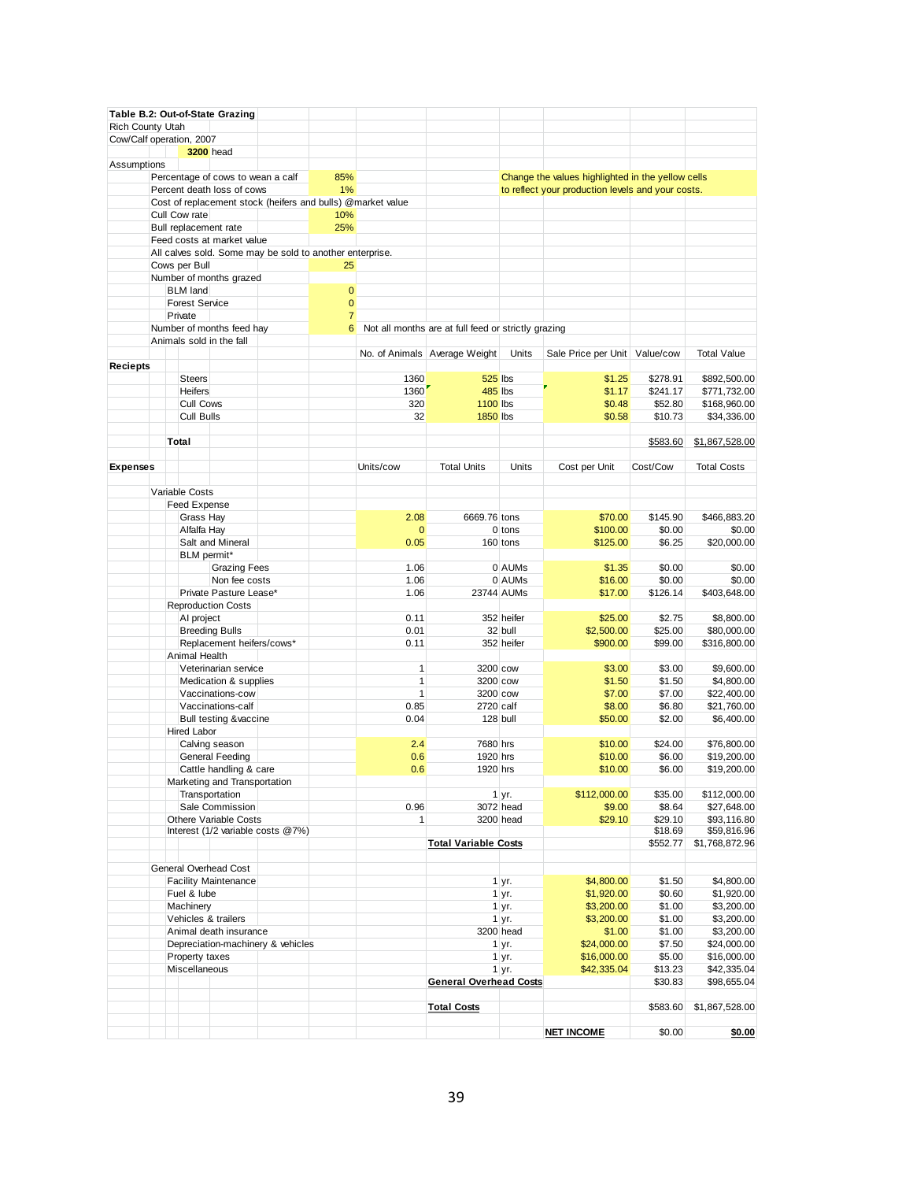**Table B.2: Out-of-State Grazing**

Rich County Utah

Cow/Calf operation, 2007

3200 head

Assumptions

| Assumption | Value |
|---|---|
| Percentage of cows to wean a calf | 85% |
| Percent death loss of cows | 1% |
| Cost of replacement stock (heifers and bulls) @market value | |
| Cull Cow rate | 10% |
| Bull replacement rate | 25% |
| Feed costs at market value | |
| All calves sold. Some may be sold to another enterprise. | |
| Cows per Bull | 25 |
| Number of months grazed | |
| BLM land | 0 |
| Forest Service | 0 |
| Private | 7 |
| Number of months feed hay | 6 |
| Animals sold in the fall | |

Not all months are at full feed or strictly grazing

Change the values highlighted in the yellow cells to reflect your production levels and your costs.

| Reciepts | No. of Animals | Average Weight | Units | Sale Price per Unit | Value/cow | Total Value |
|---|---|---|---|---|---|---|
| Steers | 1360 | 525 | lbs | $1.25 | $278.91 | $892,500.00 |
| Heifers | 1360 | 485 | lbs | $1.17 | $241.17 | $771,732.00 |
| Cull Cows | 320 | 1100 | lbs | $0.48 | $52.80 | $168,960.00 |
| Cull Bulls | 32 | 1850 | lbs | $0.58 | $10.73 | $34,336.00 |
| **Total** | | | | | $583.60 | $1,867,528.00 |

| Expenses | Units/cow | Total Units | Units | Cost per Unit | Cost/Cow | Total Costs |
|---|---|---|---|---|---|---|
| Variable Costs | | | | | | |
| Feed Expense | | | | | | |
| Grass Hay | 2.08 | 6669.76 | tons | $70.00 | $145.90 | $466,883.20 |
| Alfalfa Hay | 0 | 0 | tons | $100.00 | $0.00 | $0.00 |
| Salt and Mineral | 0.05 | 160 | tons | $125.00 | $6.25 | $20,000.00 |
| BLM permit* | | | | | | |
| Grazing Fees | 1.06 | 0 | AUMs | $1.35 | $0.00 | $0.00 |
| Non fee costs | 1.06 | 0 | AUMs | $16.00 | $0.00 | $0.00 |
| Private Pasture Lease* | 1.06 | 23744 | AUMs | $17.00 | $126.14 | $403,648.00 |
| Reproduction Costs | | | | | | |
| AI project | 0.11 | 352 | heifer | $25.00 | $2.75 | $8,800.00 |
| Breeding Bulls | 0.01 | 32 | bull | $2,500.00 | $25.00 | $80,000.00 |
| Replacement heifers/cows* | 0.11 | 352 | heifer | $900.00 | $99.00 | $316,800.00 |
| Animal Health | | | | | | |
| Veterinarian service | 1 | 3200 | cow | $3.00 | $3.00 | $9,600.00 |
| Medication & supplies | 1 | 3200 | cow | $1.50 | $1.50 | $4,800.00 |
| Vaccinations-cow | 1 | 3200 | cow | $7.00 | $7.00 | $22,400.00 |
| Vaccinations-calf | 0.85 | 2720 | calf | $8.00 | $6.80 | $21,760.00 |
| Bull testing &vaccine | 0.04 | 128 | bull | $50.00 | $2.00 | $6,400.00 |
| Hired Labor | | | | | | |
| Calving season | 2.4 | 7680 | hrs | $10.00 | $24.00 | $76,800.00 |
| General Feeding | 0.6 | 1920 | hrs | $10.00 | $6.00 | $19,200.00 |
| Cattle handling & care | 0.6 | 1920 | hrs | $10.00 | $6.00 | $19,200.00 |
| Marketing and Transportation | | | | | | |
| Transportation | | 1 | yr. | $112,000.00 | $35.00 | $112,000.00 |
| Sale Commission | 0.96 | 3072 | head | $9.00 | $8.64 | $27,648.00 |
| Othere Variable Costs | 1 | 3200 | head | $29.10 | $29.10 | $93,116.80 |
| Interest (1/2 variable costs @7%) | | | | | $18.69 | $59,816.96 |
| | | **Total Variable Costs** | | | $552.77 | $1,768,872.96 |
| General Overhead Cost | | | | | | |
| Facility Maintenance | | 1 | yr. | $4,800.00 | $1.50 | $4,800.00 |
| Fuel & lube | | 1 | yr. | $1,920.00 | $0.60 | $1,920.00 |
| Machinery | | 1 | yr. | $3,200.00 | $1.00 | $3,200.00 |
| Vehicles & trailers | | 1 | yr. | $3,200.00 | $1.00 | $3,200.00 |
| Animal death insurance | | 3200 | head | $1.00 | $1.00 | $3,200.00 |
| Depreciation-machinery & vehicles | | 1 | yr. | $24,000.00 | $7.50 | $24,000.00 |
| Property taxes | | 1 | yr. | $16,000.00 | $5.00 | $16,000.00 |
| Miscellaneous | | 1 | yr. | $42,335.04 | $13.23 | $42,335.04 |
| | | **General Overhead Costs** | | | $30.83 | $98,655.04 |
| | | **Total Costs** | | | $583.60 | $1,867,528.00 |
| | | | | **NET INCOME** | $0.00 | **$0.00** |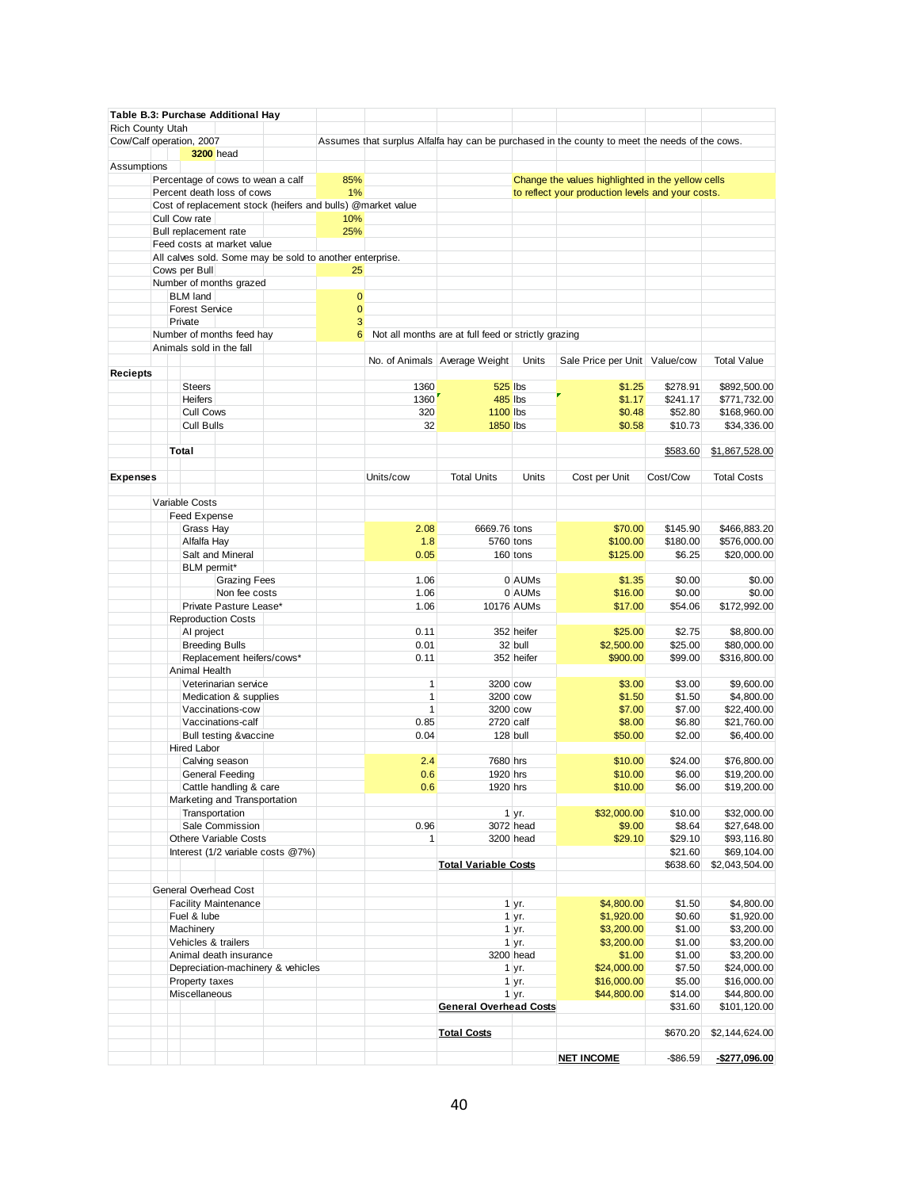**Table B.3: Purchase Additional Hay**

Rich County Utah

Cow/Calf operation, 2007 — Assumes that surplus Alfalfa hay can be purchased in the county to meet the needs of the cows.

**3200** head

Assumptions

| | | |
|---|---|---|
| Percentage of cows to wean a calf | 85% | Change the values highlighted in the yellow cells to reflect your production levels and your costs. |
| Percent death loss of cows | 1% | |
| Cost of replacement stock (heifers and bulls) @market value | | |
| Cull Cow rate | 10% | |
| Bull replacement rate | 25% | |
| Feed costs at market value | | |
| All calves sold. Some may be sold to another enterprise. | | |
| Cows per Bull | 25 | |
| Number of months grazed | | |
| BLM land | 0 | |
| Forest Service | 0 | |
| Private | 3 | |
| Number of months feed hay | 6 | Not all months are at full feed or strictly grazing |
| Animals sold in the fall | | |

| | No. of Animals | Average Weight | Units | Sale Price per Unit | Value/cow | Total Value |
|---|---|---|---|---|---|---|
| **Reciepts** | | | | | | |
| Steers | 1360 | 525 | lbs | $1.25 | $278.91 | $892,500.00 |
| Heifers | 1360 | 485 | lbs | $1.17 | $241.17 | $771,732.00 |
| Cull Cows | 320 | 1100 | lbs | $0.48 | $52.80 | $168,960.00 |
| Cull Bulls | 32 | 1850 | lbs | $0.58 | $10.73 | $34,336.00 |
| **Total** | | | | | $583.60 | $1,867,528.00 |

| **Expenses** | Units/cow | Total Units | Units | Cost per Unit | Cost/Cow | Total Costs |
|---|---|---|---|---|---|---|
| Variable Costs | | | | | | |
| Feed Expense | | | | | | |
| Grass Hay | 2.08 | 6669.76 | tons | $70.00 | $145.90 | $466,883.20 |
| Alfalfa Hay | 1.8 | 5760 | tons | $100.00 | $180.00 | $576,000.00 |
| Salt and Mineral | 0.05 | 160 | tons | $125.00 | $6.25 | $20,000.00 |
| BLM permit* | | | | | | |
| Grazing Fees | 1.06 | 0 | AUMs | $1.35 | $0.00 | $0.00 |
| Non fee costs | 1.06 | 0 | AUMs | $16.00 | $0.00 | $0.00 |
| Private Pasture Lease* | 1.06 | 10176 | AUMs | $17.00 | $54.06 | $172,992.00 |
| Reproduction Costs | | | | | | |
| AI project | 0.11 | 352 | heifer | $25.00 | $2.75 | $8,800.00 |
| Breeding Bulls | 0.01 | 32 | bull | $2,500.00 | $25.00 | $80,000.00 |
| Replacement heifers/cows* | 0.11 | 352 | heifer | $900.00 | $99.00 | $316,800.00 |
| Animal Health | | | | | | |
| Veterinarian service | 1 | 3200 | cow | $3.00 | $3.00 | $9,600.00 |
| Medication & supplies | 1 | 3200 | cow | $1.50 | $1.50 | $4,800.00 |
| Vaccinations-cow | 1 | 3200 | cow | $7.00 | $7.00 | $22,400.00 |
| Vaccinations-calf | 0.85 | 2720 | calf | $8.00 | $6.80 | $21,760.00 |
| Bull testing &vaccine | 0.04 | 128 | bull | $50.00 | $2.00 | $6,400.00 |
| Hired Labor | | | | | | |
| Calving season | 2.4 | 7680 | hrs | $10.00 | $24.00 | $76,800.00 |
| General Feeding | 0.6 | 1920 | hrs | $10.00 | $6.00 | $19,200.00 |
| Cattle handling & care | 0.6 | 1920 | hrs | $10.00 | $6.00 | $19,200.00 |
| Marketing and Transportation | | | | | | |
| Transportation | | 1 | yr. | $32,000.00 | $10.00 | $32,000.00 |
| Sale Commission | 0.96 | 3072 | head | $9.00 | $8.64 | $27,648.00 |
| Othere Variable Costs | 1 | 3200 | head | $29.10 | $29.10 | $93,116.80 |
| Interest (1/2 variable costs @7%) | | | | | $21.60 | $69,104.00 |
| | | **Total Variable Costs** | | | $638.60 | $2,043,504.00 |
| General Overhead Cost | | | | | | |
| Facility Maintenance | | 1 | yr. | $4,800.00 | $1.50 | $4,800.00 |
| Fuel & lube | | 1 | yr. | $1,920.00 | $0.60 | $1,920.00 |
| Machinery | | 1 | yr. | $3,200.00 | $1.00 | $3,200.00 |
| Vehicles & trailers | | 1 | yr. | $3,200.00 | $1.00 | $3,200.00 |
| Animal death insurance | | 3200 | head | $1.00 | $1.00 | $3,200.00 |
| Depreciation-machinery & vehicles | | 1 | yr. | $24,000.00 | $7.50 | $24,000.00 |
| Property taxes | | 1 | yr. | $16,000.00 | $5.00 | $16,000.00 |
| Miscellaneous | | 1 | yr. | $44,800.00 | $14.00 | $44,800.00 |
| | | **General Overhead Costs** | | | $31.60 | $101,120.00 |
| | | **Total Costs** | | | $670.20 | $2,144,624.00 |
| | | | | **NET INCOME** | -$86.59 | **-$277,096.00** |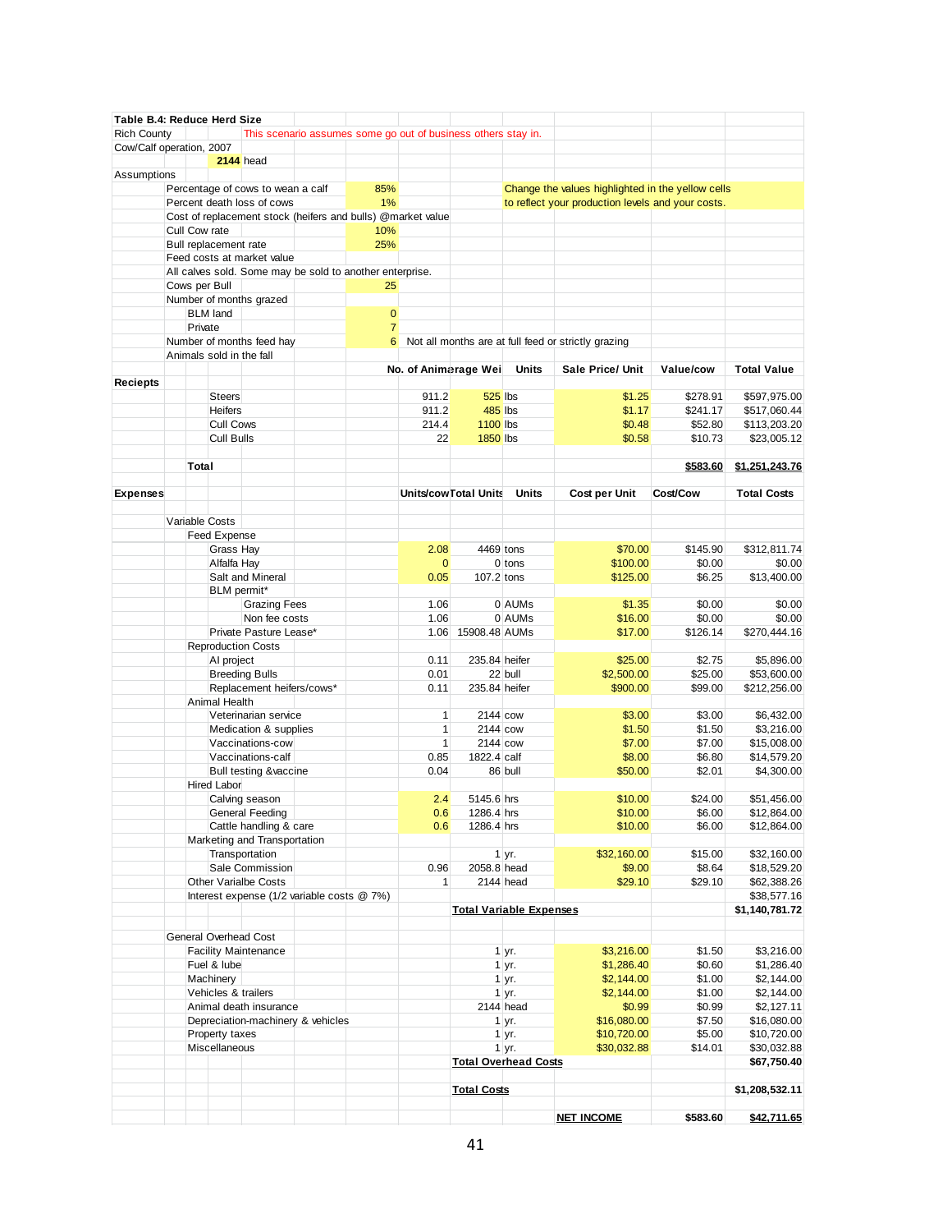**Table B.4: Reduce Herd Size**

Rich County — This scenario assumes some go out of business others stay in.

Cow/Calf operation, 2007

**2144** head

Assumptions

| | | | |
|---|---|---|---|
| Percentage of cows to wean a calf | 85% | | Change the values highlighted in the yellow cells to reflect your production levels and your costs. |
| Percent death loss of cows | 1% | | |
| Cost of replacement stock (heifers and bulls) @market value | | | |
| Cull Cow rate | 10% | | |
| Bull replacement rate | 25% | | |
| Feed costs at market value | | | |
| All calves sold. Some may be sold to another enterprise. | | | |
| Cows per Bull | 25 | | |
| Number of months grazed | | | |
| BLM land | 0 | | |
| Private | 7 | | |
| Number of months feed hay | 6 | Not all months are at full feed or strictly grazing | |
| Animals sold in the fall | | | |

| | No. of Animals | Average Weight | Units | Sale Price/ Unit | Value/cow | Total Value |
|---|---|---|---|---|---|---|
| **Reciepts** | | | | | | |
| Steers | 911.2 | 525 | lbs | $1.25 | $278.91 | $597,975.00 |
| Heifers | 911.2 | 485 | lbs | $1.17 | $241.17 | $517,060.44 |
| Cull Cows | 214.4 | 1100 | lbs | $0.48 | $52.80 | $113,203.20 |
| Cull Bulls | 22 | 1850 | lbs | $0.58 | $10.73 | $23,005.12 |
| | | | | | | |
| **Total** | | | | | **$583.60** | **$1,251,243.76** |

| **Expenses** | Units/cow | Total Units | Units | Cost per Unit | Cost/Cow | Total Costs |
|---|---|---|---|---|---|---|
| Variable Costs | | | | | | |
| Feed Expense | | | | | | |
| Grass Hay | 2.08 | 4469 | tons | $70.00 | $145.90 | $312,811.74 |
| Alfalfa Hay | 0 | 0 | tons | $100.00 | $0.00 | $0.00 |
| Salt and Mineral | 0.05 | 107.2 | tons | $125.00 | $6.25 | $13,400.00 |
| BLM permit* | | | | | | |
| Grazing Fees | 1.06 | 0 | AUMs | $1.35 | $0.00 | $0.00 |
| Non fee costs | 1.06 | 0 | AUMs | $16.00 | $0.00 | $0.00 |
| Private Pasture Lease* | 1.06 | 15908.48 | AUMs | $17.00 | $126.14 | $270,444.16 |
| Reproduction Costs | | | | | | |
| AI project | 0.11 | 235.84 | heifer | $25.00 | $2.75 | $5,896.00 |
| Breeding Bulls | 0.01 | 22 | bull | $2,500.00 | $25.00 | $53,600.00 |
| Replacement heifers/cows* | 0.11 | 235.84 | heifer | $900.00 | $99.00 | $212,256.00 |
| Animal Health | | | | | | |
| Veterinarian service | 1 | 2144 | cow | $3.00 | $3.00 | $6,432.00 |
| Medication & supplies | 1 | 2144 | cow | $1.50 | $1.50 | $3,216.00 |
| Vaccinations-cow | 1 | 2144 | cow | $7.00 | $7.00 | $15,008.00 |
| Vaccinations-calf | 0.85 | 1822.4 | calf | $8.00 | $6.80 | $14,579.20 |
| Bull testing &vaccine | 0.04 | 86 | bull | $50.00 | $2.01 | $4,300.00 |
| Hired Labor | | | | | | |
| Calving season | 2.4 | 5145.6 | hrs | $10.00 | $24.00 | $51,456.00 |
| General Feeding | 0.6 | 1286.4 | hrs | $10.00 | $6.00 | $12,864.00 |
| Cattle handling & care | 0.6 | 1286.4 | hrs | $10.00 | $6.00 | $12,864.00 |
| Marketing and Transportation | | | | | | |
| Transportation | | 1 | yr. | $32,160.00 | $15.00 | $32,160.00 |
| Sale Commission | 0.96 | 2058.8 | head | $9.00 | $8.64 | $18,529.20 |
| Other Varialbe Costs | 1 | 2144 | head | $29.10 | $29.10 | $62,388.26 |
| Interest expense (1/2 variable costs @ 7%) | | | | | | $38,577.16 |
| | | **Total Variable Expenses** | | | | **$1,140,781.72** |
| | | | | | | |
| General Overhead Cost | | | | | | |
| Facility Maintenance | | 1 | yr. | $3,216.00 | $1.50 | $3,216.00 |
| Fuel & lube | | 1 | yr. | $1,286.40 | $0.60 | $1,286.40 |
| Machinery | | 1 | yr. | $2,144.00 | $1.00 | $2,144.00 |
| Vehicles & trailers | | 1 | yr. | $2,144.00 | $1.00 | $2,144.00 |
| Animal death insurance | | 2144 | head | $0.99 | $0.99 | $2,127.11 |
| Depreciation-machinery & vehicles | | 1 | yr. | $16,080.00 | $7.50 | $16,080.00 |
| Property taxes | | 1 | yr. | $10,720.00 | $5.00 | $10,720.00 |
| Miscellaneous | | 1 | yr. | $30,032.88 | $14.01 | $30,032.88 |
| | | **Total Overhead Costs** | | | | **$67,750.40** |
| | | | | | | |
| | | **Total Costs** | | | | **$1,208,532.11** |
| | | | | | | |
| | | | | **NET INCOME** | **$583.60** | **$42,711.65** |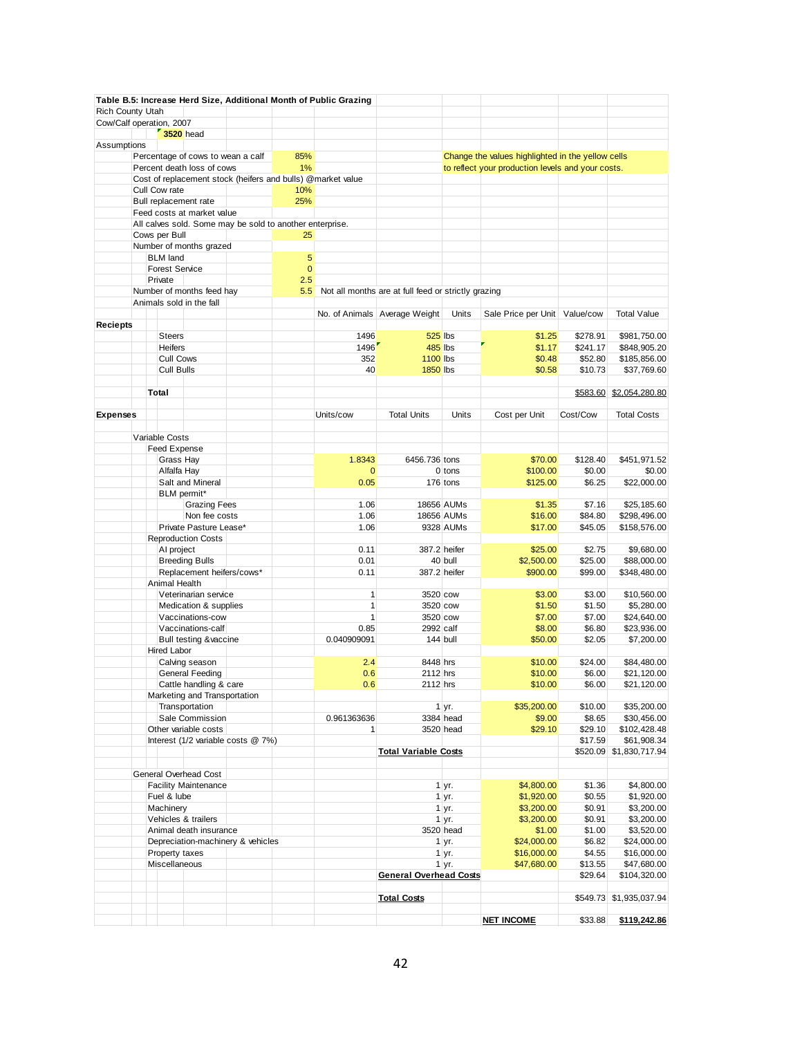**Table B.5: Increase Herd Size, Additional Month of Public Grazing**

Rich County Utah

Cow/Calf operation, 2007

3520 head

Assumptions

| Assumption | Value | Notes |
|---|---|---|
| Percentage of cows to wean a calf | 85% | Change the values highlighted in the yellow cells |
| Percent death loss of cows | 1% | to reflect your production levels and your costs. |
| Cost of replacement stock (heifers and bulls) @market value | | |
| Cull Cow rate | 10% | |
| Bull replacement rate | 25% | |
| Feed costs at market value | | |
| All calves sold. Some may be sold to another enterprise. | | |
| Cows per Bull | 25 | |
| Number of months grazed | | |
| BLM land | 5 | |
| Forest Service | 0 | |
| Private | 2.5 | |
| Number of months feed hay | 5.5 | Not all months are at full feed or strictly grazing |
| Animals sold in the fall | | |

| Reciepts | No. of Animals | Average Weight | Units | Sale Price per Unit | Value/cow | Total Value |
|---|---|---|---|---|---|---|
| Steers | 1496 | 525 | lbs | $1.25 | $278.91 | $981,750.00 |
| Heifers | 1496 | 485 | lbs | $1.17 | $241.17 | $848,905.20 |
| Cull Cows | 352 | 1100 | lbs | $0.48 | $52.80 | $185,856.00 |
| Cull Bulls | 40 | 1850 | lbs | $0.58 | $10.73 | $37,769.60 |
| **Total** | | | | | $583.60 | $2,054,280.80 |

| Expenses | Units/cow | Total Units | Units | Cost per Unit | Cost/Cow | Total Costs |
|---|---|---|---|---|---|---|
| Variable Costs | | | | | | |
| Feed Expense | | | | | | |
| Grass Hay | 1.8343 | 6456.736 | tons | $70.00 | $128.40 | $451,971.52 |
| Alfalfa Hay | 0 | 0 | tons | $100.00 | $0.00 | $0.00 |
| Salt and Mineral | 0.05 | 176 | tons | $125.00 | $6.25 | $22,000.00 |
| BLM permit* | | | | | | |
| Grazing Fees | 1.06 | 18656 | AUMs | $1.35 | $7.16 | $25,185.60 |
| Non fee costs | 1.06 | 18656 | AUMs | $16.00 | $84.80 | $298,496.00 |
| Private Pasture Lease* | 1.06 | 9328 | AUMs | $17.00 | $45.05 | $158,576.00 |
| Reproduction Costs | | | | | | |
| AI project | 0.11 | 387.2 | heifer | $25.00 | $2.75 | $9,680.00 |
| Breeding Bulls | 0.01 | 40 | bull | $2,500.00 | $25.00 | $88,000.00 |
| Replacement heifers/cows* | 0.11 | 387.2 | heifer | $900.00 | $99.00 | $348,480.00 |
| Animal Health | | | | | | |
| Veterinarian service | 1 | 3520 | cow | $3.00 | $3.00 | $10,560.00 |
| Medication & supplies | 1 | 3520 | cow | $1.50 | $1.50 | $5,280.00 |
| Vaccinations-cow | 1 | 3520 | cow | $7.00 | $7.00 | $24,640.00 |
| Vaccinations-calf | 0.85 | 2992 | calf | $8.00 | $6.80 | $23,936.00 |
| Bull testing &vaccine | 0.040909091 | 144 | bull | $50.00 | $2.05 | $7,200.00 |
| Hired Labor | | | | | | |
| Calving season | 2.4 | 8448 | hrs | $10.00 | $24.00 | $84,480.00 |
| General Feeding | 0.6 | 2112 | hrs | $10.00 | $6.00 | $21,120.00 |
| Cattle handling & care | 0.6 | 2112 | hrs | $10.00 | $6.00 | $21,120.00 |
| Marketing and Transportation | | | | | | |
| Transportation | | 1 | yr. | $35,200.00 | $10.00 | $35,200.00 |
| Sale Commission | 0.961363636 | 3384 | head | $9.00 | $8.65 | $30,456.00 |
| Other variable costs | 1 | 3520 | head | $29.10 | $29.10 | $102,428.48 |
| Interest (1/2 variable costs @ 7%) | | | | | $17.59 | $61,908.34 |
| | | **Total Variable Costs** | | | $520.09 | $1,830,717.94 |
| General Overhead Cost | | | | | | |
| Facility Maintenance | | 1 | yr. | $4,800.00 | $1.36 | $4,800.00 |
| Fuel & lube | | 1 | yr. | $1,920.00 | $0.55 | $1,920.00 |
| Machinery | | 1 | yr. | $3,200.00 | $0.91 | $3,200.00 |
| Vehicles & trailers | | 1 | yr. | $3,200.00 | $0.91 | $3,200.00 |
| Animal death insurance | | 3520 | head | $1.00 | $1.00 | $3,520.00 |
| Depreciation-machinery & vehicles | | 1 | yr. | $24,000.00 | $6.82 | $24,000.00 |
| Property taxes | | 1 | yr. | $16,000.00 | $4.55 | $16,000.00 |
| Miscellaneous | | 1 | yr. | $47,680.00 | $13.55 | $47,680.00 |
| | | **General Overhead Costs** | | | $29.64 | $104,320.00 |
| | | **Total Costs** | | | $549.73 | $1,935,037.94 |
| | | | | **NET INCOME** | $33.88 | **$119,242.86** |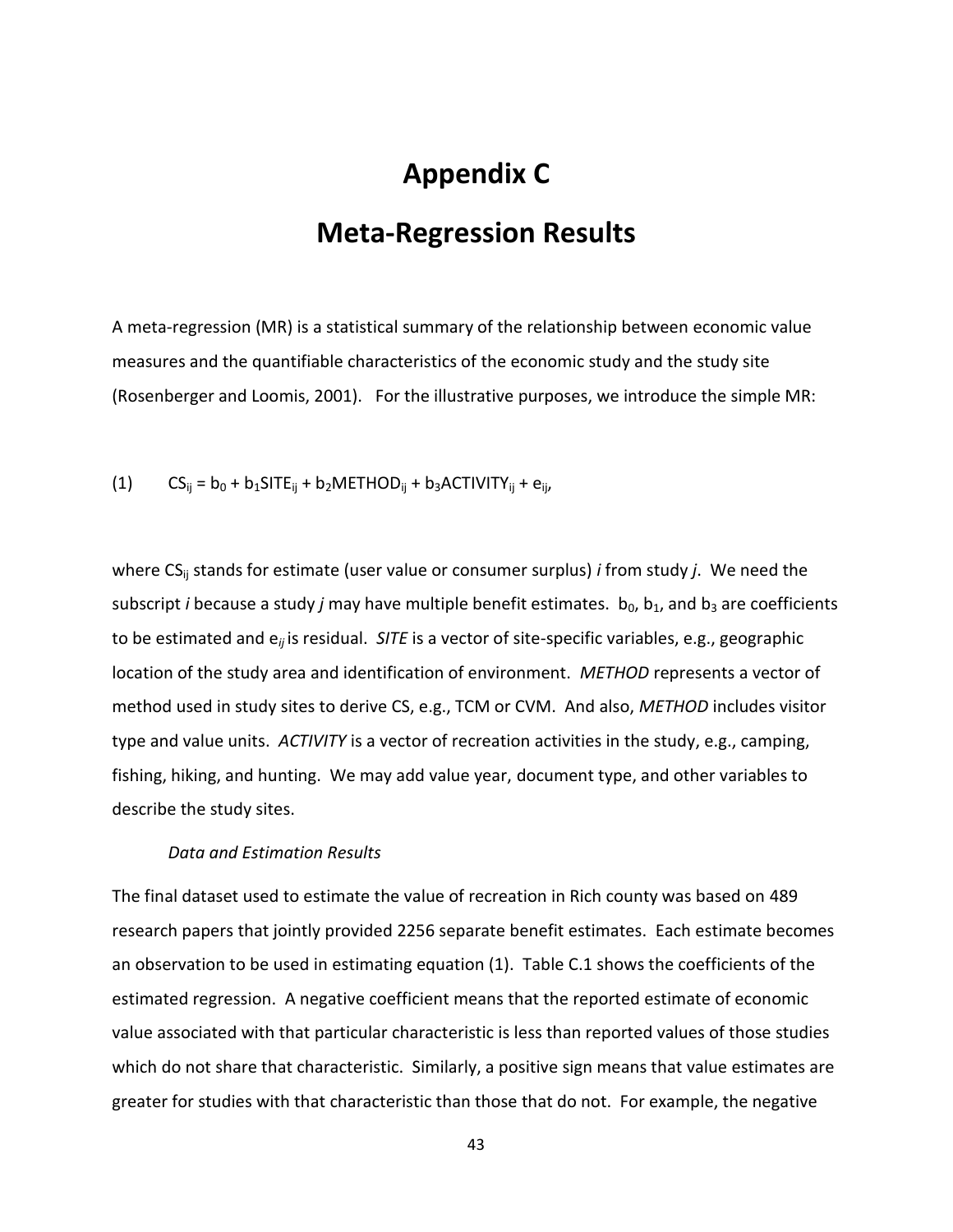# Appendix C

# Meta-Regression Results

A meta-regression (MR) is a statistical summary of the relationship between economic value measures and the quantifiable characteristics of the economic study and the study site (Rosenberger and Loomis, 2001). For the illustrative purposes, we introduce the simple MR:

$$(1) \qquad CS_{ij} = b_0 + b_1 SITE_{ij} + b_2 METHOD_{ij} + b_3 ACTIVITY_{ij} + e_{ij},$$

where $CS_{ij}$ stands for estimate (user value or consumer surplus) *i* from study *j*. We need the subscript *i* because a study *j* may have multiple benefit estimates. $b_0$, $b_1$, and $b_3$ are coefficients to be estimated and $e_{ij}$ is residual. *SITE* is a vector of site-specific variables, e.g., geographic location of the study area and identification of environment. *METHOD* represents a vector of method used in study sites to derive CS, e.g., TCM or CVM. And also, *METHOD* includes visitor type and value units. *ACTIVITY* is a vector of recreation activities in the study, e.g., camping, fishing, hiking, and hunting. We may add value year, document type, and other variables to describe the study sites.

*Data and Estimation Results*

The final dataset used to estimate the value of recreation in Rich county was based on 489 research papers that jointly provided 2256 separate benefit estimates. Each estimate becomes an observation to be used in estimating equation (1). Table C.1 shows the coefficients of the estimated regression. A negative coefficient means that the reported estimate of economic value associated with that particular characteristic is less than reported values of those studies which do not share that characteristic. Similarly, a positive sign means that value estimates are greater for studies with that characteristic than those that do not. For example, the negative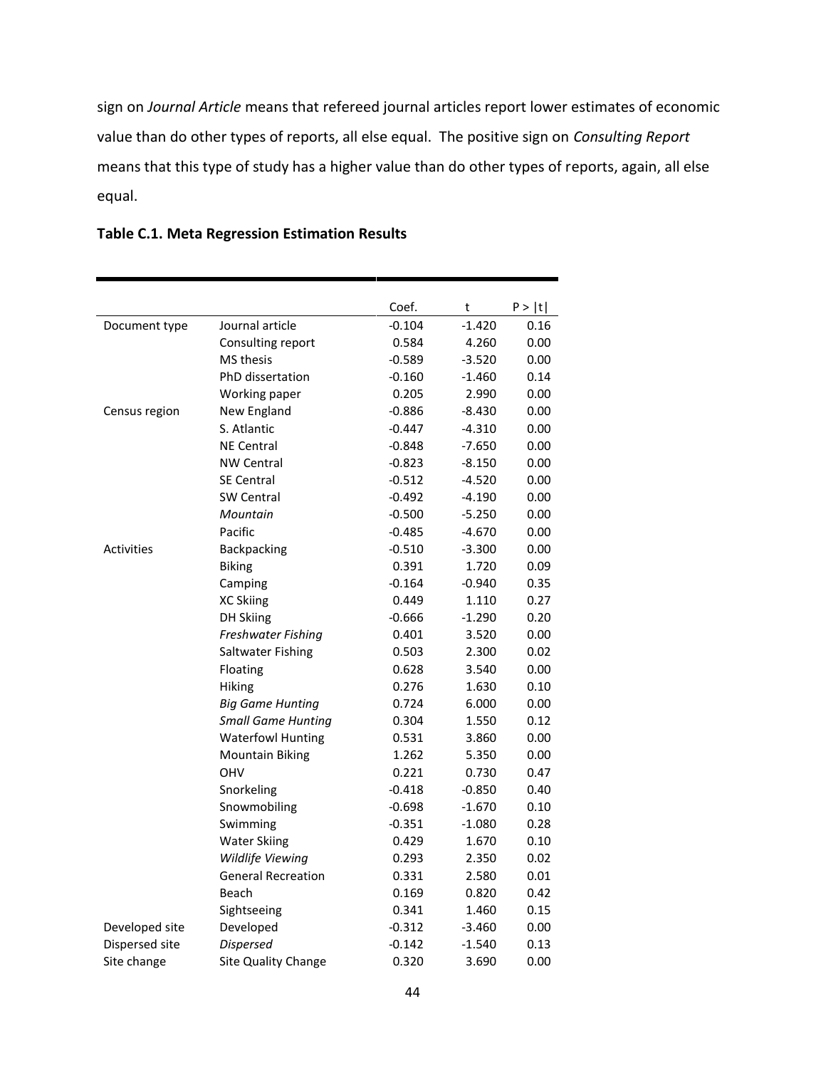sign on *Journal Article* means that refereed journal articles report lower estimates of economic value than do other types of reports, all else equal. The positive sign on *Consulting Report* means that this type of study has a higher value than do other types of reports, again, all else equal.

**Table C.1. Meta Regression Estimation Results**

| | | Coef. | t | P > \|t\| |
|---|---|---|---|---|
| Document type | Journal article | -0.104 | -1.420 | 0.16 |
| | Consulting report | 0.584 | 4.260 | 0.00 |
| | MS thesis | -0.589 | -3.520 | 0.00 |
| | PhD dissertation | -0.160 | -1.460 | 0.14 |
| | Working paper | 0.205 | 2.990 | 0.00 |
| Census region | New England | -0.886 | -8.430 | 0.00 |
| | S. Atlantic | -0.447 | -4.310 | 0.00 |
| | NE Central | -0.848 | -7.650 | 0.00 |
| | NW Central | -0.823 | -8.150 | 0.00 |
| | SE Central | -0.512 | -4.520 | 0.00 |
| | SW Central | -0.492 | -4.190 | 0.00 |
| | *Mountain* | -0.500 | -5.250 | 0.00 |
| | Pacific | -0.485 | -4.670 | 0.00 |
| Activities | Backpacking | -0.510 | -3.300 | 0.00 |
| | Biking | 0.391 | 1.720 | 0.09 |
| | Camping | -0.164 | -0.940 | 0.35 |
| | XC Skiing | 0.449 | 1.110 | 0.27 |
| | DH Skiing | -0.666 | -1.290 | 0.20 |
| | *Freshwater Fishing* | 0.401 | 3.520 | 0.00 |
| | Saltwater Fishing | 0.503 | 2.300 | 0.02 |
| | Floating | 0.628 | 3.540 | 0.00 |
| | Hiking | 0.276 | 1.630 | 0.10 |
| | *Big Game Hunting* | 0.724 | 6.000 | 0.00 |
| | *Small Game Hunting* | 0.304 | 1.550 | 0.12 |
| | Waterfowl Hunting | 0.531 | 3.860 | 0.00 |
| | Mountain Biking | 1.262 | 5.350 | 0.00 |
| | OHV | 0.221 | 0.730 | 0.47 |
| | Snorkeling | -0.418 | -0.850 | 0.40 |
| | Snowmobiling | -0.698 | -1.670 | 0.10 |
| | Swimming | -0.351 | -1.080 | 0.28 |
| | Water Skiing | 0.429 | 1.670 | 0.10 |
| | *Wildlife Viewing* | 0.293 | 2.350 | 0.02 |
| | General Recreation | 0.331 | 2.580 | 0.01 |
| | Beach | 0.169 | 0.820 | 0.42 |
| | Sightseeing | 0.341 | 1.460 | 0.15 |
| Developed site | Developed | -0.312 | -3.460 | 0.00 |
| Dispersed site | *Dispersed* | -0.142 | -1.540 | 0.13 |
| Site change | Site Quality Change | 0.320 | 3.690 | 0.00 |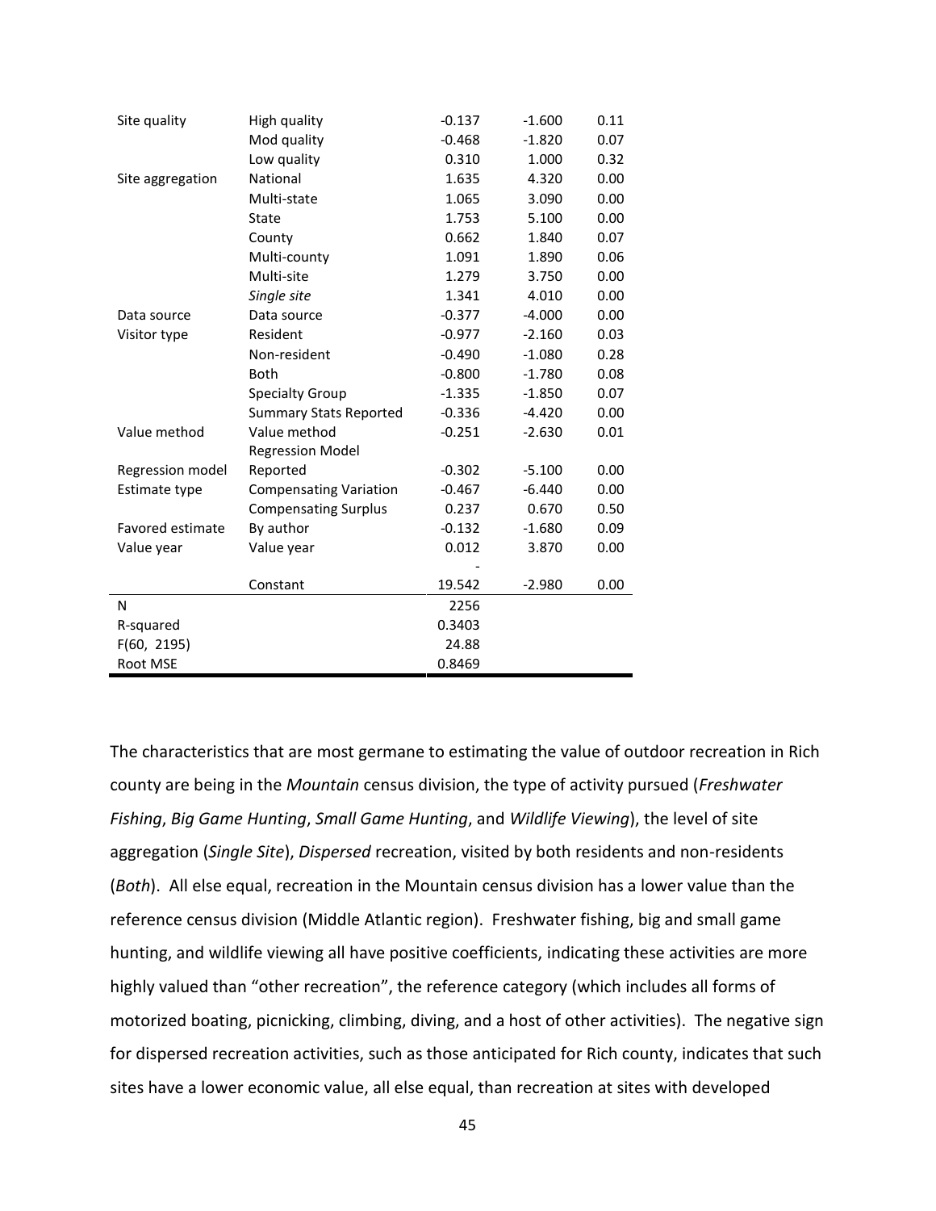| | | | | |
|---|---|---|---|---|
| Site quality | High quality | -0.137 | -1.600 | 0.11 |
| | Mod quality | -0.468 | -1.820 | 0.07 |
| | Low quality | 0.310 | 1.000 | 0.32 |
| Site aggregation | National | 1.635 | 4.320 | 0.00 |
| | Multi-state | 1.065 | 3.090 | 0.00 |
| | State | 1.753 | 5.100 | 0.00 |
| | County | 0.662 | 1.840 | 0.07 |
| | Multi-county | 1.091 | 1.890 | 0.06 |
| | Multi-site | 1.279 | 3.750 | 0.00 |
| | *Single site* | 1.341 | 4.010 | 0.00 |
| Data source | Data source | -0.377 | -4.000 | 0.00 |
| Visitor type | Resident | -0.977 | -2.160 | 0.03 |
| | Non-resident | -0.490 | -1.080 | 0.28 |
| | Both | -0.800 | -1.780 | 0.08 |
| | Specialty Group | -1.335 | -1.850 | 0.07 |
| | Summary Stats Reported | -0.336 | -4.420 | 0.00 |
| Value method | Value method | -0.251 | -2.630 | 0.01 |
| Regression model | Regression Model Reported | -0.302 | -5.100 | 0.00 |
| Estimate type | Compensating Variation | -0.467 | -6.440 | 0.00 |
| | Compensating Surplus | 0.237 | 0.670 | 0.50 |
| Favored estimate | By author | -0.132 | -1.680 | 0.09 |
| Value year | Value year | 0.012 | 3.870 | 0.00 |
| | Constant | -19.542 | -2.980 | 0.00 |
| N | | 2256 | | |
| R-squared | | 0.3403 | | |
| F(60, 2195) | | 24.88 | | |
| Root MSE | | 0.8469 | | |

The characteristics that are most germane to estimating the value of outdoor recreation in Rich county are being in the *Mountain* census division, the type of activity pursued (*Freshwater Fishing*, *Big Game Hunting*, *Small Game Hunting*, and *Wildlife Viewing*), the level of site aggregation (*Single Site*), *Dispersed* recreation, visited by both residents and non-residents (*Both*). All else equal, recreation in the Mountain census division has a lower value than the reference census division (Middle Atlantic region). Freshwater fishing, big and small game hunting, and wildlife viewing all have positive coefficients, indicating these activities are more highly valued than "other recreation", the reference category (which includes all forms of motorized boating, picnicking, climbing, diving, and a host of other activities). The negative sign for dispersed recreation activities, such as those anticipated for Rich county, indicates that such sites have a lower economic value, all else equal, than recreation at sites with developed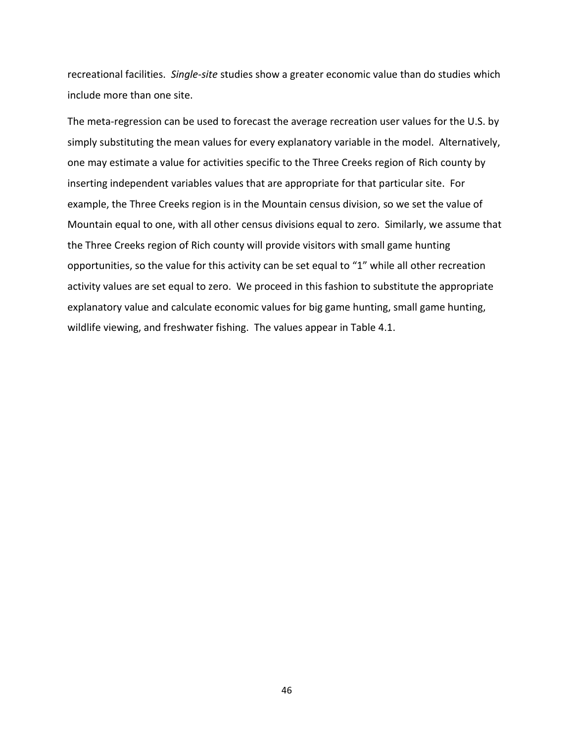recreational facilities. *Single-site* studies show a greater economic value than do studies which include more than one site.

The meta-regression can be used to forecast the average recreation user values for the U.S. by simply substituting the mean values for every explanatory variable in the model. Alternatively, one may estimate a value for activities specific to the Three Creeks region of Rich county by inserting independent variables values that are appropriate for that particular site. For example, the Three Creeks region is in the Mountain census division, so we set the value of Mountain equal to one, with all other census divisions equal to zero. Similarly, we assume that the Three Creeks region of Rich county will provide visitors with small game hunting opportunities, so the value for this activity can be set equal to "1" while all other recreation activity values are set equal to zero. We proceed in this fashion to substitute the appropriate explanatory value and calculate economic values for big game hunting, small game hunting, wildlife viewing, and freshwater fishing. The values appear in Table 4.1.